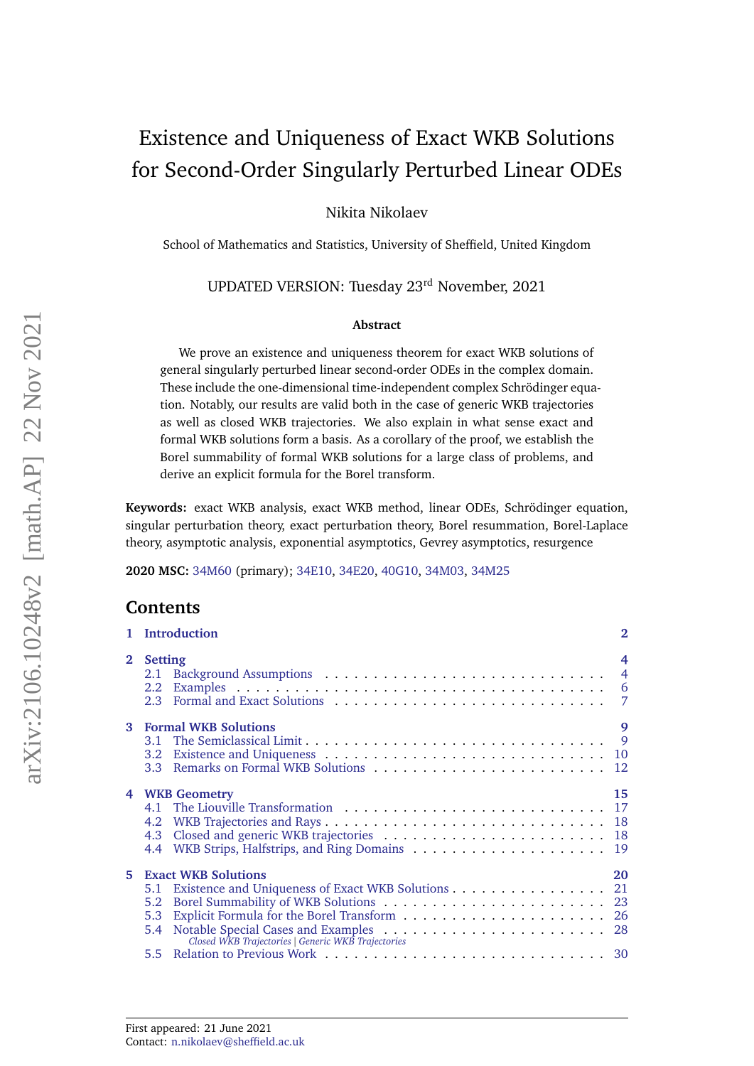# Existence and Uniqueness of Exact WKB Solutions for Second-Order Singularly Perturbed Linear ODEs

Nikita Nikolaev

School of Mathematics and Statistics, University of Sheffield, United Kingdom

UPDATED VERSION: Tuesday 23rd November, 2021

**Abstract**

We prove an existence and uniqueness theorem for exact WKB solutions of general singularly perturbed linear second-order ODEs in the complex domain. These include the one-dimensional time-independent complex Schrödinger equation. Notably, our results are valid both in the case of generic WKB trajectories as well as closed WKB trajectories. We also explain in what sense exact and formal WKB solutions form a basis. As a corollary of the proof, we establish the Borel summability of formal WKB solutions for a large class of problems, and derive an explicit formula for the Borel transform.

**Keywords:** exact WKB analysis, exact WKB method, linear ODEs, Schrödinger equation, singular perturbation theory, exact perturbation theory, Borel resummation, Borel-Laplace theory, asymptotic analysis, exponential asymptotics, Gevrey asymptotics, resurgence

**2020 MSC:** 34M60 (primary); 34E10, 34E20, 40G10, 34M03, 34M25

## Contents

- **1 Introduction** — 2
- **2 Setting** — 4
  - 2.1 Background Assumptions — 4
  - 2.2 Examples — 6
  - 2.3 Formal and Exact Solutions — 7
- **3 Formal WKB Solutions** — 9
  - 3.1 The Semiclassical Limit — 9
  - 3.2 Existence and Uniqueness — 10
  - 3.3 Remarks on Formal WKB Solutions — 12
- **4 WKB Geometry** — 15
  - 4.1 The Liouville Transformation — 17
  - 4.2 WKB Trajectories and Rays — 18
  - 4.3 Closed and generic WKB trajectories — 18
  - 4.4 WKB Strips, Halfstrips, and Ring Domains — 19
- **5 Exact WKB Solutions** — 20
  - 5.1 Existence and Uniqueness of Exact WKB Solutions — 21
  - 5.2 Borel Summability of WKB Solutions — 23
  - 5.3 Explicit Formula for the Borel Transform — 26
  - 5.4 Notable Special Cases and Examples — 28
    - *Closed WKB Trajectories | Generic WKB Trajectories*
  - 5.5 Relation to Previous Work — 30

First appeared: 21 June 2021
Contact: n.nikolaev@sheffield.ac.uk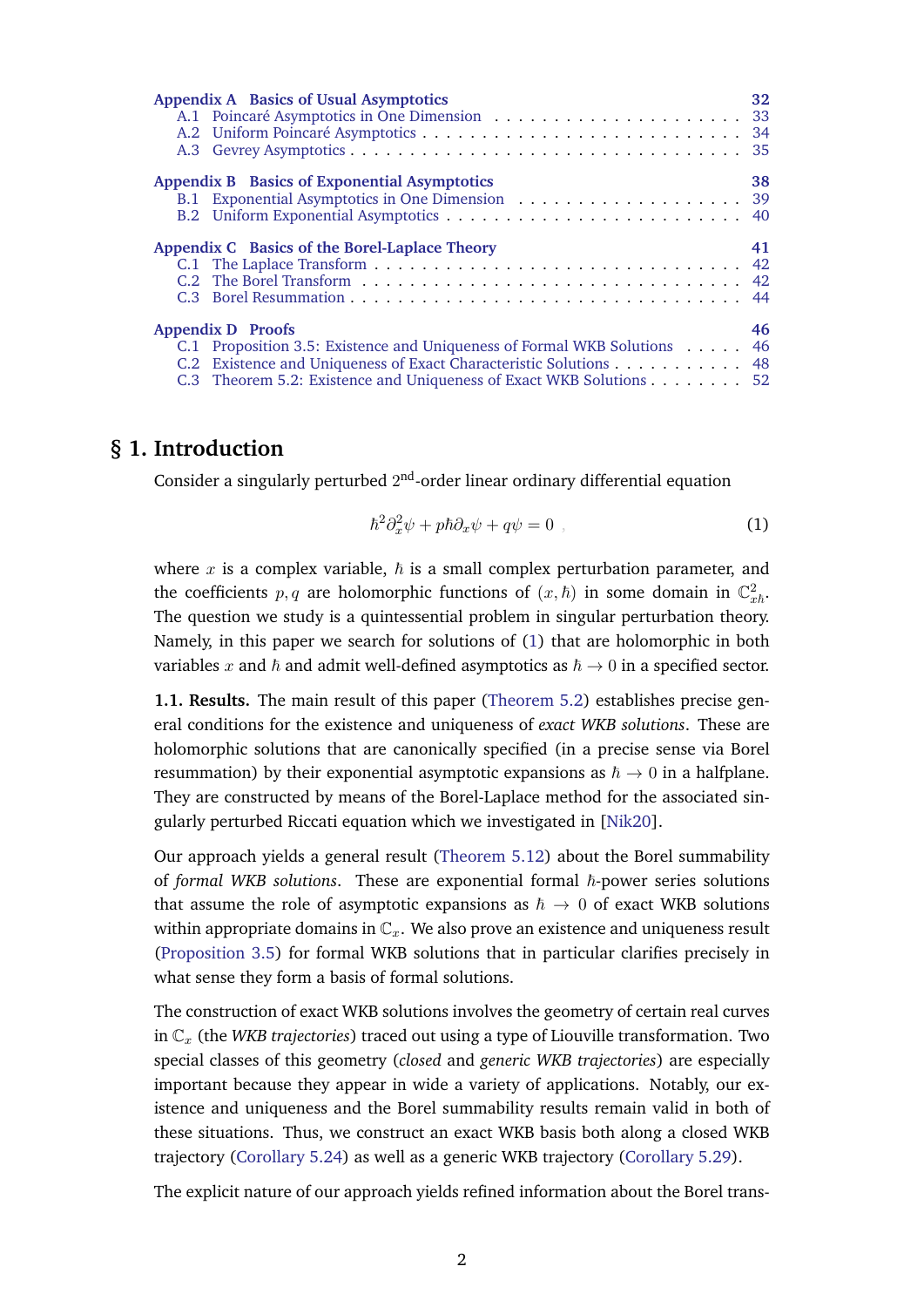Appendix A Basics of Usual Asymptotics 32
A.1 Poincaré Asymptotics in One Dimension . . . . . . . . . . . . . . . . . . . . 33
A.2 Uniform Poincaré Asymptotics . . . . . . . . . . . . . . . . . . . . . . . . . 34
A.3 Gevrey Asymptotics . . . . . . . . . . . . . . . . . . . . . . . . . . . . . . . 35

Appendix B Basics of Exponential Asymptotics 38
B.1 Exponential Asymptotics in One Dimension . . . . . . . . . . . . . . . . . . 39
B.2 Uniform Exponential Asymptotics . . . . . . . . . . . . . . . . . . . . . . . 40

Appendix C Basics of the Borel-Laplace Theory 41
C.1 The Laplace Transform . . . . . . . . . . . . . . . . . . . . . . . . . . . . . 42
C.2 The Borel Transform . . . . . . . . . . . . . . . . . . . . . . . . . . . . . . 42
C.3 Borel Resummation . . . . . . . . . . . . . . . . . . . . . . . . . . . . . . . 44

Appendix D Proofs 46
C.1 Proposition 3.5: Existence and Uniqueness of Formal WKB Solutions . . . . . 46
C.2 Existence and Uniqueness of Exact Characteristic Solutions . . . . . . . . . . . 48
C.3 Theorem 5.2: Existence and Uniqueness of Exact WKB Solutions . . . . . . . . 52

# § 1. Introduction

Consider a singularly perturbed 2nd-order linear ordinary differential equation

$$\hbar^2 \partial_x^2 \psi + p\hbar \partial_x \psi + q\psi = 0 \ , \tag{1}$$

where $x$ is a complex variable, $\hbar$ is a small complex perturbation parameter, and the coefficients $p, q$ are holomorphic functions of $(x, \hbar)$ in some domain in $\mathbb{C}^2_{x\hbar}$. The question we study is a quintessential problem in singular perturbation theory. Namely, in this paper we search for solutions of (1) that are holomorphic in both variables $x$ and $\hbar$ and admit well-defined asymptotics as $\hbar \to 0$ in a specified sector.

**1.1. Results.** The main result of this paper (Theorem 5.2) establishes precise general conditions for the existence and uniqueness of *exact WKB solutions*. These are holomorphic solutions that are canonically specified (in a precise sense via Borel resummation) by their exponential asymptotic expansions as $\hbar \to 0$ in a halfplane. They are constructed by means of the Borel-Laplace method for the associated singularly perturbed Riccati equation which we investigated in [Nik20].

Our approach yields a general result (Theorem 5.12) about the Borel summability of *formal WKB solutions*. These are exponential formal $\hbar$-power series solutions that assume the role of asymptotic expansions as $\hbar \to 0$ of exact WKB solutions within appropriate domains in $\mathbb{C}_x$. We also prove an existence and uniqueness result (Proposition 3.5) for formal WKB solutions that in particular clarifies precisely in what sense they form a basis of formal solutions.

The construction of exact WKB solutions involves the geometry of certain real curves in $\mathbb{C}_x$ (the *WKB trajectories*) traced out using a type of Liouville transformation. Two special classes of this geometry (*closed* and *generic WKB trajectories*) are especially important because they appear in wide a variety of applications. Notably, our existence and uniqueness and the Borel summability results remain valid in both of these situations. Thus, we construct an exact WKB basis both along a closed WKB trajectory (Corollary 5.24) as well as a generic WKB trajectory (Corollary 5.29).

The explicit nature of our approach yields refined information about the Borel trans-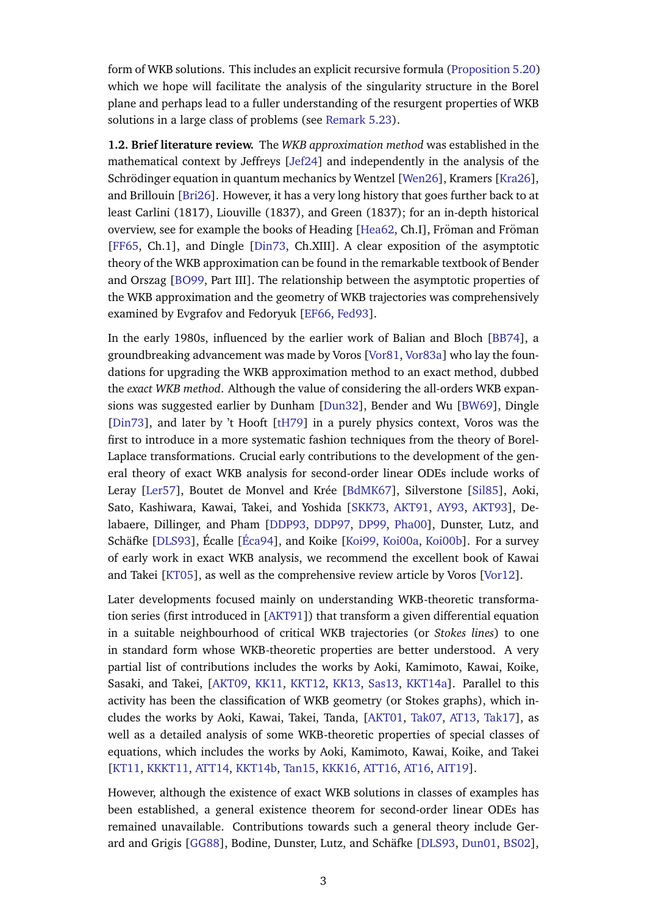form of WKB solutions. This includes an explicit recursive formula (Proposition 5.20) which we hope will facilitate the analysis of the singularity structure in the Borel plane and perhaps lead to a fuller understanding of the resurgent properties of WKB solutions in a large class of problems (see Remark 5.23).

**1.2. Brief literature review.** The *WKB approximation method* was established in the mathematical context by Jeffreys [Jef24] and independently in the analysis of the Schrödinger equation in quantum mechanics by Wentzel [Wen26], Kramers [Kra26], and Brillouin [Bri26]. However, it has a very long history that goes further back to at least Carlini (1817), Liouville (1837), and Green (1837); for an in-depth historical overview, see for example the books of Heading [Hea62, Ch.I], Fröman and Fröman [FF65, Ch.1], and Dingle [Din73, Ch.XIII]. A clear exposition of the asymptotic theory of the WKB approximation can be found in the remarkable textbook of Bender and Orszag [BO99, Part III]. The relationship between the asymptotic properties of the WKB approximation and the geometry of WKB trajectories was comprehensively examined by Evgrafov and Fedoryuk [EF66, Fed93].

In the early 1980s, influenced by the earlier work of Balian and Bloch [BB74], a groundbreaking advancement was made by Voros [Vor81, Vor83a] who lay the foundations for upgrading the WKB approximation method to an exact method, dubbed the *exact WKB method*. Although the value of considering the all-orders WKB expansions was suggested earlier by Dunham [Dun32], Bender and Wu [BW69], Dingle [Din73], and later by 't Hooft [tH79] in a purely physics context, Voros was the first to introduce in a more systematic fashion techniques from the theory of Borel-Laplace transformations. Crucial early contributions to the development of the general theory of exact WKB analysis for second-order linear ODEs include works of Leray [Ler57], Boutet de Monvel and Krée [BdMK67], Silverstone [Sil85], Aoki, Sato, Kashiwara, Kawai, Takei, and Yoshida [SKK73, AKT91, AY93, AKT93], Delabaere, Dillinger, and Pham [DDP93, DDP97, DP99, Pha00], Dunster, Lutz, and Schäfke [DLS93], Écalle [Éca94], and Koike [Koi99, Koi00a, Koi00b]. For a survey of early work in exact WKB analysis, we recommend the excellent book of Kawai and Takei [KT05], as well as the comprehensive review article by Voros [Vor12].

Later developments focused mainly on understanding WKB-theoretic transformation series (first introduced in [AKT91]) that transform a given differential equation in a suitable neighbourhood of critical WKB trajectories (or *Stokes lines*) to one in standard form whose WKB-theoretic properties are better understood. A very partial list of contributions includes the works by Aoki, Kamimoto, Kawai, Koike, Sasaki, and Takei, [AKT09, KK11, KKT12, KK13, Sas13, KKT14a]. Parallel to this activity has been the classification of WKB geometry (or Stokes graphs), which includes the works by Aoki, Kawai, Takei, Tanda, [AKT01, Tak07, AT13, Tak17], as well as a detailed analysis of some WKB-theoretic properties of special classes of equations, which includes the works by Aoki, Kamimoto, Kawai, Koike, and Takei [KT11, KKKT11, ATT14, KKT14b, Tan15, KKK16, ATT16, AT16, AIT19].

However, although the existence of exact WKB solutions in classes of examples has been established, a general existence theorem for second-order linear ODEs has remained unavailable. Contributions towards such a general theory include Gerard and Grigis [GG88], Bodine, Dunster, Lutz, and Schäfke [DLS93, Dun01, BS02],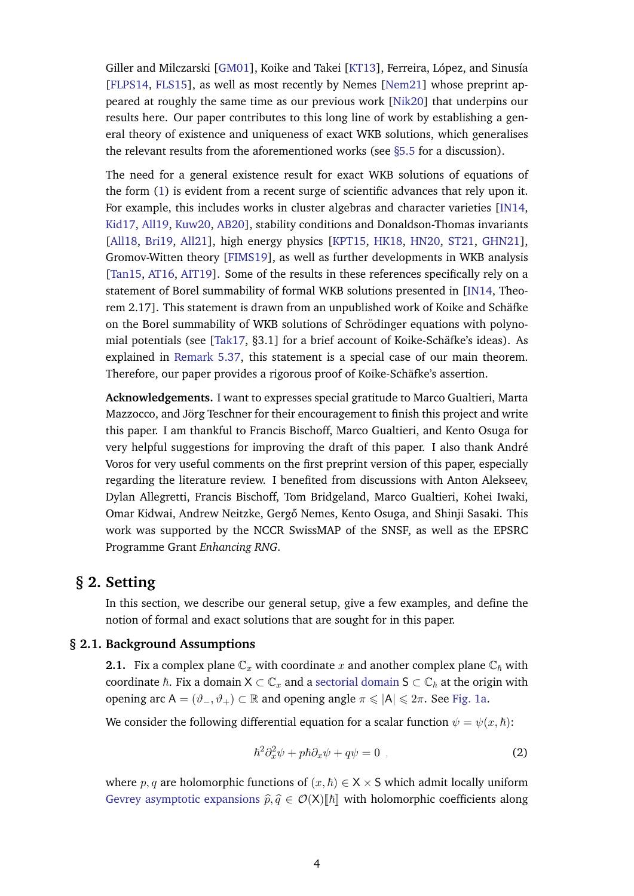Giller and Milczarski [GM01], Koike and Takei [KT13], Ferreira, López, and Sinusía [FLPS14, FLS15], as well as most recently by Nemes [Nem21] whose preprint appeared at roughly the same time as our previous work [Nik20] that underpins our results here. Our paper contributes to this long line of work by establishing a general theory of existence and uniqueness of exact WKB solutions, which generalises the relevant results from the aforementioned works (see §5.5 for a discussion).

The need for a general existence result for exact WKB solutions of equations of the form (1) is evident from a recent surge of scientific advances that rely upon it. For example, this includes works in cluster algebras and character varieties [IN14, Kid17, All19, Kuw20, AB20], stability conditions and Donaldson-Thomas invariants [All18, Bri19, All21], high energy physics [KPT15, HK18, HN20, ST21, GHN21], Gromov-Witten theory [FIMS19], as well as further developments in WKB analysis [Tan15, AT16, AIT19]. Some of the results in these references specifically rely on a statement of Borel summability of formal WKB solutions presented in [IN14, Theorem 2.17]. This statement is drawn from an unpublished work of Koike and Schäfke on the Borel summability of WKB solutions of Schrödinger equations with polynomial potentials (see [Tak17, §3.1] for a brief account of Koike-Schäfke's ideas). As explained in Remark 5.37, this statement is a special case of our main theorem. Therefore, our paper provides a rigorous proof of Koike-Schäfke's assertion.

**Acknowledgements.** I want to expresses special gratitude to Marco Gualtieri, Marta Mazzocco, and Jörg Teschner for their encouragement to finish this project and write this paper. I am thankful to Francis Bischoff, Marco Gualtieri, and Kento Osuga for very helpful suggestions for improving the draft of this paper. I also thank André Voros for very useful comments on the first preprint version of this paper, especially regarding the literature review. I benefited from discussions with Anton Alekseev, Dylan Allegretti, Francis Bischoff, Tom Bridgeland, Marco Gualtieri, Kohei Iwaki, Omar Kidwai, Andrew Neitzke, Gergő Nemes, Kento Osuga, and Shinji Sasaki. This work was supported by the NCCR SwissMAP of the SNSF, as well as the EPSRC Programme Grant *Enhancing RNG*.

## § 2. Setting

In this section, we describe our general setup, give a few examples, and define the notion of formal and exact solutions that are sought for in this paper.

### § 2.1. Background Assumptions

**2.1.** Fix a complex plane $\mathbb{C}_x$ with coordinate $x$ and another complex plane $\mathbb{C}_\hbar$ with coordinate $\hbar$. Fix a domain $\mathsf{X} \subset \mathbb{C}_x$ and a sectorial domain $\mathsf{S} \subset \mathbb{C}_\hbar$ at the origin with opening arc $\mathsf{A} = (\vartheta_-, \vartheta_+) \subset \mathbb{R}$ and opening angle $\pi \leqslant |\mathsf{A}| \leqslant 2\pi$. See Fig. 1a.

We consider the following differential equation for a scalar function $\psi = \psi(x, \hbar)$:

$$\hbar^2 \partial_x^2 \psi + p\hbar\partial_x \psi + q\psi = 0 \ , \tag{2}$$

where $p, q$ are holomorphic functions of $(x, \hbar) \in \mathsf{X} \times \mathsf{S}$ which admit locally uniform Gevrey asymptotic expansions $\widehat{p}, \widehat{q} \in \mathcal{O}(\mathsf{X})[\![\hbar]\!]$ with holomorphic coefficients along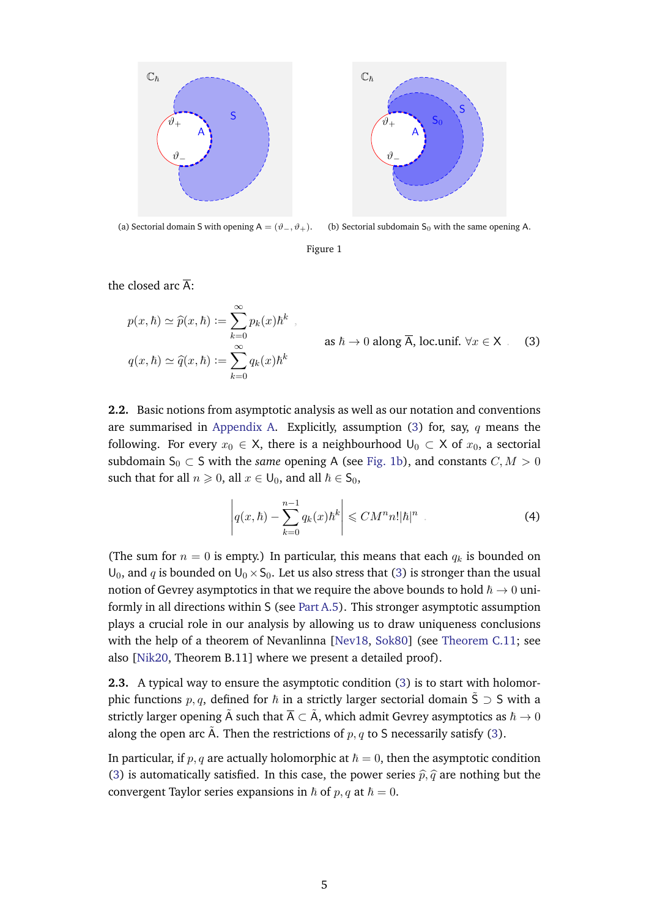(a) Sectorial domain $\mathsf{S}$ with opening $\mathsf{A} = (\vartheta_-, \vartheta_+)$. (b) Sectorial subdomain $\mathsf{S}_0$ with the same opening $\mathsf{A}$.

Figure 1

the closed arc $\overline{\mathsf{A}}$:

$$
\begin{aligned}
p(x,\hbar) &\simeq \widehat{p}(x,\hbar) := \sum_{k=0}^{\infty} p_k(x)\hbar^k \\
q(x,\hbar) &\simeq \widehat{q}(x,\hbar) := \sum_{k=0}^{\infty} q_k(x)\hbar^k
\end{aligned}
\qquad \text{as } \hbar \to 0 \text{ along } \overline{\mathsf{A}}, \text{ loc.unif. } \forall x \in \mathsf{X} . \tag{3}
$$

**2.2.** Basic notions from asymptotic analysis as well as our notation and conventions are summarised in Appendix A. Explicitly, assumption (3) for, say, $q$ means the following. For every $x_0 \in \mathsf{X}$, there is a neighbourhood $\mathsf{U}_0 \subset \mathsf{X}$ of $x_0$, a sectorial subdomain $\mathsf{S}_0 \subset \mathsf{S}$ with the *same* opening $\mathsf{A}$ (see Fig. 1b), and constants $C, M > 0$ such that for all $n \geqslant 0$, all $x \in \mathsf{U}_0$, and all $\hbar \in \mathsf{S}_0$,

$$
\left| q(x,\hbar) - \sum_{k=0}^{n-1} q_k(x)\hbar^k \right| \leqslant CM^n n! |\hbar|^n . \tag{4}
$$

(The sum for $n = 0$ is empty.) In particular, this means that each $q_k$ is bounded on $\mathsf{U}_0$, and $q$ is bounded on $\mathsf{U}_0 \times \mathsf{S}_0$. Let us also stress that (3) is stronger than the usual notion of Gevrey asymptotics in that we require the above bounds to hold $\hbar \to 0$ uniformly in all directions within $\mathsf{S}$ (see Part A.5). This stronger asymptotic assumption plays a crucial role in our analysis by allowing us to draw uniqueness conclusions with the help of a theorem of Nevanlinna [Nev18, Sok80] (see Theorem C.11; see also [Nik20, Theorem B.11] where we present a detailed proof).

**2.3.** A typical way to ensure the asymptotic condition (3) is to start with holomorphic functions $p, q$, defined for $\hbar$ in a strictly larger sectorial domain $\tilde{\mathsf{S}} \supset \mathsf{S}$ with a strictly larger opening $\tilde{\mathsf{A}}$ such that $\overline{\mathsf{A}} \subset \tilde{\mathsf{A}}$, which admit Gevrey asymptotics as $\hbar \to 0$ along the open arc $\tilde{\mathsf{A}}$. Then the restrictions of $p, q$ to $\mathsf{S}$ necessarily satisfy (3).

In particular, if $p, q$ are actually holomorphic at $\hbar = 0$, then the asymptotic condition (3) is automatically satisfied. In this case, the power series $\widehat{p}, \widehat{q}$ are nothing but the convergent Taylor series expansions in $\hbar$ of $p, q$ at $\hbar = 0$.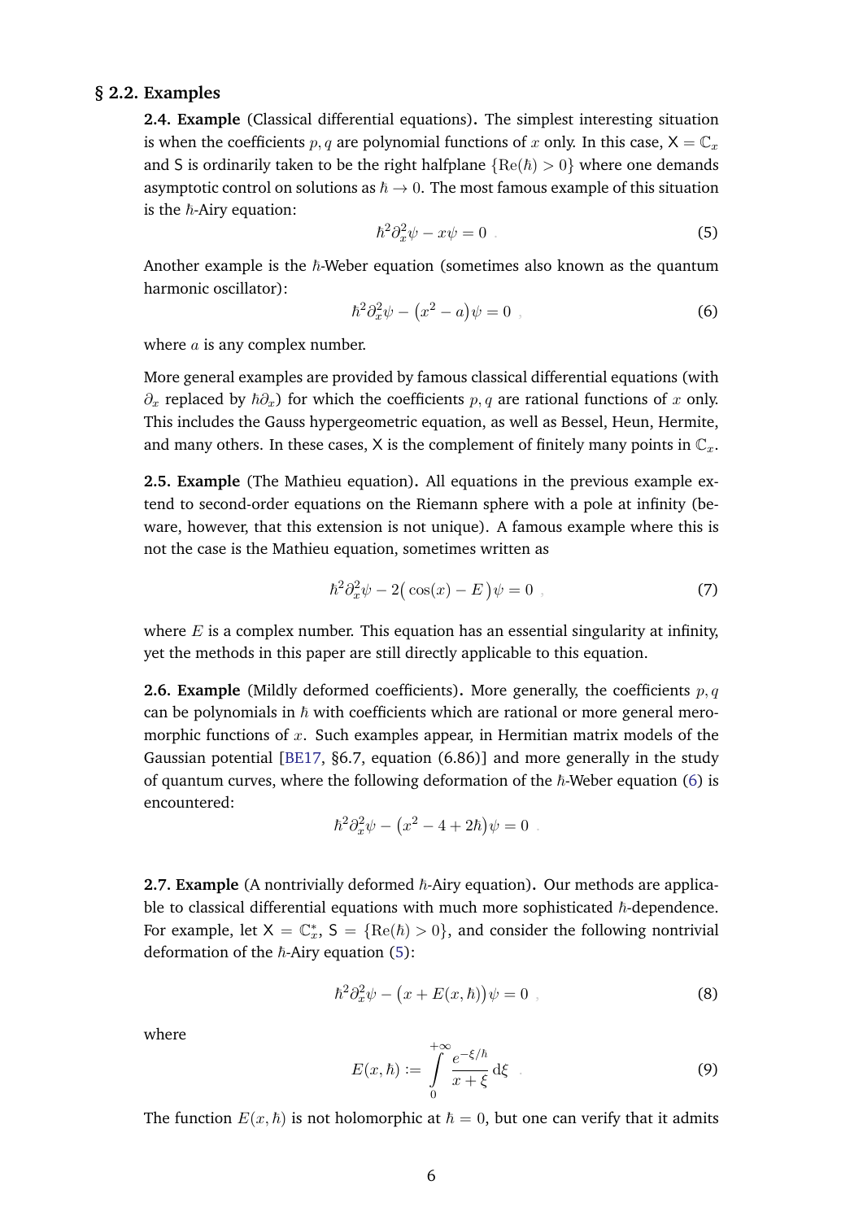## § 2.2. Examples

**2.4. Example** (Classical differential equations). The simplest interesting situation is when the coefficients $p, q$ are polynomial functions of $x$ only. In this case, $\mathsf{X} = \mathbb{C}_x$ and $\mathsf{S}$ is ordinarily taken to be the right halfplane $\{\mathrm{Re}(\hbar) > 0\}$ where one demands asymptotic control on solutions as $\hbar \to 0$. The most famous example of this situation is the $\hbar$-Airy equation:

$$\hbar^2 \partial_x^2 \psi - x\psi = 0 \ . \tag{5}$$

Another example is the $\hbar$-Weber equation (sometimes also known as the quantum harmonic oscillator):

$$\hbar^2 \partial_x^2 \psi - \big(x^2 - a\big)\psi = 0 \ , \tag{6}$$

where $a$ is any complex number.

More general examples are provided by famous classical differential equations (with $\partial_x$ replaced by $\hbar\partial_x$) for which the coefficients $p, q$ are rational functions of $x$ only. This includes the Gauss hypergeometric equation, as well as Bessel, Heun, Hermite, and many others. In these cases, $\mathsf{X}$ is the complement of finitely many points in $\mathbb{C}_x$.

**2.5. Example** (The Mathieu equation). All equations in the previous example extend to second-order equations on the Riemann sphere with a pole at infinity (beware, however, that this extension is not unique). A famous example where this is not the case is the Mathieu equation, sometimes written as

$$\hbar^2 \partial_x^2 \psi - 2\big(\cos(x) - E\big)\psi = 0 \ , \tag{7}$$

where $E$ is a complex number. This equation has an essential singularity at infinity, yet the methods in this paper are still directly applicable to this equation.

**2.6. Example** (Mildly deformed coefficients). More generally, the coefficients $p, q$ can be polynomials in $\hbar$ with coefficients which are rational or more general meromorphic functions of $x$. Such examples appear, in Hermitian matrix models of the Gaussian potential [BE17, §6.7, equation (6.86)] and more generally in the study of quantum curves, where the following deformation of the $\hbar$-Weber equation (6) is encountered:

$$\hbar^2 \partial_x^2 \psi - \big(x^2 - 4 + 2\hbar\big)\psi = 0 \ .$$

**2.7. Example** (A nontrivially deformed $\hbar$-Airy equation). Our methods are applicable to classical differential equations with much more sophisticated $\hbar$-dependence. For example, let $\mathsf{X} = \mathbb{C}_x^*$, $\mathsf{S} = \{\mathrm{Re}(\hbar) > 0\}$, and consider the following nontrivial deformation of the $\hbar$-Airy equation (5):

$$\hbar^2 \partial_x^2 \psi - \big(x + E(x, \hbar)\big)\psi = 0 \ , \tag{8}$$

where

$$E(x, \hbar) := \int_0^{+\infty} \frac{e^{-\xi/\hbar}}{x + \xi} \, \mathrm{d}\xi \ . \tag{9}$$

The function $E(x, \hbar)$ is not holomorphic at $\hbar = 0$, but one can verify that it admits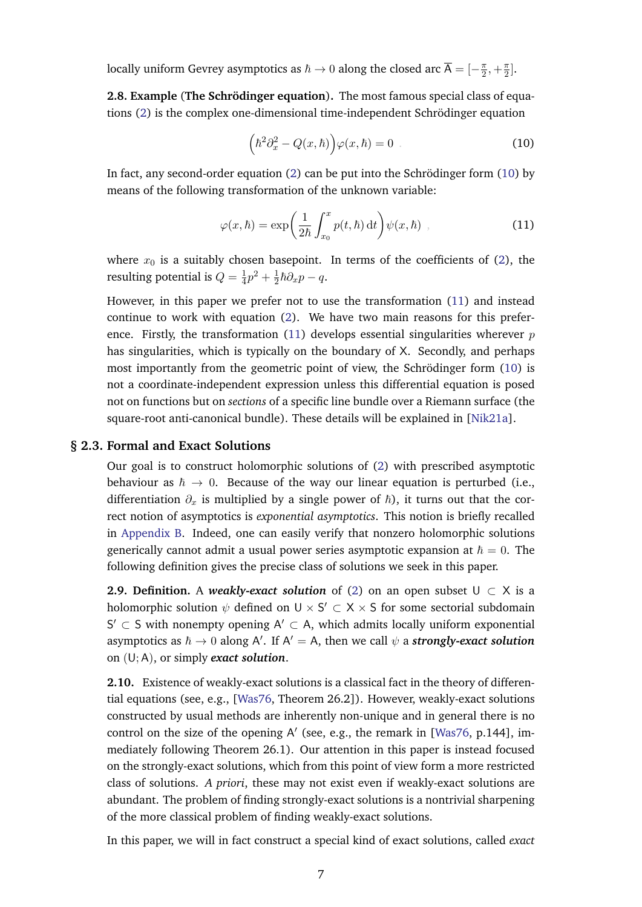locally uniform Gevrey asymptotics as $\hbar \to 0$ along the closed arc $\overline{\mathsf{A}} = [-\frac{\pi}{2}, +\frac{\pi}{2}]$.

**2.8. Example (The Schrödinger equation).** The most famous special class of equations (2) is the complex one-dimensional time-independent Schrödinger equation

$$\Big(\hbar^2 \partial_x^2 - Q(x, \hbar)\Big)\varphi(x, \hbar) = 0 \ . \tag{10}$$

In fact, any second-order equation (2) can be put into the Schrödinger form (10) by means of the following transformation of the unknown variable:

$$\varphi(x, \hbar) = \exp\bigg(\frac{1}{2\hbar}\int_{x_0}^{x} p(t, \hbar)\,\mathrm{d}t\bigg)\psi(x, \hbar) \ , \tag{11}$$

where $x_0$ is a suitably chosen basepoint. In terms of the coefficients of (2), the resulting potential is $Q = \frac{1}{4}p^2 + \frac{1}{2}\hbar\partial_x p - q$.

However, in this paper we prefer not to use the transformation (11) and instead continue to work with equation (2). We have two main reasons for this preference. Firstly, the transformation (11) develops essential singularities wherever $p$ has singularities, which is typically on the boundary of $\mathsf{X}$. Secondly, and perhaps most importantly from the geometric point of view, the Schrödinger form (10) is not a coordinate-independent expression unless this differential equation is posed not on functions but on *sections* of a specific line bundle over a Riemann surface (the square-root anti-canonical bundle). These details will be explained in [Nik21a].

## § 2.3. Formal and Exact Solutions

Our goal is to construct holomorphic solutions of (2) with prescribed asymptotic behaviour as $\hbar \to 0$. Because of the way our linear equation is perturbed (i.e., differentiation $\partial_x$ is multiplied by a single power of $\hbar$), it turns out that the correct notion of asymptotics is *exponential asymptotics*. This notion is briefly recalled in Appendix B. Indeed, one can easily verify that nonzero holomorphic solutions generically cannot admit a usual power series asymptotic expansion at $\hbar = 0$. The following definition gives the precise class of solutions we seek in this paper.

**2.9. Definition.** A ***weakly-exact solution*** of (2) on an open subset $\mathsf{U} \subset \mathsf{X}$ is a holomorphic solution $\psi$ defined on $\mathsf{U} \times \mathsf{S}' \subset \mathsf{X} \times \mathsf{S}$ for some sectorial subdomain $\mathsf{S}' \subset \mathsf{S}$ with nonempty opening $\mathsf{A}' \subset \mathsf{A}$, which admits locally uniform exponential asymptotics as $\hbar \to 0$ along $\mathsf{A}'$. If $\mathsf{A}' = \mathsf{A}$, then we call $\psi$ a ***strongly-exact solution*** on $(\mathsf{U}; \mathsf{A})$, or simply ***exact solution***.

**2.10.** Existence of weakly-exact solutions is a classical fact in the theory of differential equations (see, e.g., [Was76, Theorem 26.2]). However, weakly-exact solutions constructed by usual methods are inherently non-unique and in general there is no control on the size of the opening $\mathsf{A}'$ (see, e.g., the remark in [Was76, p.144], immediately following Theorem 26.1). Our attention in this paper is instead focused on the strongly-exact solutions, which from this point of view form a more restricted class of solutions. *A priori*, these may not exist even if weakly-exact solutions are abundant. The problem of finding strongly-exact solutions is a nontrivial sharpening of the more classical problem of finding weakly-exact solutions.

In this paper, we will in fact construct a special kind of exact solutions, called *exact*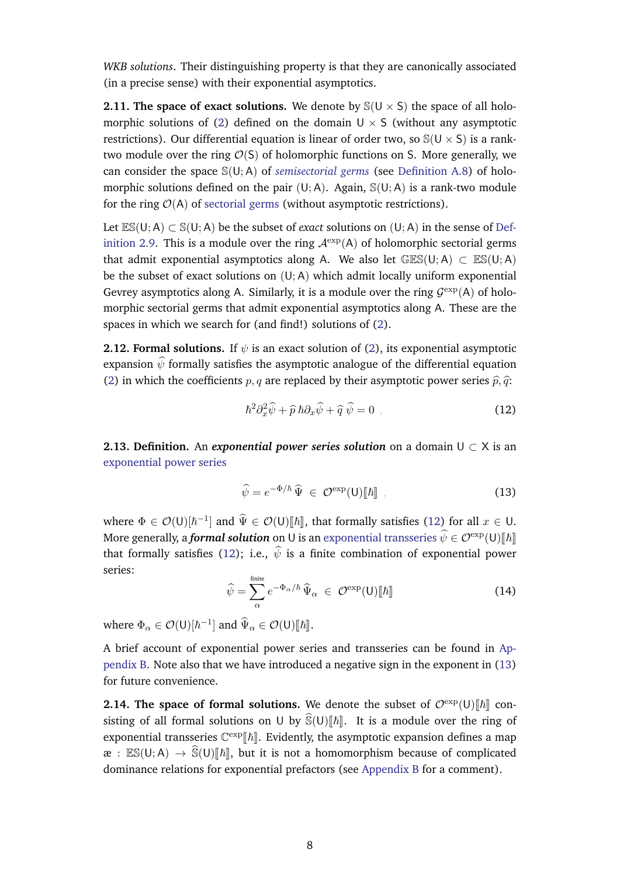*WKB solutions*. Their distinguishing property is that they are canonically associated (in a precise sense) with their exponential asymptotics.

**2.11. The space of exact solutions.** We denote by $\mathbb{S}(\mathsf{U} \times \mathsf{S})$ the space of all holomorphic solutions of (2) defined on the domain $\mathsf{U} \times \mathsf{S}$ (without any asymptotic restrictions). Our differential equation is linear of order two, so $\mathbb{S}(\mathsf{U} \times \mathsf{S})$ is a rank-two module over the ring $\mathcal{O}(\mathsf{S})$ of holomorphic functions on $\mathsf{S}$. More generally, we can consider the space $\mathbb{S}(\mathsf{U}; \mathsf{A})$ of *semisectorial germs* (see Definition A.8) of holomorphic solutions defined on the pair $(\mathsf{U}; \mathsf{A})$. Again, $\mathbb{S}(\mathsf{U}; \mathsf{A})$ is a rank-two module for the ring $\mathcal{O}(\mathsf{A})$ of sectorial germs (without asymptotic restrictions).

Let $\mathbb{ES}(\mathsf{U}; \mathsf{A}) \subset \mathbb{S}(\mathsf{U}; \mathsf{A})$ be the subset of *exact* solutions on $(\mathsf{U}; \mathsf{A})$ in the sense of Definition 2.9. This is a module over the ring $\mathcal{A}^{\exp}(\mathsf{A})$ of holomorphic sectorial germs that admit exponential asymptotics along $\mathsf{A}$. We also let $\mathbb{GES}(\mathsf{U}; \mathsf{A}) \subset \mathbb{ES}(\mathsf{U}; \mathsf{A})$ be the subset of exact solutions on $(\mathsf{U}; \mathsf{A})$ which admit locally uniform exponential Gevrey asymptotics along $\mathsf{A}$. Similarly, it is a module over the ring $\mathcal{G}^{\exp}(\mathsf{A})$ of holomorphic sectorial germs that admit exponential asymptotics along $\mathsf{A}$. These are the spaces in which we search for (and find!) solutions of (2).

**2.12. Formal solutions.** If $\psi$ is an exact solution of (2), its exponential asymptotic expansion $\widehat{\psi}$ formally satisfies the asymptotic analogue of the differential equation (2) in which the coefficients $p, q$ are replaced by their asymptotic power series $\widehat{p}, \widehat{q}$:

$$\hbar^2 \partial_x^2 \widehat{\psi} + \widehat{p}\, \hbar \partial_x \widehat{\psi} + \widehat{q}\, \widehat{\psi} = 0 \ , \tag{12}$$

**2.13. Definition.** An ***exponential power series solution*** on a domain $\mathsf{U} \subset \mathsf{X}$ is an exponential power series

$$\widehat{\psi} = e^{-\Phi/\hbar}\, \widehat{\Psi} \ \in \ \mathcal{O}^{\exp}(\mathsf{U})[\![\hbar]\!] \ , \tag{13}$$

where $\Phi \in \mathcal{O}(\mathsf{U})[\hbar^{-1}]$ and $\widehat{\Psi} \in \mathcal{O}(\mathsf{U})[\![\hbar]\!]$, that formally satisfies (12) for all $x \in \mathsf{U}$. More generally, a ***formal solution*** on $\mathsf{U}$ is an exponential transseries $\widehat{\psi} \in \mathcal{O}^{\exp}(\mathsf{U})[\![\hbar]\!]$ that formally satisfies (12); i.e., $\widehat{\psi}$ is a finite combination of exponential power series:

$$\widehat{\psi} = \sum_{\alpha}^{\text{finite}} e^{-\Phi_\alpha/\hbar}\, \widehat{\Psi}_\alpha \ \in \ \mathcal{O}^{\exp}(\mathsf{U})[\![\hbar]\!] \tag{14}$$

where $\Phi_\alpha \in \mathcal{O}(\mathsf{U})[\hbar^{-1}]$ and $\widehat{\Psi}_\alpha \in \mathcal{O}(\mathsf{U})[\![\hbar]\!]$.

A brief account of exponential power series and transseries can be found in Appendix B. Note also that we have introduced a negative sign in the exponent in (13) for future convenience.

**2.14. The space of formal solutions.** We denote the subset of $\mathcal{O}^{\exp}(\mathsf{U})[\![\hbar]\!]$ consisting of all formal solutions on $\mathsf{U}$ by $\widehat{\mathbb{S}}(\mathsf{U})[\![\hbar]\!]$. It is a module over the ring of exponential transseries $\mathbb{C}^{\exp}[\![\hbar]\!]$. Evidently, the asymptotic expansion defines a map $æ : \mathbb{ES}(\mathsf{U}; \mathsf{A}) \to \widehat{\mathbb{S}}(\mathsf{U})[\![\hbar]\!]$, but it is not a homomorphism because of complicated dominance relations for exponential prefactors (see Appendix B for a comment).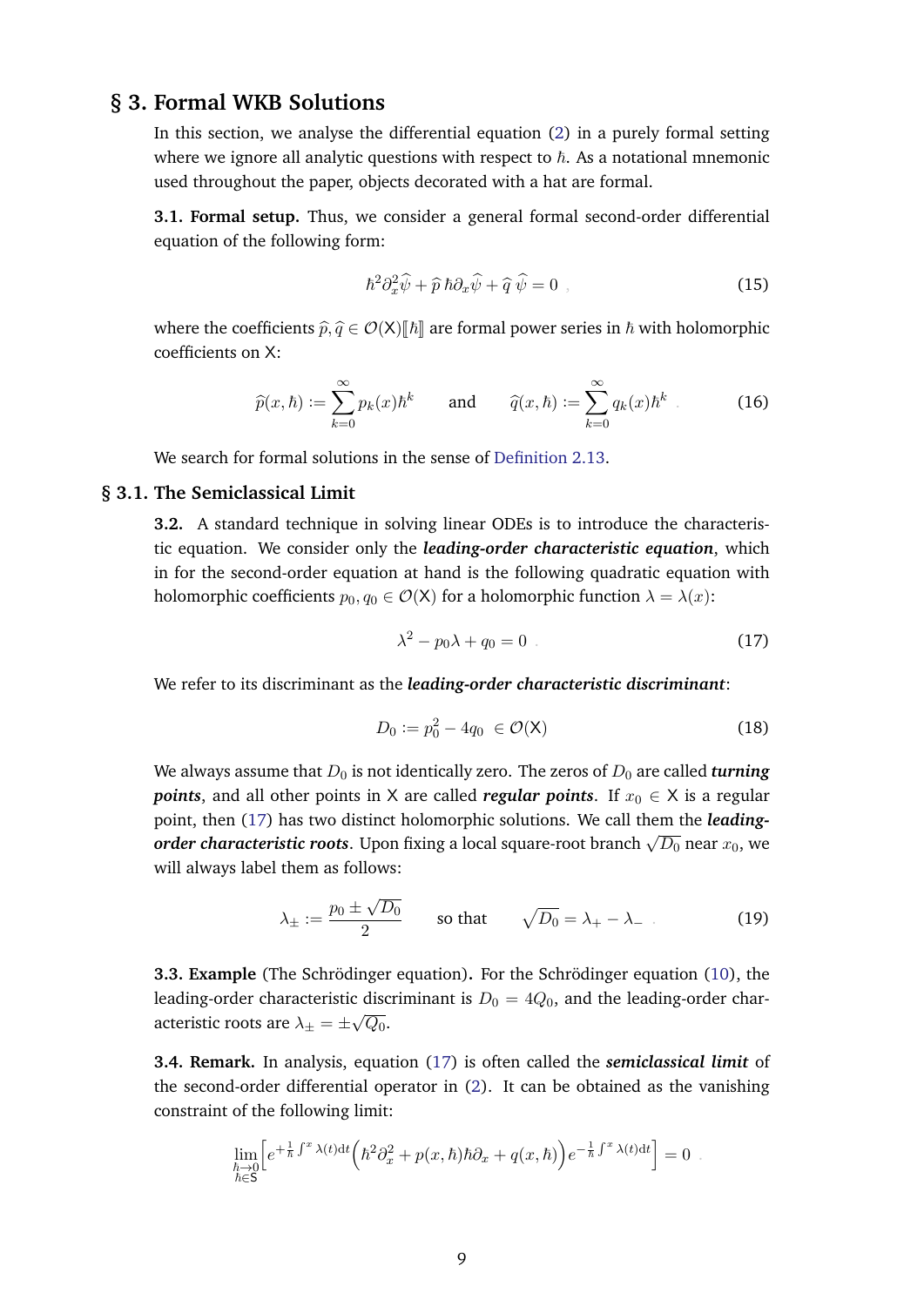## § 3. Formal WKB Solutions

In this section, we analyse the differential equation (2) in a purely formal setting where we ignore all analytic questions with respect to $\hbar$. As a notational mnemonic used throughout the paper, objects decorated with a hat are formal.

**3.1. Formal setup.** Thus, we consider a general formal second-order differential equation of the following form:

$$\hbar^2 \partial_x^2 \widehat{\psi} + \widehat{p}\, \hbar \partial_x \widehat{\psi} + \widehat{q}\, \widehat{\psi} = 0 \ , \tag{15}$$

where the coefficients $\widehat{p}, \widehat{q} \in \mathcal{O}(\mathsf{X})[\![\hbar]\!]$ are formal power series in $\hbar$ with holomorphic coefficients on $\mathsf{X}$:

$$\widehat{p}(x,\hbar) := \sum_{k=0}^{\infty} p_k(x)\hbar^k \qquad \text{and} \qquad \widehat{q}(x,\hbar) := \sum_{k=0}^{\infty} q_k(x)\hbar^k \ . \tag{16}$$

We search for formal solutions in the sense of Definition 2.13.

### § 3.1. The Semiclassical Limit

**3.2.** A standard technique in solving linear ODEs is to introduce the characteristic equation. We consider only the ***leading-order characteristic equation***, which in for the second-order equation at hand is the following quadratic equation with holomorphic coefficients $p_0, q_0 \in \mathcal{O}(\mathsf{X})$ for a holomorphic function $\lambda = \lambda(x)$:

$$\lambda^2 - p_0\lambda + q_0 = 0 \ . \tag{17}$$

We refer to its discriminant as the ***leading-order characteristic discriminant***:

$$D_0 := p_0^2 - 4q_0 \ \in \mathcal{O}(\mathsf{X}) \tag{18}$$

We always assume that $D_0$ is not identically zero. The zeros of $D_0$ are called ***turning points***, and all other points in $\mathsf{X}$ are called ***regular points***. If $x_0 \in \mathsf{X}$ is a regular point, then (17) has two distinct holomorphic solutions. We call them the ***leading-order characteristic roots***. Upon fixing a local square-root branch $\sqrt{D_0}$ near $x_0$, we will always label them as follows:

$$\lambda_\pm := \frac{p_0 \pm \sqrt{D_0}}{2} \qquad \text{so that} \qquad \sqrt{D_0} = \lambda_+ - \lambda_- \ . \tag{19}$$

**3.3. Example** (The Schrödinger equation)**.** For the Schrödinger equation (10), the leading-order characteristic discriminant is $D_0 = 4Q_0$, and the leading-order characteristic roots are $\lambda_\pm = \pm\sqrt{Q_0}$.

**3.4. Remark.** In analysis, equation (17) is often called the ***semiclassical limit*** of the second-order differential operator in (2). It can be obtained as the vanishing constraint of the following limit:

$$\lim_{\substack{\hbar \to 0 \\ \hbar \in \mathsf{S}}} \Big[ e^{+\frac{1}{\hbar}\int^x \lambda(t)\mathrm{d}t} \Big( \hbar^2\partial_x^2 + p(x,\hbar)\hbar\partial_x + q(x,\hbar) \Big) e^{-\frac{1}{\hbar}\int^x \lambda(t)\mathrm{d}t} \Big] = 0 \ .$$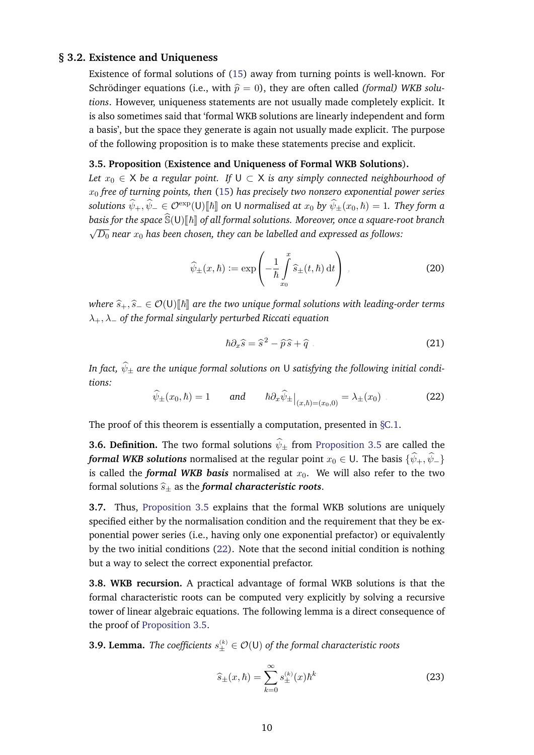## § 3.2. Existence and Uniqueness

Existence of formal solutions of (15) away from turning points is well-known. For Schrödinger equations (i.e., with $\widehat{p} = 0$), they are often called *(formal) WKB solutions*. However, uniqueness statements are not usually made completely explicit. It is also sometimes said that 'formal WKB solutions are linearly independent and form a basis', but the space they generate is again not usually made explicit. The purpose of the following proposition is to make these statements precise and explicit.

**3.5. Proposition (Existence and Uniqueness of Formal WKB Solutions).** *Let $x_0 \in \mathsf{X}$ be a regular point. If $\mathsf{U} \subset \mathsf{X}$ is any simply connected neighbourhood of $x_0$ free of turning points, then (15) has precisely two nonzero exponential power series solutions $\widehat{\psi}_+, \widehat{\psi}_- \in \mathcal{O}^{\exp}(\mathsf{U})[\![\hbar]\!]$ on $\mathsf{U}$ normalised at $x_0$ by $\widehat{\psi}_\pm(x_0, \hbar) = 1$. They form a basis for the space $\widehat{\mathbb{S}}(\mathsf{U})[\![\hbar]\!]$ of all formal solutions. Moreover, once a square-root branch $\sqrt{D_0}$ near $x_0$ has been chosen, they can be labelled and expressed as follows:*

$$\widehat{\psi}_\pm(x,\hbar) := \exp\left( -\frac{1}{\hbar} \int_{x_0}^{x} \widehat{s}_\pm(t,\hbar)\, \mathrm{d}t \right) , \tag{20}$$

*where $\widehat{s}_+, \widehat{s}_- \in \mathcal{O}(\mathsf{U})[\![\hbar]\!]$ are the two unique formal solutions with leading-order terms $\lambda_+, \lambda_-$ of the formal singularly perturbed Riccati equation*

$$\hbar \partial_x \widehat{s} = \widehat{s}^{\,2} - \widehat{p}\,\widehat{s} + \widehat{q} . \tag{21}$$

*In fact, $\widehat{\psi}_\pm$ are the unique formal solutions on $\mathsf{U}$ satisfying the following initial conditions:*

$$\widehat{\psi}_\pm(x_0,\hbar) = 1 \qquad \text{and} \qquad \hbar \partial_x \widehat{\psi}_\pm\big|_{(x,\hbar)=(x_0,0)} = \lambda_\pm(x_0) . \tag{22}$$

The proof of this theorem is essentially a computation, presented in §C.1.

**3.6. Definition.** The two formal solutions $\widehat{\psi}_\pm$ from Proposition 3.5 are called the ***formal WKB solutions*** normalised at the regular point $x_0 \in \mathsf{U}$. The basis $\{\widehat{\psi}_+, \widehat{\psi}_-\}$ is called the ***formal WKB basis*** normalised at $x_0$. We will also refer to the two formal solutions $\widehat{s}_\pm$ as the ***formal characteristic roots***.

**3.7.** Thus, Proposition 3.5 explains that the formal WKB solutions are uniquely specified either by the normalisation condition and the requirement that they be exponential power series (i.e., having only one exponential prefactor) or equivalently by the two initial conditions (22). Note that the second initial condition is nothing but a way to select the correct exponential prefactor.

**3.8. WKB recursion.** A practical advantage of formal WKB solutions is that the formal characteristic roots can be computed very explicitly by solving a recursive tower of linear algebraic equations. The following lemma is a direct consequence of the proof of Proposition 3.5.

**3.9. Lemma.** *The coefficients $s_\pm^{(k)} \in \mathcal{O}(\mathsf{U})$ of the formal characteristic roots*

$$\widehat{s}_\pm(x,\hbar) = \sum_{k=0}^{\infty} s_\pm^{(k)}(x)\hbar^k \tag{23}$$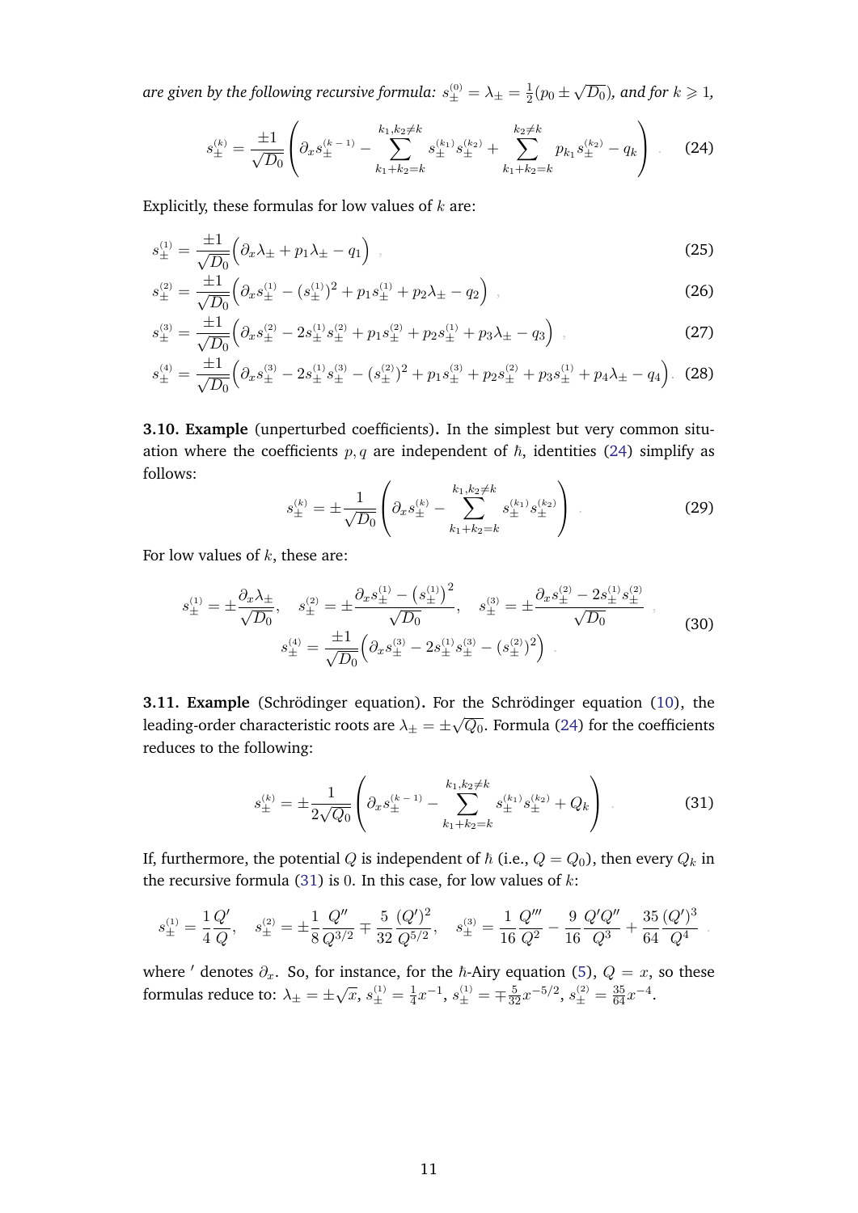*are given by the following recursive formula:* $s_\pm^{(0)} = \lambda_\pm = \frac{1}{2}(p_0 \pm \sqrt{D_0})$*, and for* $k \geqslant 1$*,*

$$
s_\pm^{(k)} = \frac{\pm 1}{\sqrt{D_0}} \left( \partial_x s_\pm^{(k-1)} - \sum_{k_1+k_2=k}^{k_1,k_2\neq k} s_\pm^{(k_1)} s_\pm^{(k_2)} + \sum_{k_1+k_2=k}^{k_2 \neq k} p_{k_1} s_\pm^{(k_2)} - q_k \right) . \tag{24}
$$

Explicitly, these formulas for low values of $k$ are:

$$
s_\pm^{(1)} = \frac{\pm 1}{\sqrt{D_0}} \Big( \partial_x \lambda_\pm + p_1 \lambda_\pm - q_1 \Big) , \tag{25}
$$

$$
s_\pm^{(2)} = \frac{\pm 1}{\sqrt{D_0}} \Big( \partial_x s_\pm^{(1)} - (s_\pm^{(1)})^2 + p_1 s_\pm^{(1)} + p_2 \lambda_\pm - q_2 \Big) , \tag{26}
$$

$$
s_\pm^{(3)} = \frac{\pm 1}{\sqrt{D_0}} \Big( \partial_x s_\pm^{(2)} - 2 s_\pm^{(1)} s_\pm^{(2)} + p_1 s_\pm^{(2)} + p_2 s_\pm^{(1)} + p_3 \lambda_\pm - q_3 \Big) , \tag{27}
$$

$$
s_\pm^{(4)} = \frac{\pm 1}{\sqrt{D_0}} \Big( \partial_x s_\pm^{(3)} - 2 s_\pm^{(1)} s_\pm^{(3)} - (s_\pm^{(2)})^2 + p_1 s_\pm^{(3)} + p_2 s_\pm^{(2)} + p_3 s_\pm^{(1)} + p_4 \lambda_\pm - q_4 \Big) . \tag{28}
$$

**3.10. Example** (unperturbed coefficients)**.** In the simplest but very common situation where the coefficients $p, q$ are independent of $\hbar$, identities (24) simplify as follows:

$$
s_\pm^{(k)} = \pm \frac{1}{\sqrt{D_0}} \left( \partial_x s_\pm^{(k)} - \sum_{k_1+k_2=k}^{k_1,k_2\neq k} s_\pm^{(k_1)} s_\pm^{(k_2)} \right) . \tag{29}
$$

For low values of $k$, these are:

$$
\begin{gathered}
s_\pm^{(1)} = \pm \frac{\partial_x \lambda_\pm}{\sqrt{D_0}}, \quad s_\pm^{(2)} = \pm \frac{\partial_x s_\pm^{(1)} - \big(s_\pm^{(1)}\big)^2}{\sqrt{D_0}}, \quad s_\pm^{(3)} = \pm \frac{\partial_x s_\pm^{(2)} - 2 s_\pm^{(1)} s_\pm^{(2)}}{\sqrt{D_0}} , \\
s_\pm^{(4)} = \frac{\pm 1}{\sqrt{D_0}} \Big( \partial_x s_\pm^{(3)} - 2 s_\pm^{(1)} s_\pm^{(3)} - (s_\pm^{(2)})^2 \Big) .
\end{gathered} \tag{30}
$$

**3.11. Example** (Schrödinger equation)**.** For the Schrödinger equation (10), the leading-order characteristic roots are $\lambda_\pm = \pm\sqrt{Q_0}$. Formula (24) for the coefficients reduces to the following:

$$
s_\pm^{(k)} = \pm \frac{1}{2\sqrt{Q_0}} \left( \partial_x s_\pm^{(k-1)} - \sum_{k_1+k_2=k}^{k_1,k_2\neq k} s_\pm^{(k_1)} s_\pm^{(k_2)} + Q_k \right) . \tag{31}
$$

If, furthermore, the potential $Q$ is independent of $\hbar$ (i.e., $Q = Q_0$), then every $Q_k$ in the recursive formula (31) is $0$. In this case, for low values of $k$:

$$
s_\pm^{(1)} = \frac{1}{4} \frac{Q'}{Q}, \quad s_\pm^{(2)} = \pm \frac{1}{8} \frac{Q''}{Q^{3/2}} \mp \frac{5}{32} \frac{(Q')^2}{Q^{5/2}}, \quad s_\pm^{(3)} = \frac{1}{16} \frac{Q'''}{Q^2} - \frac{9}{16} \frac{Q'Q''}{Q^3} + \frac{35}{64} \frac{(Q')^3}{Q^4} .
$$

where $'$ denotes $\partial_x$. So, for instance, for the $\hbar$-Airy equation (5), $Q = x$, so these formulas reduce to: $\lambda_\pm = \pm\sqrt{x}$, $s_\pm^{(1)} = \frac{1}{4}x^{-1}$, $s_\pm^{(1)} = \mp \frac{5}{32} x^{-5/2}$, $s_\pm^{(2)} = \frac{35}{64} x^{-4}$.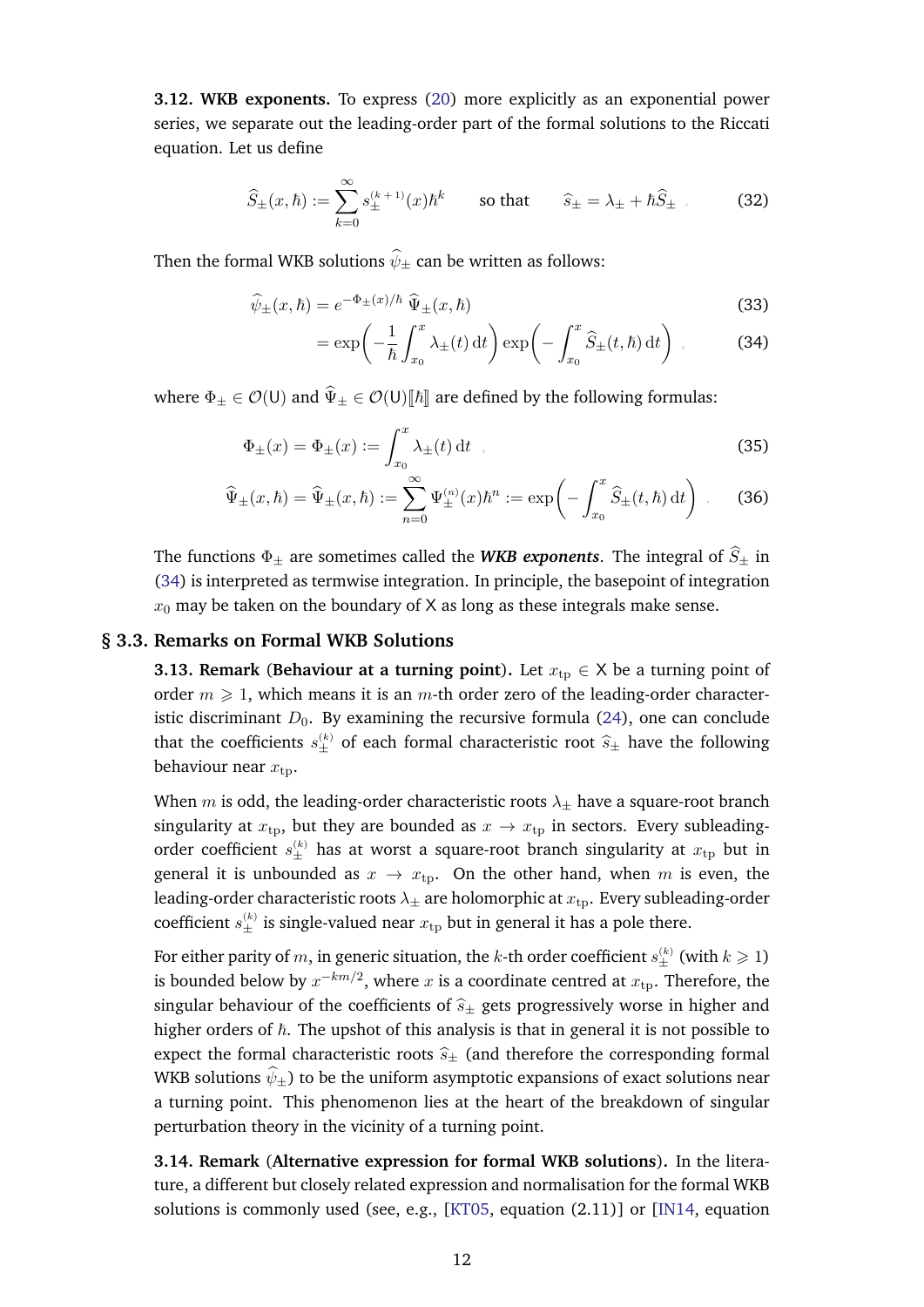**3.12. WKB exponents.** To express (20) more explicitly as an exponential power series, we separate out the leading-order part of the formal solutions to the Riccati equation. Let us define

$$\widehat{S}_{\pm}(x,\hbar) := \sum_{k=0}^{\infty} s_{\pm}^{(k+1)}(x)\hbar^{k} \qquad \text{so that} \qquad \widehat{s}_{\pm} = \lambda_{\pm} + \hbar \widehat{S}_{\pm} \; . \tag{32}$$

Then the formal WKB solutions $\widehat{\psi}_{\pm}$ can be written as follows:

$$\widehat{\psi}_{\pm}(x,\hbar) = e^{-\Phi_{\pm}(x)/\hbar}\, \widehat{\Psi}_{\pm}(x,\hbar) \tag{33}$$

$$= \exp\left( -\frac{1}{\hbar} \int_{x_0}^{x} \lambda_{\pm}(t)\, \mathrm{d}t \right) \exp\left( - \int_{x_0}^{x} \widehat{S}_{\pm}(t,\hbar)\, \mathrm{d}t \right) \; , \tag{34}$$

where $\Phi_{\pm} \in \mathcal{O}(\mathsf{U})$ and $\widehat{\Psi}_{\pm} \in \mathcal{O}(\mathsf{U})[\![\hbar]\!]$ are defined by the following formulas:

$$\Phi_{\pm}(x) = \Phi_{\pm}(x) := \int_{x_0}^{x} \lambda_{\pm}(t)\, \mathrm{d}t \; , \tag{35}$$

$$\widehat{\Psi}_{\pm}(x,\hbar) = \widehat{\Psi}_{\pm}(x,\hbar) := \sum_{n=0}^{\infty} \Psi_{\pm}^{(n)}(x)\hbar^{n} := \exp\left( - \int_{x_0}^{x} \widehat{S}_{\pm}(t,\hbar)\, \mathrm{d}t \right) \; . \tag{36}$$

The functions $\Phi_{\pm}$ are sometimes called the ***WKB exponents***. The integral of $\widehat{S}_{\pm}$ in (34) is interpreted as termwise integration. In principle, the basepoint of integration $x_0$ may be taken on the boundary of $\mathsf{X}$ as long as these integrals make sense.

## § 3.3. Remarks on Formal WKB Solutions

**3.13. Remark (Behaviour at a turning point).** Let $x_{\text{tp}} \in \mathsf{X}$ be a turning point of order $m \geqslant 1$, which means it is an $m$-th order zero of the leading-order characteristic discriminant $D_0$. By examining the recursive formula (24), one can conclude that the coefficients $s_{\pm}^{(k)}$ of each formal characteristic root $\widehat{s}_{\pm}$ have the following behaviour near $x_{\text{tp}}$.

When $m$ is odd, the leading-order characteristic roots $\lambda_{\pm}$ have a square-root branch singularity at $x_{\text{tp}}$, but they are bounded as $x \to x_{\text{tp}}$ in sectors. Every subleading-order coefficient $s_{\pm}^{(k)}$ has at worst a square-root branch singularity at $x_{\text{tp}}$ but in general it is unbounded as $x \to x_{\text{tp}}$. On the other hand, when $m$ is even, the leading-order characteristic roots $\lambda_{\pm}$ are holomorphic at $x_{\text{tp}}$. Every subleading-order coefficient $s_{\pm}^{(k)}$ is single-valued near $x_{\text{tp}}$ but in general it has a pole there.

For either parity of $m$, in generic situation, the $k$-th order coefficient $s_{\pm}^{(k)}$ (with $k \geqslant 1$) is bounded below by $x^{-km/2}$, where $x$ is a coordinate centred at $x_{\text{tp}}$. Therefore, the singular behaviour of the coefficients of $\widehat{s}_{\pm}$ gets progressively worse in higher and higher orders of $\hbar$. The upshot of this analysis is that in general it is not possible to expect the formal characteristic roots $\widehat{s}_{\pm}$ (and therefore the corresponding formal WKB solutions $\widehat{\psi}_{\pm}$) to be the uniform asymptotic expansions of exact solutions near a turning point. This phenomenon lies at the heart of the breakdown of singular perturbation theory in the vicinity of a turning point.

**3.14. Remark (Alternative expression for formal WKB solutions).** In the literature, a different but closely related expression and normalisation for the formal WKB solutions is commonly used (see, e.g., [KT05, equation (2.11)] or [IN14, equation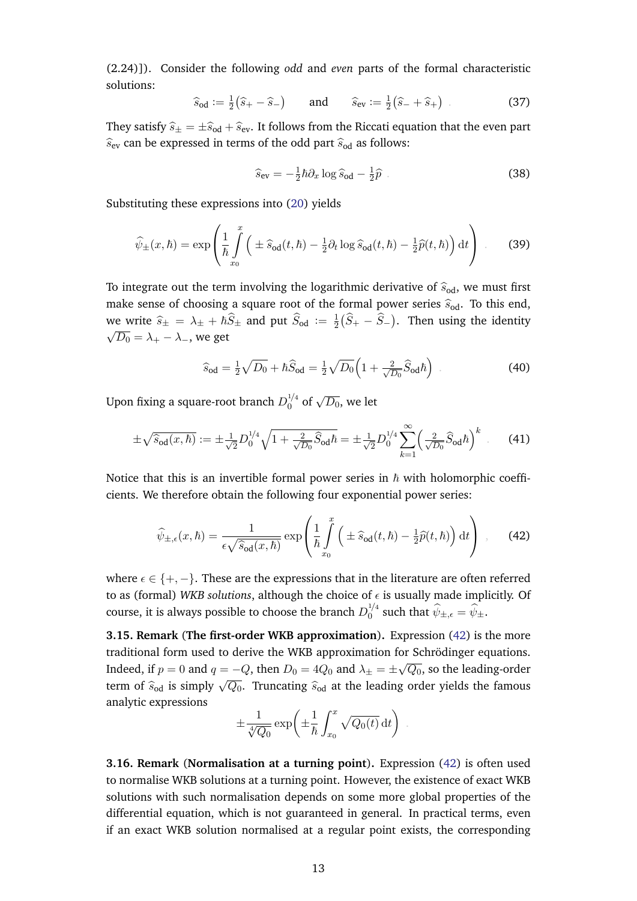(2.24)]). Consider the following *odd* and *even* parts of the formal characteristic solutions:

$$\widehat{s}_{\text{od}} := \tfrac{1}{2}\big(\widehat{s}_+ - \widehat{s}_-\big) \qquad \text{and} \qquad \widehat{s}_{\text{ev}} := \tfrac{1}{2}\big(\widehat{s}_- + \widehat{s}_+\big) \ . \tag{37}$$

They satisfy $\widehat{s}_\pm = \pm\widehat{s}_{\text{od}} + \widehat{s}_{\text{ev}}$. It follows from the Riccati equation that the even part $\widehat{s}_{\text{ev}}$ can be expressed in terms of the odd part $\widehat{s}_{\text{od}}$ as follows:

$$\widehat{s}_{\text{ev}} = -\tfrac{1}{2}\hbar\partial_x \log\widehat{s}_{\text{od}} - \tfrac{1}{2}\widehat{p} \ . \tag{38}$$

Substituting these expressions into (20) yields

$$\widehat{\psi}_\pm(x,\hbar) = \exp\left(\frac{1}{\hbar}\int\limits_{x_0}^{x}\Big(\pm\widehat{s}_{\text{od}}(t,\hbar) - \tfrac{1}{2}\partial_t\log\widehat{s}_{\text{od}}(t,\hbar) - \tfrac{1}{2}\widehat{p}(t,\hbar)\Big)\,\mathrm{d}t\right) \ . \tag{39}$$

To integrate out the term involving the logarithmic derivative of $\widehat{s}_{\text{od}}$, we must first make sense of choosing a square root of the formal power series $\widehat{s}_{\text{od}}$. To this end, we write $\widehat{s}_\pm = \lambda_\pm + \hbar\widehat{S}_\pm$ and put $\widehat{S}_{\text{od}} := \tfrac{1}{2}\big(\widehat{S}_+ - \widehat{S}_-\big)$. Then using the identity $\sqrt{D_0} = \lambda_+ - \lambda_-$, we get

$$\widehat{s}_{\text{od}} = \tfrac{1}{2}\sqrt{D_0} + \hbar\widehat{S}_{\text{od}} = \tfrac{1}{2}\sqrt{D_0}\Big(1 + \tfrac{2}{\sqrt{D_0}}\widehat{S}_{\text{od}}\hbar\Big) \ . \tag{40}$$

Upon fixing a square-root branch $D_0^{1/4}$ of $\sqrt{D_0}$, we let

$$\pm\sqrt{\widehat{s}_{\text{od}}(x,\hbar)} := \pm\tfrac{1}{\sqrt{2}}D_0^{1/4}\sqrt{1 + \tfrac{2}{\sqrt{D_0}}\widehat{S}_{\text{od}}\hbar} = \pm\tfrac{1}{\sqrt{2}}D_0^{1/4}\sum_{k=1}^{\infty}\Big(\tfrac{2}{\sqrt{D_0}}\widehat{S}_{\text{od}}\hbar\Big)^k \ . \tag{41}$$

Notice that this is an invertible formal power series in $\hbar$ with holomorphic coefficients. We therefore obtain the following four exponential power series:

$$\widehat{\psi}_{\pm,\epsilon}(x,\hbar) = \frac{1}{\epsilon\sqrt{\widehat{s}_{\text{od}}(x,\hbar)}}\exp\left(\frac{1}{\hbar}\int\limits_{x_0}^{x}\Big(\pm\widehat{s}_{\text{od}}(t,\hbar) - \tfrac{1}{2}\widehat{p}(t,\hbar)\Big)\,\mathrm{d}t\right) \ , \tag{42}$$

where $\epsilon \in \{+,-\}$. These are the expressions that in the literature are often referred to as (formal) *WKB solutions*, although the choice of $\epsilon$ is usually made implicitly. Of course, it is always possible to choose the branch $D_0^{1/4}$ such that $\widehat{\psi}_{\pm,\epsilon} = \widehat{\psi}_\pm$.

**3.15. Remark (The first-order WKB approximation).** Expression (42) is the more traditional form used to derive the WKB approximation for Schrödinger equations. Indeed, if $p = 0$ and $q = -Q$, then $D_0 = 4Q_0$ and $\lambda_\pm = \pm\sqrt{Q_0}$, so the leading-order term of $\widehat{s}_{\text{od}}$ is simply $\sqrt{Q_0}$. Truncating $\widehat{s}_{\text{od}}$ at the leading order yields the famous analytic expressions

$$\pm\frac{1}{\sqrt[4]{Q_0}}\exp\bigg(\pm\frac{1}{\hbar}\int_{x_0}^{x}\sqrt{Q_0(t)}\,\mathrm{d}t\bigg) \ .$$

**3.16. Remark (Normalisation at a turning point).** Expression (42) is often used to normalise WKB solutions at a turning point. However, the existence of exact WKB solutions with such normalisation depends on some more global properties of the differential equation, which is not guaranteed in general. In practical terms, even if an exact WKB solution normalised at a regular point exists, the corresponding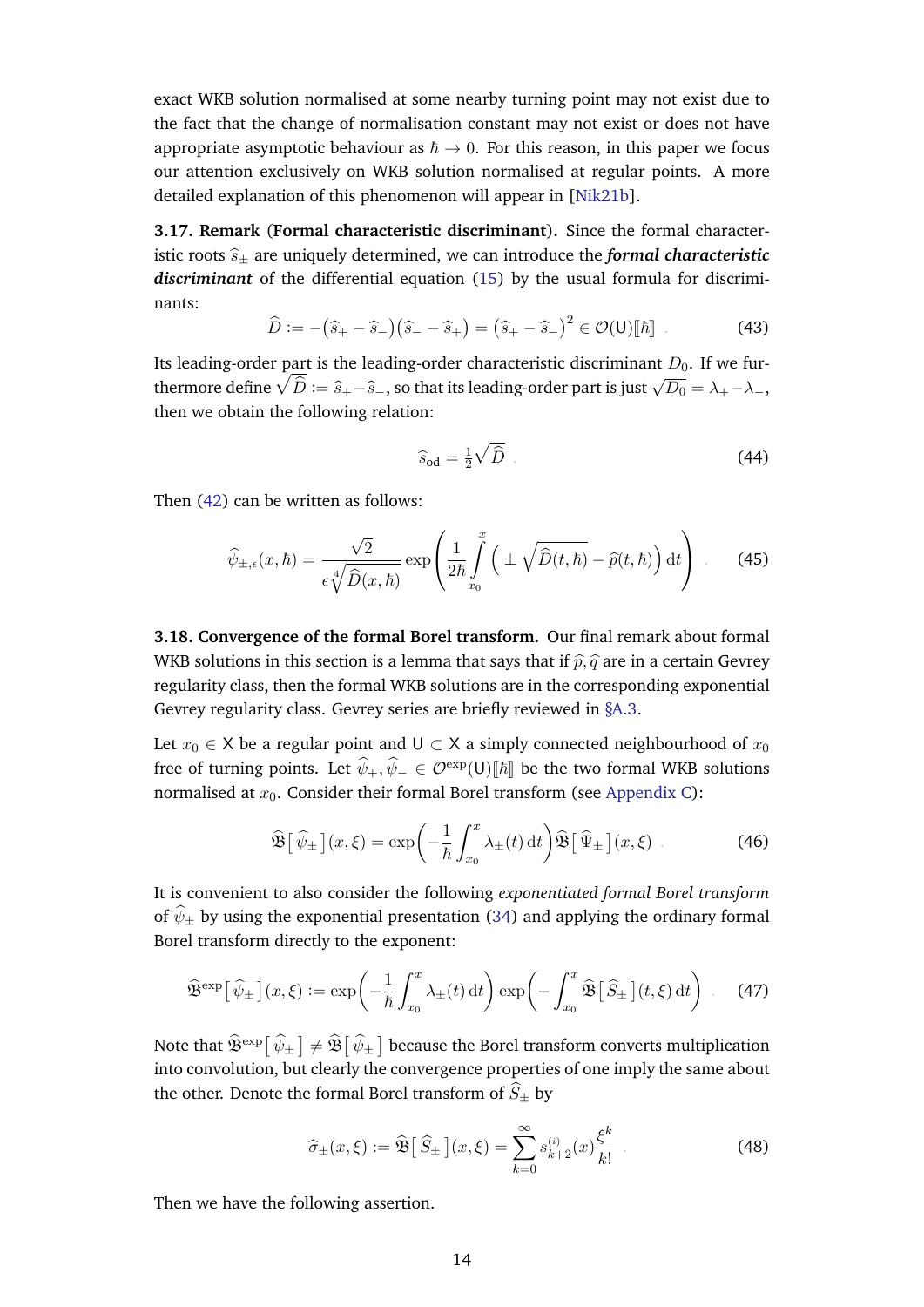exact WKB solution normalised at some nearby turning point may not exist due to the fact that the change of normalisation constant may not exist or does not have appropriate asymptotic behaviour as $\hbar \to 0$. For this reason, in this paper we focus our attention exclusively on WKB solution normalised at regular points. A more detailed explanation of this phenomenon will appear in [Nik21b].

**3.17. Remark (Formal characteristic discriminant).** Since the formal characteristic roots $\widehat{s}_\pm$ are uniquely determined, we can introduce the ***formal characteristic discriminant*** of the differential equation (15) by the usual formula for discriminants:

$$\widehat{D} := -\big(\widehat{s}_+ - \widehat{s}_-\big)\big(\widehat{s}_- - \widehat{s}_+\big) = \big(\widehat{s}_+ - \widehat{s}_-\big)^2 \in \mathcal{O}(\mathsf{U})[\![\hbar]\!] \quad . \tag{43}$$

Its leading-order part is the leading-order characteristic discriminant $D_0$. If we furthermore define $\sqrt{\widehat{D}} := \widehat{s}_+ - \widehat{s}_-$, so that its leading-order part is just $\sqrt{D_0} = \lambda_+ - \lambda_-$, then we obtain the following relation:

$$\widehat{s}_{\text{od}} = \tfrac{1}{2}\sqrt{\widehat{D}} \quad . \tag{44}$$

Then (42) can be written as follows:

$$\widehat{\psi}_{\pm,\epsilon}(x,\hbar) = \frac{\sqrt{2}}{\epsilon\sqrt[4]{\widehat{D}(x,\hbar)}} \exp\left( \frac{1}{2\hbar} \int\limits_{x_0}^{x} \Big( \pm \sqrt{\widehat{D}(t,\hbar)} - \widehat{p}(t,\hbar) \Big)\, \mathrm{d}t \right) \quad . \tag{45}$$

**3.18. Convergence of the formal Borel transform.** Our final remark about formal WKB solutions in this section is a lemma that says that if $\widehat{p}, \widehat{q}$ are in a certain Gevrey regularity class, then the formal WKB solutions are in the corresponding exponential Gevrey regularity class. Gevrey series are briefly reviewed in §A.3.

Let $x_0 \in \mathsf{X}$ be a regular point and $\mathsf{U} \subset \mathsf{X}$ a simply connected neighbourhood of $x_0$ free of turning points. Let $\widehat{\psi}_+, \widehat{\psi}_- \in \mathcal{O}^{\exp}(\mathsf{U})[\![\hbar]\!]$ be the two formal WKB solutions normalised at $x_0$. Consider their formal Borel transform (see Appendix C):

$$\widehat{\mathfrak{B}}\big[\, \widehat{\psi}_\pm \,\big](x,\xi) = \exp\!\left( -\frac{1}{\hbar} \int_{x_0}^{x} \lambda_\pm(t)\, \mathrm{d}t \right) \widehat{\mathfrak{B}}\big[\, \widehat{\Psi}_\pm \,\big](x,\xi) \quad . \tag{46}$$

It is convenient to also consider the following *exponentiated formal Borel transform* of $\widehat{\psi}_\pm$ by using the exponential presentation (34) and applying the ordinary formal Borel transform directly to the exponent:

$$\widehat{\mathfrak{B}}^{\exp}\big[\, \widehat{\psi}_\pm \,\big](x,\xi) := \exp\!\left( -\frac{1}{\hbar} \int_{x_0}^{x} \lambda_\pm(t)\, \mathrm{d}t \right) \exp\!\left( -\int_{x_0}^{x} \widehat{\mathfrak{B}}\big[\, \widehat{S}_\pm \,\big](t,\xi)\, \mathrm{d}t \right) \quad . \tag{47}$$

Note that $\widehat{\mathfrak{B}}^{\exp}\big[\, \widehat{\psi}_\pm \,\big] \neq \widehat{\mathfrak{B}}\big[\, \widehat{\psi}_\pm \,\big]$ because the Borel transform converts multiplication into convolution, but clearly the convergence properties of one imply the same about the other. Denote the formal Borel transform of $\widehat{S}_\pm$ by

$$\widehat{\sigma}_\pm(x,\xi) := \widehat{\mathfrak{B}}\big[\, \widehat{S}_\pm \,\big](x,\xi) = \sum_{k=0}^{\infty} s_{k+2}^{(i)}(x) \frac{\xi^k}{k!} \quad . \tag{48}$$

Then we have the following assertion.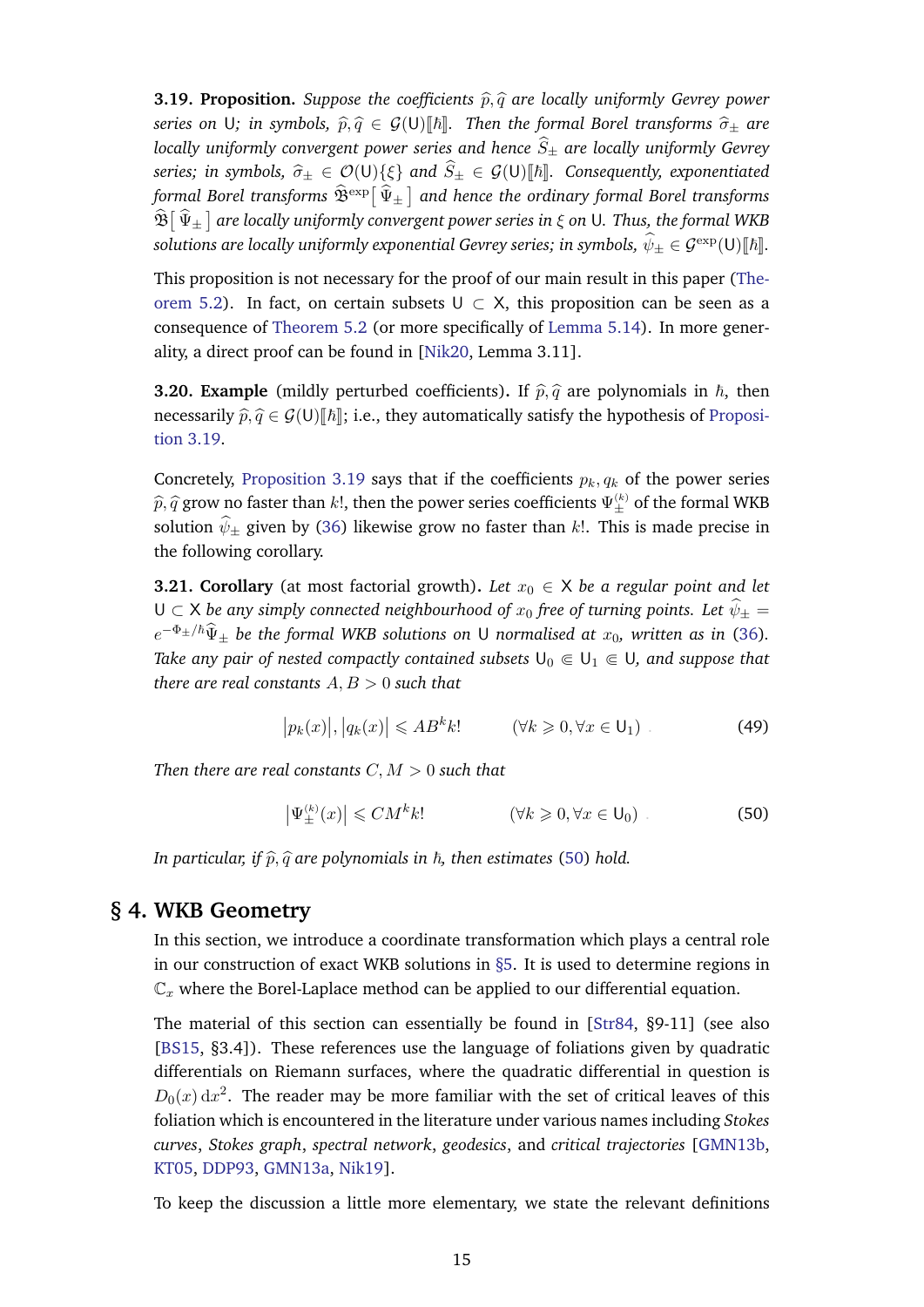**3.19. Proposition.** *Suppose the coefficients $\widehat{p}, \widehat{q}$ are locally uniformly Gevrey power series on $\mathsf{U}$; in symbols, $\widehat{p}, \widehat{q} \in \mathcal{G}(\mathsf{U})[\![\hbar]\!]$. Then the formal Borel transforms $\widehat{\sigma}_\pm$ are locally uniformly convergent power series and hence $\widehat{S}_\pm$ are locally uniformly Gevrey series; in symbols, $\widehat{\sigma}_\pm \in \mathcal{O}(\mathsf{U})\{\xi\}$ and $\widehat{S}_\pm \in \mathcal{G}(\mathsf{U})[\![\hbar]\!]$. Consequently, exponentiated formal Borel transforms $\widehat{\mathfrak{B}}^{\exp}\big[\,\widehat{\Psi}_\pm\,\big]$ and hence the ordinary formal Borel transforms $\widehat{\mathfrak{B}}\big[\,\widehat{\Psi}_\pm\,\big]$ are locally uniformly convergent power series in $\xi$ on $\mathsf{U}$. Thus, the formal WKB solutions are locally uniformly exponential Gevrey series; in symbols, $\widehat{\psi}_\pm \in \mathcal{G}^{\exp}(\mathsf{U})[\![\hbar]\!]$.*

This proposition is not necessary for the proof of our main result in this paper (Theorem 5.2). In fact, on certain subsets $\mathsf{U} \subset \mathsf{X}$, this proposition can be seen as a consequence of Theorem 5.2 (or more specifically of Lemma 5.14). In more generality, a direct proof can be found in [Nik20, Lemma 3.11].

**3.20. Example** (mildly perturbed coefficients)**.** If $\widehat{p}, \widehat{q}$ are polynomials in $\hbar$, then necessarily $\widehat{p}, \widehat{q} \in \mathcal{G}(\mathsf{U})[\![\hbar]\!]$; i.e., they automatically satisfy the hypothesis of Proposition 3.19.

Concretely, Proposition 3.19 says that if the coefficients $p_k, q_k$ of the power series $\widehat{p}, \widehat{q}$ grow no faster than $k!$, then the power series coefficients $\Psi_\pm^{(k)}$ of the formal WKB solution $\widehat{\psi}_\pm$ given by (36) likewise grow no faster than $k!$. This is made precise in the following corollary.

**3.21. Corollary** (at most factorial growth)**.** *Let $x_0 \in \mathsf{X}$ be a regular point and let $\mathsf{U} \subset \mathsf{X}$ be any simply connected neighbourhood of $x_0$ free of turning points. Let $\widehat{\psi}_\pm = e^{-\Phi_\pm/\hbar}\widehat{\Psi}_\pm$ be the formal WKB solutions on $\mathsf{U}$ normalised at $x_0$, written as in (36). Take any pair of nested compactly contained subsets $\mathsf{U}_0 \Subset \mathsf{U}_1 \Subset \mathsf{U}$, and suppose that there are real constants $A, B > 0$ such that*

$$\big|p_k(x)\big|, \big|q_k(x)\big| \leqslant AB^k k! \qquad (\forall k \geqslant 0, \forall x \in \mathsf{U}_1)\ . \tag{49}$$

*Then there are real constants $C, M > 0$ such that*

$$\big|\Psi_\pm^{(k)}(x)\big| \leqslant CM^k k! \qquad (\forall k \geqslant 0, \forall x \in \mathsf{U}_0)\ . \tag{50}$$

*In particular, if $\widehat{p}, \widehat{q}$ are polynomials in $\hbar$, then estimates (50) hold.*

## § 4. WKB Geometry

In this section, we introduce a coordinate transformation which plays a central role in our construction of exact WKB solutions in §5. It is used to determine regions in $\mathbb{C}_x$ where the Borel-Laplace method can be applied to our differential equation.

The material of this section can essentially be found in [Str84, §9-11] (see also [BS15, §3.4]). These references use the language of foliations given by quadratic differentials on Riemann surfaces, where the quadratic differential in question is $D_0(x)\,\mathrm{d}x^2$. The reader may be more familiar with the set of critical leaves of this foliation which is encountered in the literature under various names including *Stokes curves*, *Stokes graph*, *spectral network*, *geodesics*, and *critical trajectories* [GMN13b, KT05, DDP93, GMN13a, Nik19].

To keep the discussion a little more elementary, we state the relevant definitions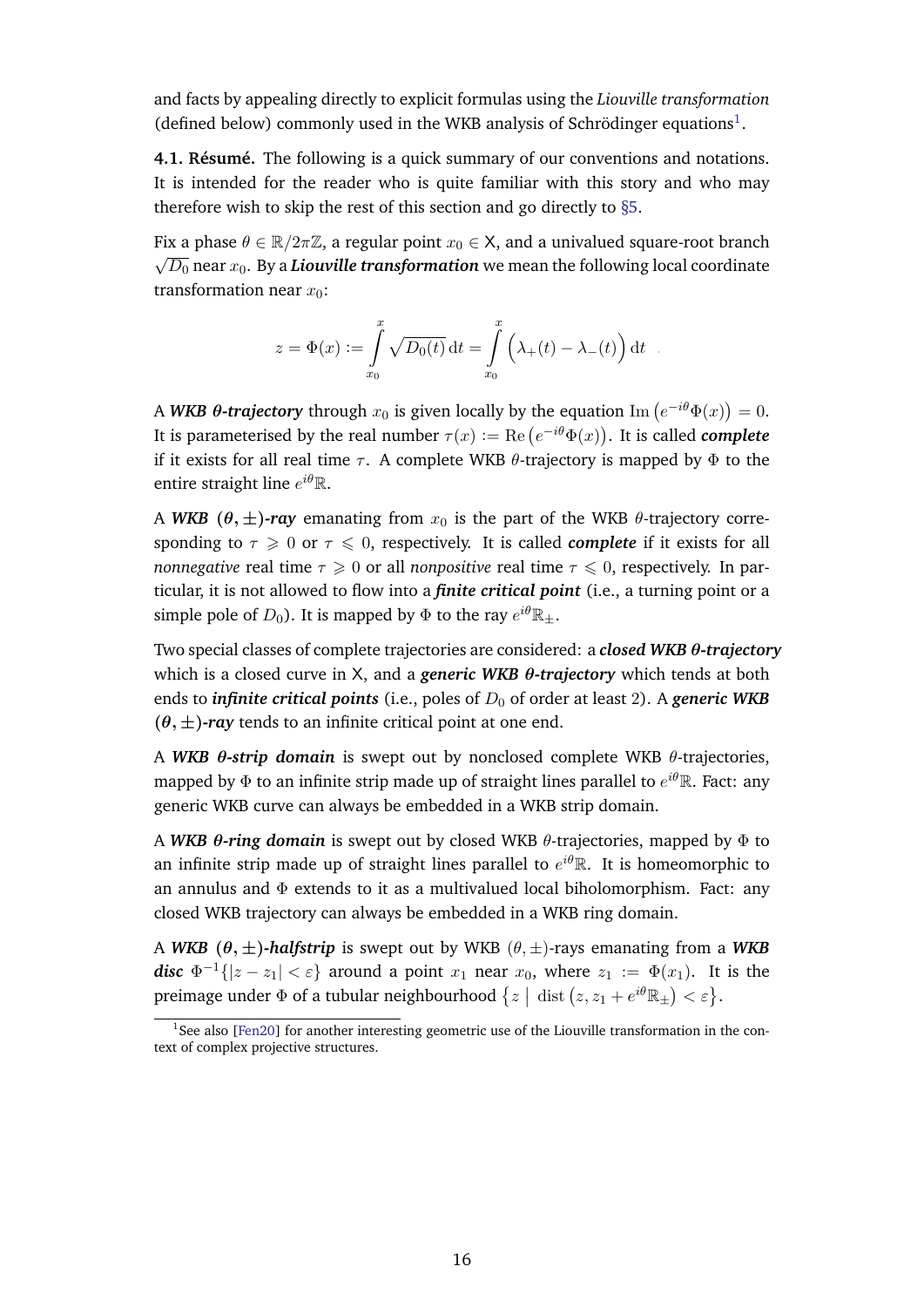and facts by appealing directly to explicit formulas using the *Liouville transformation* (defined below) commonly used in the WKB analysis of Schrödinger equations[1].

**4.1. Résumé.** The following is a quick summary of our conventions and notations. It is intended for the reader who is quite familiar with this story and who may therefore wish to skip the rest of this section and go directly to §5.

Fix a phase $\theta \in \mathbb{R}/2\pi\mathbb{Z}$, a regular point $x_0 \in \mathsf{X}$, and a univalued square-root branch $\sqrt{D_0}$ near $x_0$. By a ***Liouville transformation*** we mean the following local coordinate transformation near $x_0$:

$$z = \Phi(x) := \int_{x_0}^{x} \sqrt{D_0(t)}\,\mathrm{d}t = \int_{x_0}^{x} \Big(\lambda_+(t) - \lambda_-(t)\Big)\,\mathrm{d}t \quad .$$

A ***WKB θ-trajectory*** through $x_0$ is given locally by the equation $\mathrm{Im}\big(e^{-i\theta}\Phi(x)\big) = 0$. It is parameterised by the real number $\tau(x) := \mathrm{Re}\big(e^{-i\theta}\Phi(x)\big)$. It is called ***complete*** if it exists for all real time $\tau$. A complete WKB $\theta$-trajectory is mapped by $\Phi$ to the entire straight line $e^{i\theta}\mathbb{R}$.

A ***WKB (θ, ±)-ray*** emanating from $x_0$ is the part of the WKB $\theta$-trajectory corresponding to $\tau \geqslant 0$ or $\tau \leqslant 0$, respectively. It is called ***complete*** if it exists for all *nonnegative* real time $\tau \geqslant 0$ or all *nonpositive* real time $\tau \leqslant 0$, respectively. In particular, it is not allowed to flow into a ***finite critical point*** (i.e., a turning point or a simple pole of $D_0$). It is mapped by $\Phi$ to the ray $e^{i\theta}\mathbb{R}_\pm$.

Two special classes of complete trajectories are considered: a ***closed WKB θ-trajectory*** which is a closed curve in $\mathsf{X}$, and a ***generic WKB θ-trajectory*** which tends at both ends to ***infinite critical points*** (i.e., poles of $D_0$ of order at least 2). A ***generic WKB (θ, ±)-ray*** tends to an infinite critical point at one end.

A ***WKB θ-strip domain*** is swept out by nonclosed complete WKB $\theta$-trajectories, mapped by $\Phi$ to an infinite strip made up of straight lines parallel to $e^{i\theta}\mathbb{R}$. Fact: any generic WKB curve can always be embedded in a WKB strip domain.

A ***WKB θ-ring domain*** is swept out by closed WKB $\theta$-trajectories, mapped by $\Phi$ to an infinite strip made up of straight lines parallel to $e^{i\theta}\mathbb{R}$. It is homeomorphic to an annulus and $\Phi$ extends to it as a multivalued local biholomorphism. Fact: any closed WKB trajectory can always be embedded in a WKB ring domain.

A ***WKB (θ, ±)-halfstrip*** is swept out by WKB $(\theta, \pm)$-rays emanating from a ***WKB disc*** $\Phi^{-1}\{|z - z_1| < \varepsilon\}$ around a point $x_1$ near $x_0$, where $z_1 := \Phi(x_1)$. It is the preimage under $\Phi$ of a tubular neighbourhood $\big\{z \;\big|\; \mathrm{dist}\big(z, z_1 + e^{i\theta}\mathbb{R}_\pm\big) < \varepsilon\big\}$.

[1] See also [Fen20] for another interesting geometric use of the Liouville transformation in the context of complex projective structures.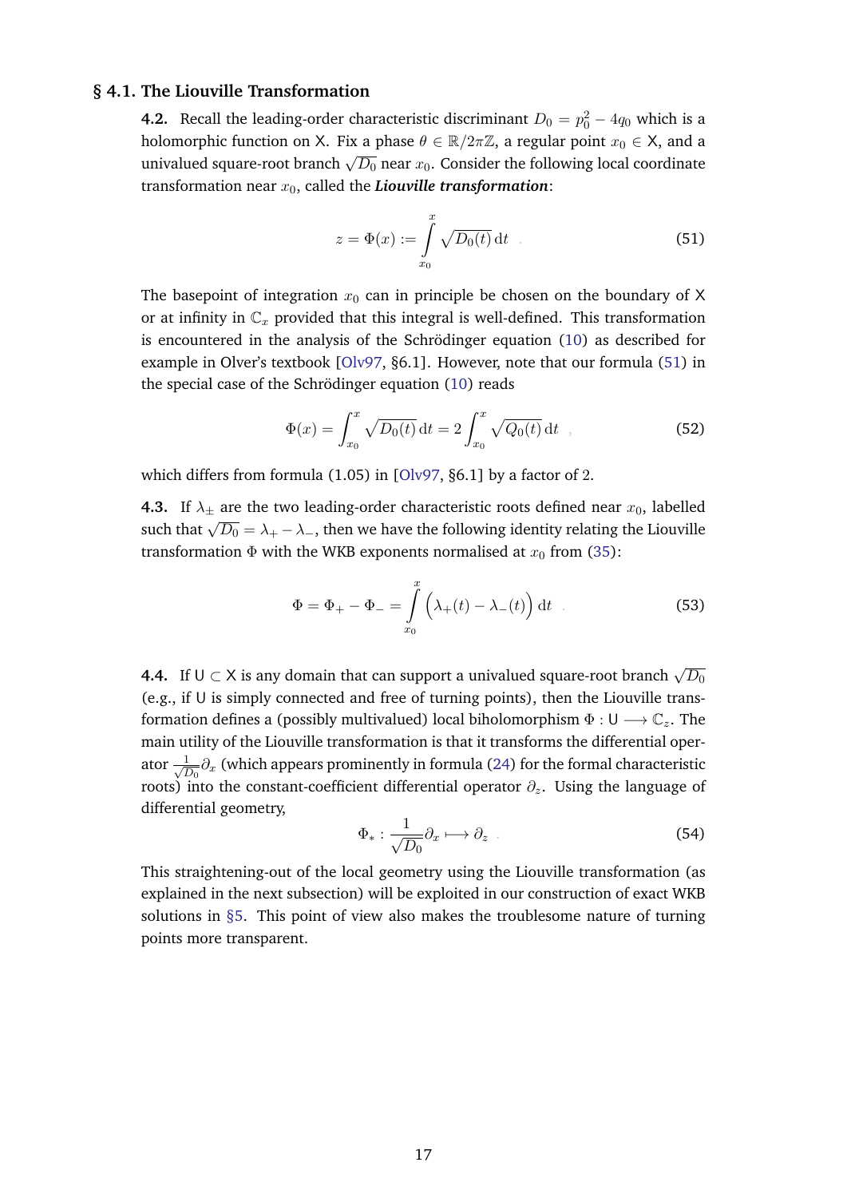### § 4.1. The Liouville Transformation

**4.2.** Recall the leading-order characteristic discriminant $D_0 = p_0^2 - 4q_0$ which is a holomorphic function on $\mathsf{X}$. Fix a phase $\theta \in \mathbb{R}/2\pi\mathbb{Z}$, a regular point $x_0 \in \mathsf{X}$, and a univalued square-root branch $\sqrt{D_0}$ near $x_0$. Consider the following local coordinate transformation near $x_0$, called the ***Liouville transformation***:

$$z = \Phi(x) := \int_{x_0}^{x} \sqrt{D_0(t)}\, \mathrm{d}t \quad . \tag{51}$$

The basepoint of integration $x_0$ can in principle be chosen on the boundary of $\mathsf{X}$ or at infinity in $\mathbb{C}_x$ provided that this integral is well-defined. This transformation is encountered in the analysis of the Schrödinger equation (10) as described for example in Olver's textbook [Olv97, §6.1]. However, note that our formula (51) in the special case of the Schrödinger equation (10) reads

$$\Phi(x) = \int_{x_0}^{x} \sqrt{D_0(t)}\, \mathrm{d}t = 2 \int_{x_0}^{x} \sqrt{Q_0(t)}\, \mathrm{d}t \quad , \tag{52}$$

which differs from formula (1.05) in [Olv97, §6.1] by a factor of 2.

**4.3.** If $\lambda_\pm$ are the two leading-order characteristic roots defined near $x_0$, labelled such that $\sqrt{D_0} = \lambda_+ - \lambda_-$, then we have the following identity relating the Liouville transformation $\Phi$ with the WKB exponents normalised at $x_0$ from (35):

$$\Phi = \Phi_+ - \Phi_- = \int_{x_0}^{x} \Big( \lambda_+(t) - \lambda_-(t) \Big)\, \mathrm{d}t \quad . \tag{53}$$

**4.4.** If $\mathsf{U} \subset \mathsf{X}$ is any domain that can support a univalued square-root branch $\sqrt{D_0}$ (e.g., if $\mathsf{U}$ is simply connected and free of turning points), then the Liouville transformation defines a (possibly multivalued) local biholomorphism $\Phi : \mathsf{U} \longrightarrow \mathbb{C}_z$. The main utility of the Liouville transformation is that it transforms the differential operator $\frac{1}{\sqrt{D_0}}\partial_x$ (which appears prominently in formula (24) for the formal characteristic roots) into the constant-coefficient differential operator $\partial_z$. Using the language of differential geometry,

$$\Phi_* : \frac{1}{\sqrt{D_0}}\partial_x \longmapsto \partial_z \quad . \tag{54}$$

This straightening-out of the local geometry using the Liouville transformation (as explained in the next subsection) will be exploited in our construction of exact WKB solutions in §5. This point of view also makes the troublesome nature of turning points more transparent.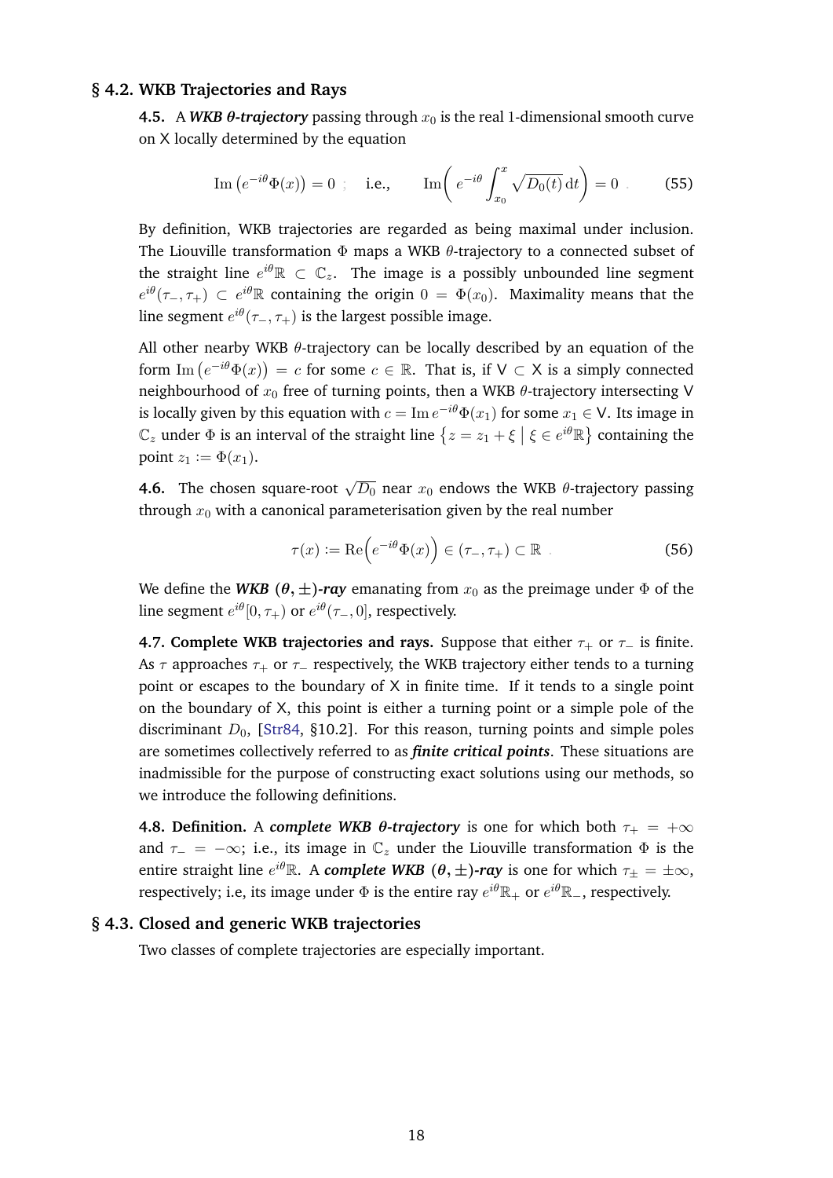## § 4.2. WKB Trajectories and Rays

**4.5.** A ***WKB θ-trajectory*** passing through $x_0$ is the real 1-dimensional smooth curve on $\mathsf{X}$ locally determined by the equation

$$\operatorname{Im}\left(e^{-i\theta}\Phi(x)\right) = 0 \; ; \quad \text{i.e.,} \qquad \operatorname{Im}\left( e^{-i\theta} \int_{x_0}^{x} \sqrt{D_0(t)}\, \mathrm{d}t \right) = 0 \; . \tag{55}$$

By definition, WKB trajectories are regarded as being maximal under inclusion. The Liouville transformation $\Phi$ maps a WKB $\theta$-trajectory to a connected subset of the straight line $e^{i\theta}\mathbb{R} \subset \mathbb{C}_z$. The image is a possibly unbounded line segment $e^{i\theta}(\tau_-, \tau_+) \subset e^{i\theta}\mathbb{R}$ containing the origin $0 = \Phi(x_0)$. Maximality means that the line segment $e^{i\theta}(\tau_-, \tau_+)$ is the largest possible image.

All other nearby WKB $\theta$-trajectory can be locally described by an equation of the form $\operatorname{Im}\left(e^{-i\theta}\Phi(x)\right) = c$ for some $c \in \mathbb{R}$. That is, if $\mathsf{V} \subset \mathsf{X}$ is a simply connected neighbourhood of $x_0$ free of turning points, then a WKB $\theta$-trajectory intersecting $\mathsf{V}$ is locally given by this equation with $c = \operatorname{Im} e^{-i\theta}\Phi(x_1)$ for some $x_1 \in \mathsf{V}$. Its image in $\mathbb{C}_z$ under $\Phi$ is an interval of the straight line $\left\{ z = z_1 + \xi \;\middle|\; \xi \in e^{i\theta}\mathbb{R} \right\}$ containing the point $z_1 := \Phi(x_1)$.

**4.6.** The chosen square-root $\sqrt{D_0}$ near $x_0$ endows the WKB $\theta$-trajectory passing through $x_0$ with a canonical parameterisation given by the real number

$$\tau(x) := \operatorname{Re}\left(e^{-i\theta}\Phi(x)\right) \in (\tau_-, \tau_+) \subset \mathbb{R} \; . \tag{56}$$

We define the ***WKB $(\theta, \pm)$-ray*** emanating from $x_0$ as the preimage under $\Phi$ of the line segment $e^{i\theta}[0, \tau_+)$ or $e^{i\theta}(\tau_-, 0]$, respectively.

**4.7. Complete WKB trajectories and rays.** Suppose that either $\tau_+$ or $\tau_-$ is finite. As $\tau$ approaches $\tau_+$ or $\tau_-$ respectively, the WKB trajectory either tends to a turning point or escapes to the boundary of $\mathsf{X}$ in finite time. If it tends to a single point on the boundary of $\mathsf{X}$, this point is either a turning point or a simple pole of the discriminant $D_0$, [Str84, §10.2]. For this reason, turning points and simple poles are sometimes collectively referred to as ***finite critical points***. These situations are inadmissible for the purpose of constructing exact solutions using our methods, so we introduce the following definitions.

**4.8. Definition.** A ***complete WKB θ-trajectory*** is one for which both $\tau_+ = +\infty$ and $\tau_- = -\infty$; i.e., its image in $\mathbb{C}_z$ under the Liouville transformation $\Phi$ is the entire straight line $e^{i\theta}\mathbb{R}$. A ***complete WKB $(\theta, \pm)$-ray*** is one for which $\tau_\pm = \pm\infty$, respectively; i.e, its image under $\Phi$ is the entire ray $e^{i\theta}\mathbb{R}_+$ or $e^{i\theta}\mathbb{R}_-$, respectively.

## § 4.3. Closed and generic WKB trajectories

Two classes of complete trajectories are especially important.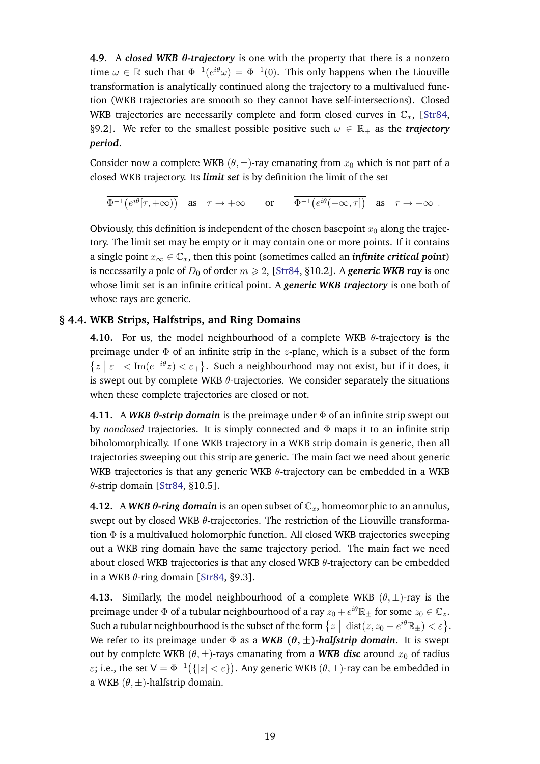**4.9.** A ***closed WKB θ-trajectory*** is one with the property that there is a nonzero time $\omega \in \mathbb{R}$ such that $\Phi^{-1}(e^{i\theta}\omega) = \Phi^{-1}(0)$. This only happens when the Liouville transformation is analytically continued along the trajectory to a multivalued function (WKB trajectories are smooth so they cannot have self-intersections). Closed WKB trajectories are necessarily complete and form closed curves in $\mathbb{C}_x$, [Str84, §9.2]. We refer to the smallest possible positive such $\omega \in \mathbb{R}_+$ as the ***trajectory period***.

Consider now a complete WKB $(\theta, \pm)$-ray emanating from $x_0$ which is not part of a closed WKB trajectory. Its ***limit set*** is by definition the limit of the set

$$\overline{\Phi^{-1}\big(e^{i\theta}[\tau, +\infty)\big)} \quad \text{as} \quad \tau \to +\infty \qquad \text{or} \qquad \overline{\Phi^{-1}\big(e^{i\theta}(-\infty, \tau]\big)} \quad \text{as} \quad \tau \to -\infty \,.$$

Obviously, this definition is independent of the chosen basepoint $x_0$ along the trajectory. The limit set may be empty or it may contain one or more points. If it contains a single point $x_\infty \in \mathbb{C}_x$, then this point (sometimes called an ***infinite critical point***) is necessarily a pole of $D_0$ of order $m \geqslant 2$, [Str84, §10.2]. A ***generic WKB ray*** is one whose limit set is an infinite critical point. A ***generic WKB trajectory*** is one both of whose rays are generic.

## § 4.4. WKB Strips, Halfstrips, and Ring Domains

**4.10.** For us, the model neighbourhood of a complete WKB $\theta$-trajectory is the preimage under $\Phi$ of an infinite strip in the $z$-plane, which is a subset of the form $\big\{ z \mid \varepsilon_- < \mathrm{Im}(e^{-i\theta} z) < \varepsilon_+ \big\}$. Such a neighbourhood may not exist, but if it does, it is swept out by complete WKB $\theta$-trajectories. We consider separately the situations when these complete trajectories are closed or not.

**4.11.** A ***WKB θ-strip domain*** is the preimage under $\Phi$ of an infinite strip swept out by *nonclosed* trajectories. It is simply connected and $\Phi$ maps it to an infinite strip biholomorphically. If one WKB trajectory in a WKB strip domain is generic, then all trajectories sweeping out this strip are generic. The main fact we need about generic WKB trajectories is that any generic WKB $\theta$-trajectory can be embedded in a WKB $\theta$-strip domain [Str84, §10.5].

**4.12.** A ***WKB θ-ring domain*** is an open subset of $\mathbb{C}_x$, homeomorphic to an annulus, swept out by closed WKB $\theta$-trajectories. The restriction of the Liouville transformation $\Phi$ is a multivalued holomorphic function. All closed WKB trajectories sweeping out a WKB ring domain have the same trajectory period. The main fact we need about closed WKB trajectories is that any closed WKB $\theta$-trajectory can be embedded in a WKB $\theta$-ring domain [Str84, §9.3].

**4.13.** Similarly, the model neighbourhood of a complete WKB $(\theta, \pm)$-ray is the preimage under $\Phi$ of a tubular neighbourhood of a ray $z_0 + e^{i\theta}\mathbb{R}_\pm$ for some $z_0 \in \mathbb{C}_z$. Such a tubular neighbourhood is the subset of the form $\big\{ z \;\big|\; \mathrm{dist}(z, z_0 + e^{i\theta}\mathbb{R}_\pm) < \varepsilon \big\}$. We refer to its preimage under $\Phi$ as a ***WKB $(\theta, \pm)$-halfstrip domain***. It is swept out by complete WKB $(\theta, \pm)$-rays emanating from a ***WKB disc*** around $x_0$ of radius $\varepsilon$; i.e., the set $\mathsf{V} = \Phi^{-1}\big(\{|z| < \varepsilon\}\big)$. Any generic WKB $(\theta, \pm)$-ray can be embedded in a WKB $(\theta, \pm)$-halfstrip domain.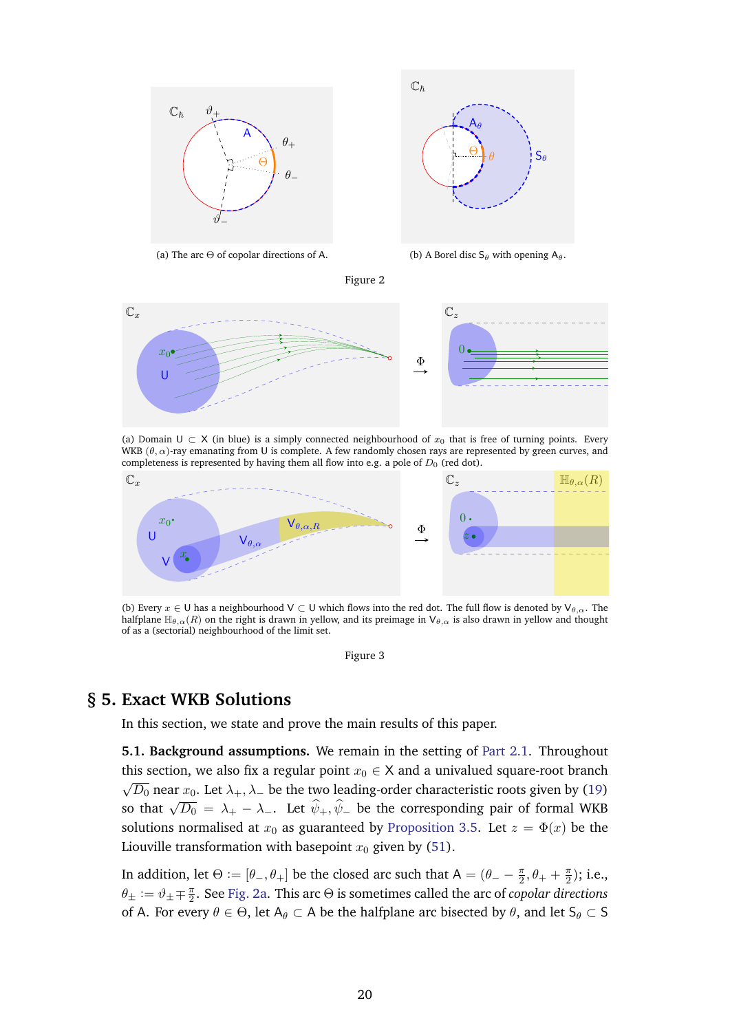(a) The arc $\Theta$ of copolar directions of $\mathsf{A}$.

(b) A Borel disc $\mathsf{S}_\theta$ with opening $\mathsf{A}_\theta$.

Figure 2

(a) Domain $\mathsf{U} \subset \mathsf{X}$ (in blue) is a simply connected neighbourhood of $x_0$ that is free of turning points. Every WKB $(\theta, \alpha)$-ray emanating from $\mathsf{U}$ is complete. A few randomly chosen rays are represented by green curves, and completeness is represented by having them all flow into e.g. a pole of $D_0$ (red dot).

(b) Every $x \in \mathsf{U}$ has a neighbourhood $\mathsf{V} \subset \mathsf{U}$ which flows into the red dot. The full flow is denoted by $\mathsf{V}_{\theta,\alpha}$. The halfplane $\mathbb{H}_{\theta,\alpha}(R)$ on the right is drawn in yellow, and its preimage in $\mathsf{V}_{\theta,\alpha}$ is also drawn in yellow and thought of as a (sectorial) neighbourhood of the limit set.

Figure 3

# § 5. Exact WKB Solutions

In this section, we state and prove the main results of this paper.

**5.1. Background assumptions.** We remain in the setting of Part 2.1. Throughout this section, we also fix a regular point $x_0 \in \mathsf{X}$ and a univalued square-root branch $\sqrt{D_0}$ near $x_0$. Let $\lambda_+, \lambda_-$ be the two leading-order characteristic roots given by (19) so that $\sqrt{D_0} = \lambda_+ - \lambda_-$. Let $\widehat{\psi}_+, \widehat{\psi}_-$ be the corresponding pair of formal WKB solutions normalised at $x_0$ as guaranteed by Proposition 3.5. Let $z = \Phi(x)$ be the Liouville transformation with basepoint $x_0$ given by (51).

In addition, let $\Theta := [\theta_-, \theta_+]$ be the closed arc such that $\mathsf{A} = (\theta_- - \frac{\pi}{2}, \theta_+ + \frac{\pi}{2})$; i.e., $\theta_\pm := \vartheta_\pm \mp \frac{\pi}{2}$. See Fig. 2a. This arc $\Theta$ is sometimes called the arc of *copolar directions* of $\mathsf{A}$. For every $\theta \in \Theta$, let $\mathsf{A}_\theta \subset \mathsf{A}$ be the halfplane arc bisected by $\theta$, and let $\mathsf{S}_\theta \subset \mathsf{S}$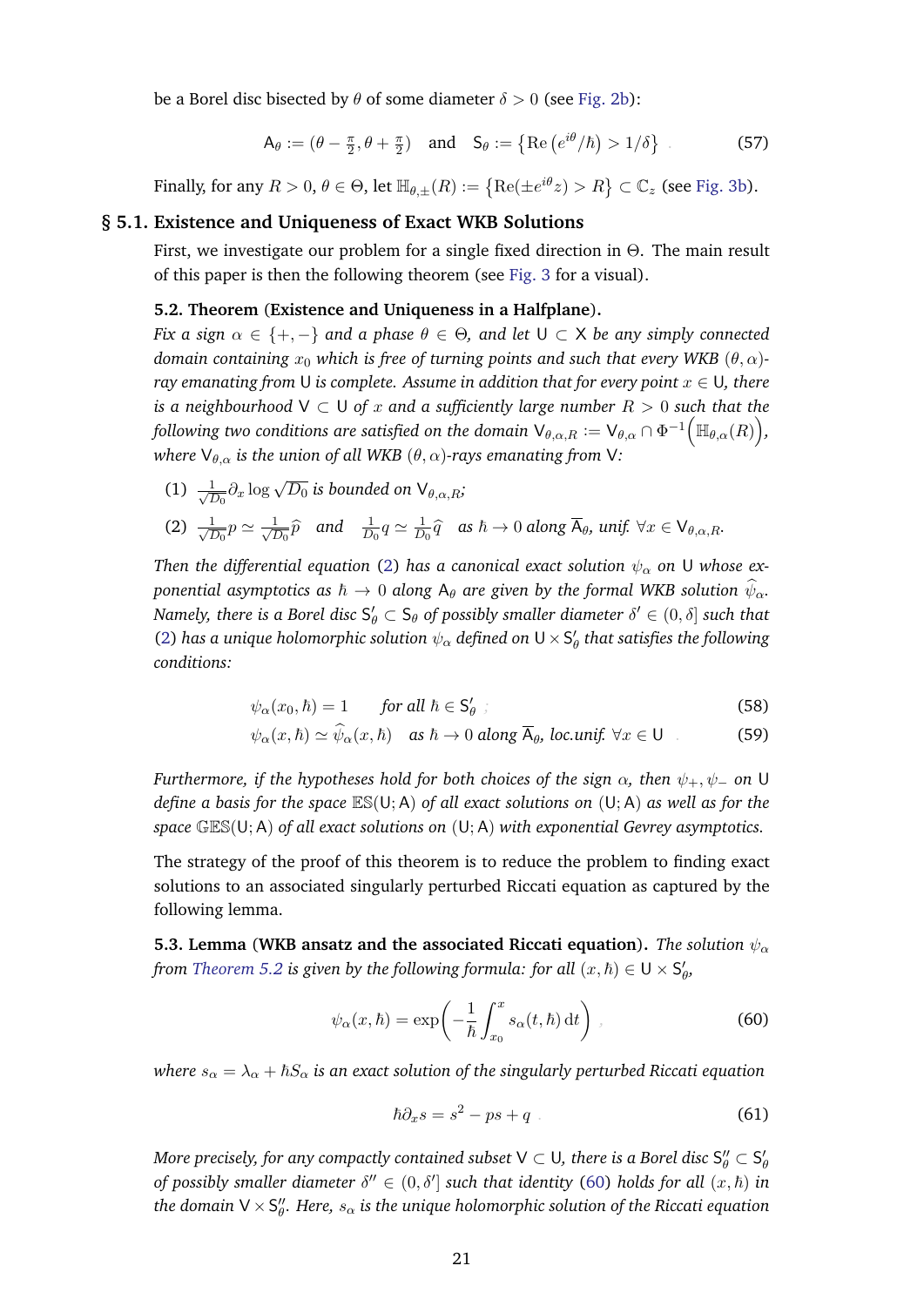be a Borel disc bisected by $\theta$ of some diameter $\delta > 0$ (see Fig. 2b):

$$\mathsf{A}_\theta := (\theta - \tfrac{\pi}{2}, \theta + \tfrac{\pi}{2}) \quad \text{and} \quad \mathsf{S}_\theta := \left\{ \operatorname{Re}\left(e^{i\theta}/\hbar\right) > 1/\delta \right\} . \tag{57}$$

Finally, for any $R > 0$, $\theta \in \Theta$, let $\mathbb{H}_{\theta,\pm}(R) := \left\{ \operatorname{Re}(\pm e^{i\theta} z) > R \right\} \subset \mathbb{C}_z$ (see Fig. 3b).

## § 5.1. Existence and Uniqueness of Exact WKB Solutions

First, we investigate our problem for a single fixed direction in $\Theta$. The main result of this paper is then the following theorem (see Fig. 3 for a visual).

**5.2. Theorem (Existence and Uniqueness in a Halfplane).** *Fix a sign $\alpha \in \{+, -\}$ and a phase $\theta \in \Theta$, and let $\mathsf{U} \subset \mathsf{X}$ be any simply connected domain containing $x_0$ which is free of turning points and such that every WKB $(\theta, \alpha)$-ray emanating from $\mathsf{U}$ is complete. Assume in addition that for every point $x \in \mathsf{U}$, there is a neighbourhood $\mathsf{V} \subset \mathsf{U}$ of $x$ and a sufficiently large number $R > 0$ such that the following two conditions are satisfied on the domain $\mathsf{V}_{\theta,\alpha,R} := \mathsf{V}_{\theta,\alpha} \cap \Phi^{-1}\Big(\mathbb{H}_{\theta,\alpha}(R)\Big)$, where $\mathsf{V}_{\theta,\alpha}$ is the union of all WKB $(\theta, \alpha)$-rays emanating from $\mathsf{V}$:*

1. *$\frac{1}{\sqrt{D_0}} \partial_x \log \sqrt{D_0}$ is bounded on $\mathsf{V}_{\theta,\alpha,R}$;*
2. *$\frac{1}{\sqrt{D_0}} p \simeq \frac{1}{\sqrt{D_0}} \widehat{p}$ and $\frac{1}{D_0} q \simeq \frac{1}{D_0} \widehat{q}$ as $\hbar \to 0$ along $\overline{\mathsf{A}}_\theta$, unif. $\forall x \in \mathsf{V}_{\theta,\alpha,R}$.*

*Then the differential equation (2) has a canonical exact solution $\psi_\alpha$ on $\mathsf{U}$ whose exponential asymptotics as $\hbar \to 0$ along $\mathsf{A}_\theta$ are given by the formal WKB solution $\widehat{\psi}_\alpha$. Namely, there is a Borel disc $\mathsf{S}'_\theta \subset \mathsf{S}_\theta$ of possibly smaller diameter $\delta' \in (0, \delta]$ such that (2) has a unique holomorphic solution $\psi_\alpha$ defined on $\mathsf{U} \times \mathsf{S}'_\theta$ that satisfies the following conditions:*

$$\psi_\alpha(x_0, \hbar) = 1 \qquad \textit{for all } \hbar \in \mathsf{S}'_\theta \ ; \tag{58}$$

$$\psi_\alpha(x, \hbar) \simeq \widehat{\psi}_\alpha(x, \hbar) \quad \textit{as } \hbar \to 0 \textit{ along } \overline{\mathsf{A}}_\theta\textit{, loc.unif. } \forall x \in \mathsf{U} \ . \tag{59}$$

*Furthermore, if the hypotheses hold for both choices of the sign $\alpha$, then $\psi_+, \psi_-$ on $\mathsf{U}$ define a basis for the space $\mathbb{ES}(\mathsf{U}; \mathsf{A})$ of all exact solutions on $(\mathsf{U}; \mathsf{A})$ as well as for the space $\mathbb{GES}(\mathsf{U}; \mathsf{A})$ of all exact solutions on $(\mathsf{U}; \mathsf{A})$ with exponential Gevrey asymptotics.*

The strategy of the proof of this theorem is to reduce the problem to finding exact solutions to an associated singularly perturbed Riccati equation as captured by the following lemma.

**5.3. Lemma (WKB ansatz and the associated Riccati equation).** *The solution $\psi_\alpha$ from Theorem 5.2 is given by the following formula: for all $(x, \hbar) \in \mathsf{U} \times \mathsf{S}'_\theta$,*

$$\psi_\alpha(x, \hbar) = \exp\left( -\frac{1}{\hbar} \int_{x_0}^{x} s_\alpha(t, \hbar) \, \mathrm{d}t \right) , \tag{60}$$

*where $s_\alpha = \lambda_\alpha + \hbar S_\alpha$ is an exact solution of the singularly perturbed Riccati equation*

$$\hbar \partial_x s = s^2 - ps + q \ . \tag{61}$$

*More precisely, for any compactly contained subset $\mathsf{V} \subset \mathsf{U}$, there is a Borel disc $\mathsf{S}''_\theta \subset \mathsf{S}'_\theta$ of possibly smaller diameter $\delta'' \in (0, \delta']$ such that identity (60) holds for all $(x, \hbar)$ in the domain $\mathsf{V} \times \mathsf{S}''_\theta$. Here, $s_\alpha$ is the unique holomorphic solution of the Riccati equation*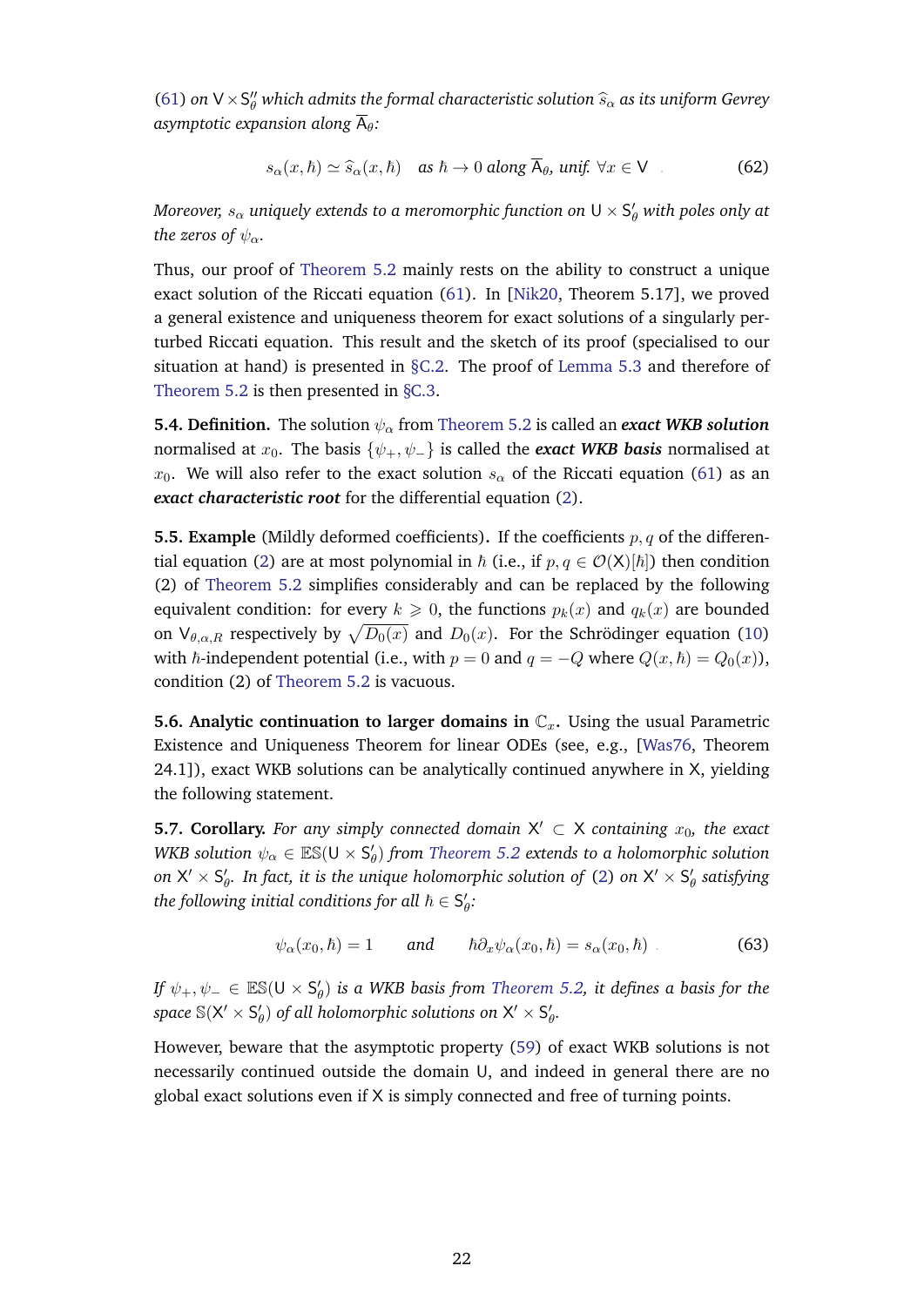(61) *on* $\mathsf{V} \times \mathsf{S}''_\theta$ *which admits the formal characteristic solution* $\widehat{s}_\alpha$ *as its uniform Gevrey asymptotic expansion along* $\overline{\mathsf{A}}_\theta$*:*

$$s_\alpha(x, \hbar) \simeq \widehat{s}_\alpha(x, \hbar) \quad \text{as } \hbar \to 0 \text{ along } \overline{\mathsf{A}}_\theta \text{, unif. } \forall x \in \mathsf{V} \quad . \tag{62}$$

*Moreover,* $s_\alpha$ *uniquely extends to a meromorphic function on* $\mathsf{U} \times \mathsf{S}'_\theta$ *with poles only at the zeros of* $\psi_\alpha$*.*

Thus, our proof of Theorem 5.2 mainly rests on the ability to construct a unique exact solution of the Riccati equation (61). In [Nik20, Theorem 5.17], we proved a general existence and uniqueness theorem for exact solutions of a singularly perturbed Riccati equation. This result and the sketch of its proof (specialised to our situation at hand) is presented in §C.2. The proof of Lemma 5.3 and therefore of Theorem 5.2 is then presented in §C.3.

**5.4. Definition.** The solution $\psi_\alpha$ from Theorem 5.2 is called an ***exact WKB solution*** normalised at $x_0$. The basis $\{\psi_+, \psi_-\}$ is called the ***exact WKB basis*** normalised at $x_0$. We will also refer to the exact solution $s_\alpha$ of the Riccati equation (61) as an ***exact characteristic root*** for the differential equation (2).

**5.5. Example** (Mildly deformed coefficients)**.** If the coefficients $p, q$ of the differential equation (2) are at most polynomial in $\hbar$ (i.e., if $p, q \in \mathcal{O}(\mathsf{X})[\hbar]$) then condition (2) of Theorem 5.2 simplifies considerably and can be replaced by the following equivalent condition: for every $k \geqslant 0$, the functions $p_k(x)$ and $q_k(x)$ are bounded on $\mathsf{V}_{\theta,\alpha,R}$ respectively by $\sqrt{D_0(x)}$ and $D_0(x)$. For the Schrödinger equation (10) with $\hbar$-independent potential (i.e., with $p = 0$ and $q = -Q$ where $Q(x, \hbar) = Q_0(x)$), condition (2) of Theorem 5.2 is vacuous.

**5.6. Analytic continuation to larger domains in $\mathbb{C}_x$.** Using the usual Parametric Existence and Uniqueness Theorem for linear ODEs (see, e.g., [Was76, Theorem 24.1]), exact WKB solutions can be analytically continued anywhere in $\mathsf{X}$, yielding the following statement.

**5.7. Corollary.** *For any simply connected domain* $\mathsf{X}' \subset \mathsf{X}$ *containing* $x_0$*, the exact WKB solution* $\psi_\alpha \in \mathbb{ES}(\mathsf{U} \times \mathsf{S}'_\theta)$ *from Theorem 5.2 extends to a holomorphic solution on* $\mathsf{X}' \times \mathsf{S}'_\theta$*. In fact, it is the unique holomorphic solution of* (2) *on* $\mathsf{X}' \times \mathsf{S}'_\theta$ *satisfying the following initial conditions for all* $\hbar \in \mathsf{S}'_\theta$*:*

$$\psi_\alpha(x_0, \hbar) = 1 \qquad \text{and} \qquad \hbar\partial_x \psi_\alpha(x_0, \hbar) = s_\alpha(x_0, \hbar) \quad . \tag{63}$$

*If* $\psi_+, \psi_- \in \mathbb{ES}(\mathsf{U} \times \mathsf{S}'_\theta)$ *is a WKB basis from Theorem 5.2, it defines a basis for the space* $\mathbb{S}(\mathsf{X}' \times \mathsf{S}'_\theta)$ *of all holomorphic solutions on* $\mathsf{X}' \times \mathsf{S}'_\theta$*.*

However, beware that the asymptotic property (59) of exact WKB solutions is not necessarily continued outside the domain $\mathsf{U}$, and indeed in general there are no global exact solutions even if $\mathsf{X}$ is simply connected and free of turning points.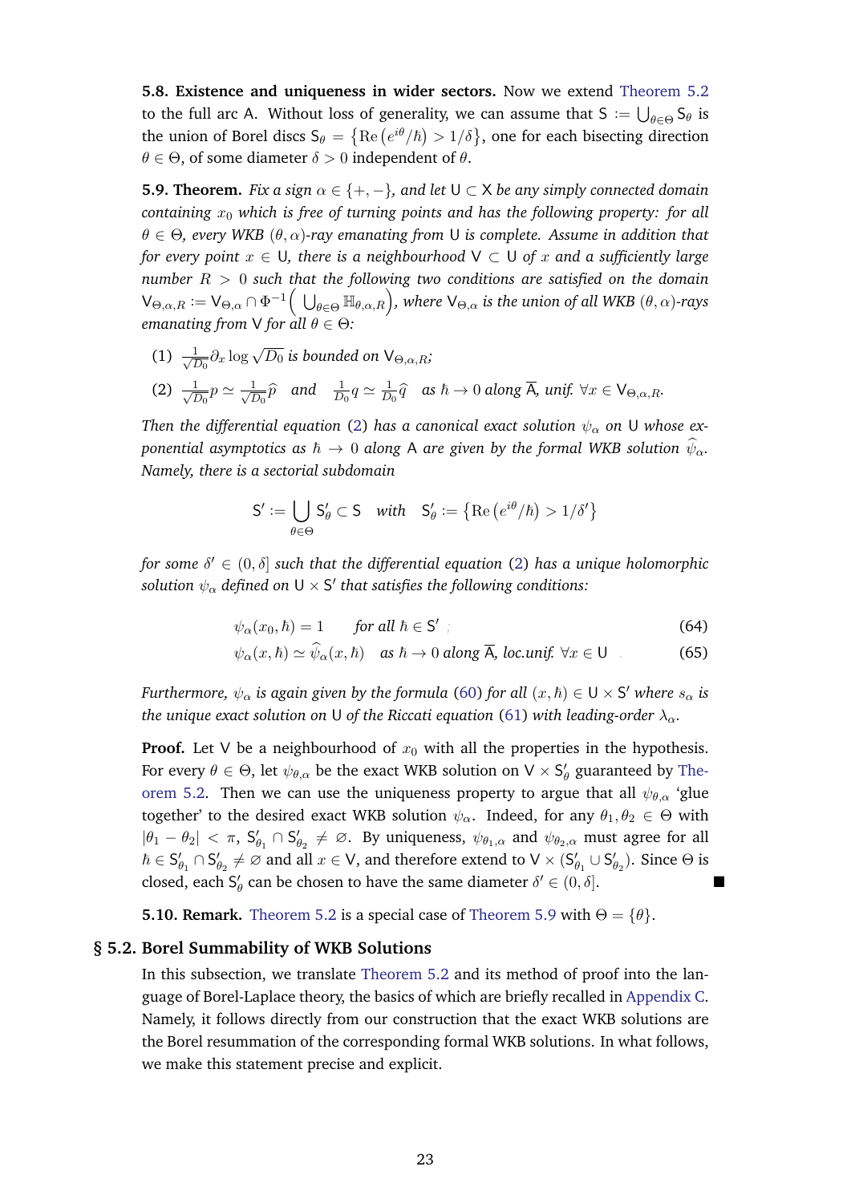**5.8. Existence and uniqueness in wider sectors.** Now we extend Theorem 5.2 to the full arc $\mathsf{A}$. Without loss of generality, we can assume that $\mathsf{S} := \bigcup_{\theta \in \Theta} \mathsf{S}_\theta$ is the union of Borel discs $\mathsf{S}_\theta = \left\{ \mathrm{Re}\left(e^{i\theta}/\hbar\right) > 1/\delta \right\}$, one for each bisecting direction $\theta \in \Theta$, of some diameter $\delta > 0$ independent of $\theta$.

**5.9. Theorem.** *Fix a sign $\alpha \in \{+, -\}$, and let $\mathsf{U} \subset \mathsf{X}$ be any simply connected domain containing $x_0$ which is free of turning points and has the following property: for all $\theta \in \Theta$, every WKB $(\theta, \alpha)$-ray emanating from $\mathsf{U}$ is complete. Assume in addition that for every point $x \in \mathsf{U}$, there is a neighbourhood $\mathsf{V} \subset \mathsf{U}$ of $x$ and a sufficiently large number $R > 0$ such that the following two conditions are satisfied on the domain $\mathsf{V}_{\Theta,\alpha,R} := \mathsf{V}_{\Theta,\alpha} \cap \Phi^{-1}\Big( \bigcup_{\theta \in \Theta} \mathbb{H}_{\theta,\alpha,R} \Big)$, where $\mathsf{V}_{\Theta,\alpha}$ is the union of all WKB $(\theta, \alpha)$-rays emanating from $\mathsf{V}$ for all $\theta \in \Theta$:*

1. *$\frac{1}{\sqrt{D_0}} \partial_x \log \sqrt{D_0}$ is bounded on $\mathsf{V}_{\Theta,\alpha,R}$;*
2. *$\frac{1}{\sqrt{D_0}} p \simeq \frac{1}{\sqrt{D_0}} \widehat{p}$ and $\frac{1}{D_0} q \simeq \frac{1}{D_0} \widehat{q}$ as $\hbar \to 0$ along $\overline{\mathsf{A}}$, unif. $\forall x \in \mathsf{V}_{\Theta,\alpha,R}$.*

*Then the differential equation (2) has a canonical exact solution $\psi_\alpha$ on $\mathsf{U}$ whose exponential asymptotics as $\hbar \to 0$ along $\mathsf{A}$ are given by the formal WKB solution $\widehat{\psi}_\alpha$. Namely, there is a sectorial subdomain*

$$
\mathsf{S}' := \bigcup_{\theta \in \Theta} \mathsf{S}'_\theta \subset \mathsf{S} \quad \text{with} \quad \mathsf{S}'_\theta := \left\{ \mathrm{Re}\left(e^{i\theta}/\hbar\right) > 1/\delta' \right\}
$$

*for some $\delta' \in (0, \delta]$ such that the differential equation (2) has a unique holomorphic solution $\psi_\alpha$ defined on $\mathsf{U} \times \mathsf{S}'$ that satisfies the following conditions:*

$$
\psi_\alpha(x_0, \hbar) = 1 \qquad \text{for all } \hbar \in \mathsf{S}' \tag{64}
$$

$$
\psi_\alpha(x, \hbar) \simeq \widehat{\psi}_\alpha(x, \hbar) \quad \text{as } \hbar \to 0 \text{ along } \overline{\mathsf{A}}, \text{ loc.unif. } \forall x \in \mathsf{U} \tag{65}
$$

*Furthermore, $\psi_\alpha$ is again given by the formula (60) for all $(x, \hbar) \in \mathsf{U} \times \mathsf{S}'$ where $s_\alpha$ is the unique exact solution on $\mathsf{U}$ of the Riccati equation (61) with leading-order $\lambda_\alpha$.*

**Proof.** Let $\mathsf{V}$ be a neighbourhood of $x_0$ with all the properties in the hypothesis. For every $\theta \in \Theta$, let $\psi_{\theta,\alpha}$ be the exact WKB solution on $\mathsf{V} \times \mathsf{S}'_\theta$ guaranteed by Theorem 5.2. Then we can use the uniqueness property to argue that all $\psi_{\theta,\alpha}$ 'glue together' to the desired exact WKB solution $\psi_\alpha$. Indeed, for any $\theta_1, \theta_2 \in \Theta$ with $|\theta_1 - \theta_2| < \pi$, $\mathsf{S}'_{\theta_1} \cap \mathsf{S}'_{\theta_2} \neq \varnothing$. By uniqueness, $\psi_{\theta_1,\alpha}$ and $\psi_{\theta_2,\alpha}$ must agree for all $\hbar \in \mathsf{S}'_{\theta_1} \cap \mathsf{S}'_{\theta_2} \neq \varnothing$ and all $x \in \mathsf{V}$, and therefore extend to $\mathsf{V} \times (\mathsf{S}'_{\theta_1} \cup \mathsf{S}'_{\theta_2})$. Since $\Theta$ is closed, each $\mathsf{S}'_\theta$ can be chosen to have the same diameter $\delta' \in (0, \delta]$. ∎

**5.10. Remark.** Theorem 5.2 is a special case of Theorem 5.9 with $\Theta = \{\theta\}$.

## § 5.2. Borel Summability of WKB Solutions

In this subsection, we translate Theorem 5.2 and its method of proof into the language of Borel-Laplace theory, the basics of which are briefly recalled in Appendix C. Namely, it follows directly from our construction that the exact WKB solutions are the Borel resummation of the corresponding formal WKB solutions. In what follows, we make this statement precise and explicit.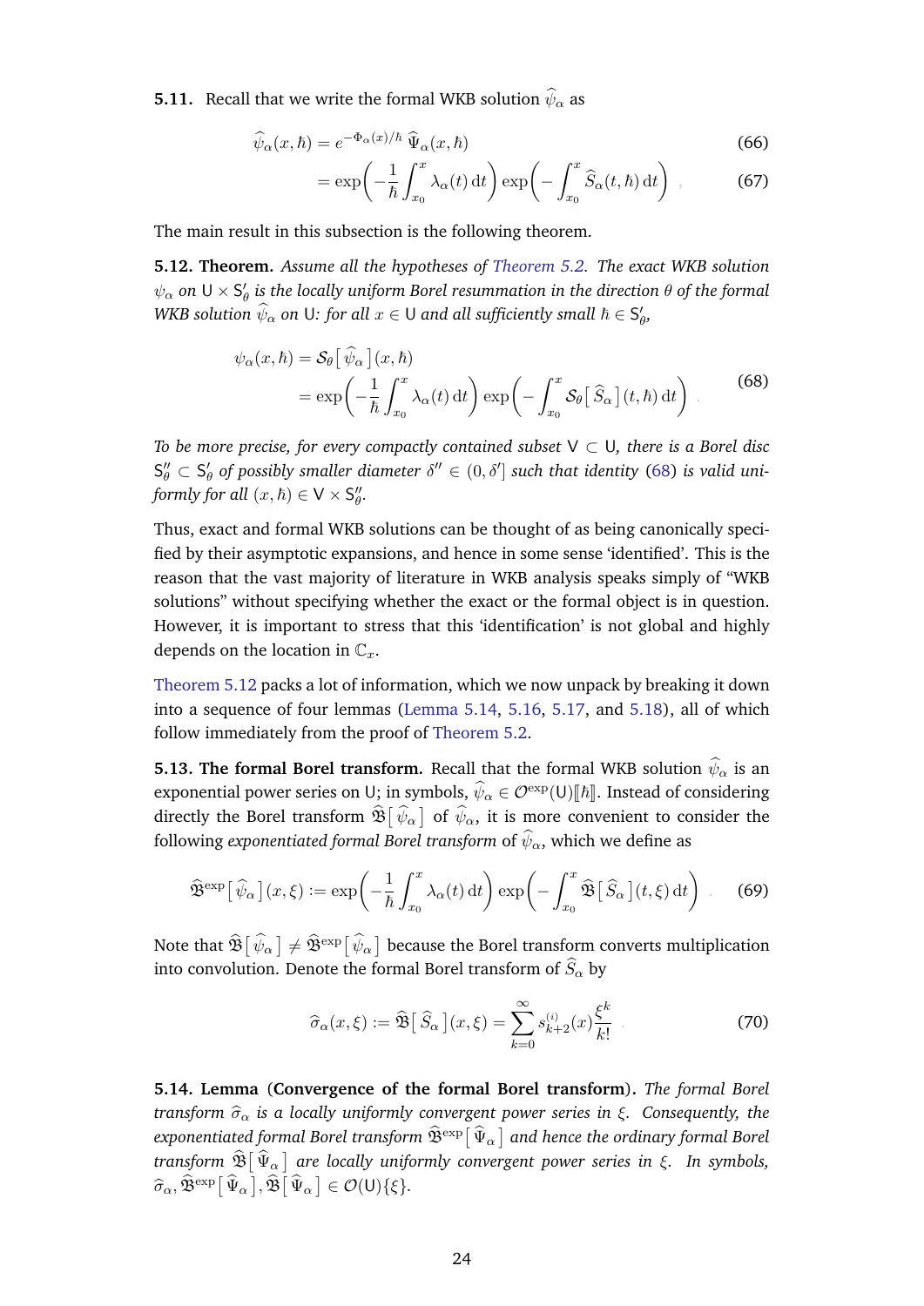**5.11.** Recall that we write the formal WKB solution $\widehat{\psi}_\alpha$ as

$$\widehat{\psi}_\alpha(x,\hbar) = e^{-\Phi_\alpha(x)/\hbar}\,\widehat{\Psi}_\alpha(x,\hbar) \tag{66}$$

$$= \exp\bigg(-\frac{1}{\hbar}\int_{x_0}^{x}\lambda_\alpha(t)\,\mathrm{d}t\bigg)\exp\bigg(-\int_{x_0}^{x}\widehat{S}_\alpha(t,\hbar)\,\mathrm{d}t\bigg)\ . \tag{67}$$

The main result in this subsection is the following theorem.

**5.12. Theorem.** *Assume all the hypotheses of Theorem 5.2. The exact WKB solution $\psi_\alpha$ on $\mathsf{U}\times\mathsf{S}'_\theta$ is the locally uniform Borel resummation in the direction $\theta$ of the formal WKB solution $\widehat{\psi}_\alpha$ on $\mathsf{U}$: for all $x\in\mathsf{U}$ and all sufficiently small $\hbar\in\mathsf{S}'_\theta$,*

$$\begin{aligned}\psi_\alpha(x,\hbar) &= \mathcal{S}_\theta\big[\,\widehat{\psi}_\alpha\,\big](x,\hbar)\\ &= \exp\bigg(-\frac{1}{\hbar}\int_{x_0}^{x}\lambda_\alpha(t)\,\mathrm{d}t\bigg)\exp\bigg(-\int_{x_0}^{x}\mathcal{S}_\theta\big[\,\widehat{S}_\alpha\,\big](t,\hbar)\,\mathrm{d}t\bigg)\ .\end{aligned} \tag{68}$$

*To be more precise, for every compactly contained subset $\mathsf{V}\subset\mathsf{U}$, there is a Borel disc $\mathsf{S}''_\theta\subset\mathsf{S}'_\theta$ of possibly smaller diameter $\delta''\in(0,\delta']$ such that identity (68) is valid uniformly for all $(x,\hbar)\in\mathsf{V}\times\mathsf{S}''_\theta$.*

Thus, exact and formal WKB solutions can be thought of as being canonically specified by their asymptotic expansions, and hence in some sense 'identified'. This is the reason that the vast majority of literature in WKB analysis speaks simply of "WKB solutions" without specifying whether the exact or the formal object is in question. However, it is important to stress that this 'identification' is not global and highly depends on the location in $\mathbb{C}_x$.

Theorem 5.12 packs a lot of information, which we now unpack by breaking it down into a sequence of four lemmas (Lemma 5.14, 5.16, 5.17, and 5.18), all of which follow immediately from the proof of Theorem 5.2.

**5.13. The formal Borel transform.** Recall that the formal WKB solution $\widehat{\psi}_\alpha$ is an exponential power series on $\mathsf{U}$; in symbols, $\widehat{\psi}_\alpha\in\mathcal{O}^{\exp}(\mathsf{U})[\![\hbar]\!]$. Instead of considering directly the Borel transform $\widehat{\mathfrak{B}}\big[\,\widehat{\psi}_\alpha\,\big]$ of $\widehat{\psi}_\alpha$, it is more convenient to consider the following *exponentiated formal Borel transform* of $\widehat{\psi}_\alpha$, which we define as

$$\widehat{\mathfrak{B}}^{\exp}\big[\,\widehat{\psi}_\alpha\,\big](x,\xi) := \exp\bigg(-\frac{1}{\hbar}\int_{x_0}^{x}\lambda_\alpha(t)\,\mathrm{d}t\bigg)\exp\bigg(-\int_{x_0}^{x}\widehat{\mathfrak{B}}\big[\,\widehat{S}_\alpha\,\big](t,\xi)\,\mathrm{d}t\bigg)\ . \tag{69}$$

Note that $\widehat{\mathfrak{B}}\big[\,\widehat{\psi}_\alpha\,\big]\neq\widehat{\mathfrak{B}}^{\exp}\big[\,\widehat{\psi}_\alpha\,\big]$ because the Borel transform converts multiplication into convolution. Denote the formal Borel transform of $\widehat{S}_\alpha$ by

$$\widehat{\sigma}_\alpha(x,\xi) := \widehat{\mathfrak{B}}\big[\,\widehat{S}_\alpha\,\big](x,\xi) = \sum_{k=0}^{\infty} s^{(i)}_{k+2}(x)\frac{\xi^k}{k!}\ . \tag{70}$$

**5.14. Lemma (Convergence of the formal Borel transform).** *The formal Borel transform $\widehat{\sigma}_\alpha$ is a locally uniformly convergent power series in $\xi$. Consequently, the exponentiated formal Borel transform $\widehat{\mathfrak{B}}^{\exp}\big[\,\widehat{\Psi}_\alpha\,\big]$ and hence the ordinary formal Borel transform $\widehat{\mathfrak{B}}\big[\,\widehat{\Psi}_\alpha\,\big]$ are locally uniformly convergent power series in $\xi$. In symbols, $\widehat{\sigma}_\alpha, \widehat{\mathfrak{B}}^{\exp}\big[\,\widehat{\Psi}_\alpha\,\big], \widehat{\mathfrak{B}}\big[\,\widehat{\Psi}_\alpha\,\big]\in\mathcal{O}(\mathsf{U})\{\xi\}$.*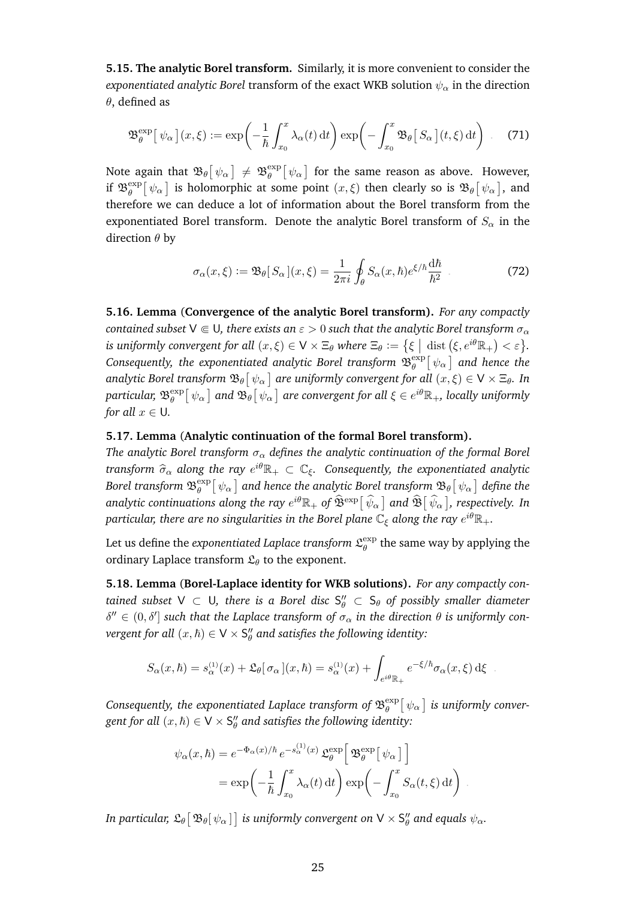**5.15. The analytic Borel transform.** Similarly, it is more convenient to consider the *exponentiated analytic Borel* transform of the exact WKB solution $\psi_\alpha$ in the direction $\theta$, defined as

$$\mathfrak{B}_\theta^{\exp}\big[\,\psi_\alpha\,\big](x,\xi) := \exp\bigg(-\frac{1}{\hbar}\int_{x_0}^{x}\lambda_\alpha(t)\,\mathrm{d}t\bigg)\exp\bigg(-\int_{x_0}^{x}\mathfrak{B}_\theta\big[\,S_\alpha\,\big](t,\xi)\,\mathrm{d}t\bigg) \quad . \tag{71}$$

Note again that $\mathfrak{B}_\theta\big[\,\psi_\alpha\,\big] \neq \mathfrak{B}_\theta^{\exp}\big[\,\psi_\alpha\,\big]$ for the same reason as above. However, if $\mathfrak{B}_\theta^{\exp}\big[\,\psi_\alpha\,\big]$ is holomorphic at some point $(x,\xi)$ then clearly so is $\mathfrak{B}_\theta\big[\,\psi_\alpha\,\big]$, and therefore we can deduce a lot of information about the Borel transform from the exponentiated Borel transform. Denote the analytic Borel transform of $S_\alpha$ in the direction $\theta$ by

$$\sigma_\alpha(x,\xi) := \mathfrak{B}_\theta[\,S_\alpha\,](x,\xi) = \frac{1}{2\pi i}\oint_\theta S_\alpha(x,\hbar)e^{\xi/\hbar}\frac{\mathrm{d}\hbar}{\hbar^2} \quad . \tag{72}$$

**5.16. Lemma (Convergence of the analytic Borel transform).** *For any compactly contained subset $\mathsf{V} \Subset \mathsf{U}$, there exists an $\varepsilon > 0$ such that the analytic Borel transform $\sigma_\alpha$ is uniformly convergent for all $(x,\xi) \in \mathsf{V} \times \Xi_\theta$ where $\Xi_\theta := \big\{\xi \;\big|\; \mathrm{dist}\,\big(\xi, e^{i\theta}\mathbb{R}_+\big) < \varepsilon\big\}$. Consequently, the exponentiated analytic Borel transform $\mathfrak{B}_\theta^{\exp}\big[\,\psi_\alpha\,\big]$ and hence the analytic Borel transform $\mathfrak{B}_\theta\big[\,\psi_\alpha\,\big]$ are uniformly convergent for all $(x,\xi) \in \mathsf{V} \times \Xi_\theta$. In particular, $\mathfrak{B}_\theta^{\exp}\big[\,\psi_\alpha\,\big]$ and $\mathfrak{B}_\theta\big[\,\psi_\alpha\,\big]$ are convergent for all $\xi \in e^{i\theta}\mathbb{R}_+$, locally uniformly for all $x \in \mathsf{U}$.*

**5.17. Lemma (Analytic continuation of the formal Borel transform).** *The analytic Borel transform $\sigma_\alpha$ defines the analytic continuation of the formal Borel transform $\widehat{\sigma}_\alpha$ along the ray $e^{i\theta}\mathbb{R}_+ \subset \mathbb{C}_\xi$. Consequently, the exponentiated analytic Borel transform $\mathfrak{B}_\theta^{\exp}\big[\,\psi_\alpha\,\big]$ and hence the analytic Borel transform $\mathfrak{B}_\theta\big[\,\psi_\alpha\,\big]$ define the analytic continuations along the ray $e^{i\theta}\mathbb{R}_+$ of $\widehat{\mathfrak{B}}^{\exp}\big[\,\widehat{\psi}_\alpha\,\big]$ and $\widehat{\mathfrak{B}}\big[\,\widehat{\psi}_\alpha\,\big]$, respectively. In particular, there are no singularities in the Borel plane $\mathbb{C}_\xi$ along the ray $e^{i\theta}\mathbb{R}_+$.*

Let us define the *exponentiated Laplace transform* $\mathfrak{L}_\theta^{\exp}$ the same way by applying the ordinary Laplace transform $\mathfrak{L}_\theta$ to the exponent.

**5.18. Lemma (Borel-Laplace identity for WKB solutions).** *For any compactly contained subset $\mathsf{V} \subset \mathsf{U}$, there is a Borel disc $\mathsf{S}''_\theta \subset \mathsf{S}_\theta$ of possibly smaller diameter $\delta'' \in (0,\delta']$ such that the Laplace transform of $\sigma_\alpha$ in the direction $\theta$ is uniformly convergent for all $(x,\hbar) \in \mathsf{V} \times \mathsf{S}''_\theta$ and satisfies the following identity:*

$$S_\alpha(x,\hbar) = s_\alpha^{(1)}(x) + \mathfrak{L}_\theta[\,\sigma_\alpha\,](x,\hbar) = s_\alpha^{(1)}(x) + \int_{e^{i\theta}\mathbb{R}_+} e^{-\xi/\hbar}\sigma_\alpha(x,\xi)\,\mathrm{d}\xi \quad .$$

*Consequently, the exponentiated Laplace transform of $\mathfrak{B}_\theta^{\exp}\big[\,\psi_\alpha\,\big]$ is uniformly convergent for all $(x,\hbar) \in \mathsf{V} \times \mathsf{S}''_\theta$ and satisfies the following identity:*

$$\begin{aligned}
\psi_\alpha(x,\hbar) &= e^{-\Phi_\alpha(x)/\hbar}\, e^{-s_\alpha^{(1)}(x)}\, \mathfrak{L}_\theta^{\exp}\Big[\,\mathfrak{B}_\theta^{\exp}\big[\,\psi_\alpha\,\big]\,\Big] \\
&= \exp\bigg(-\frac{1}{\hbar}\int_{x_0}^{x}\lambda_\alpha(t)\,\mathrm{d}t\bigg)\exp\bigg(-\int_{x_0}^{x}S_\alpha(t,\xi)\,\mathrm{d}t\bigg) \quad .
\end{aligned}$$

*In particular, $\mathfrak{L}_\theta\big[\,\mathfrak{B}_\theta[\,\psi_\alpha\,]\,\big]$ is uniformly convergent on $\mathsf{V} \times \mathsf{S}''_\theta$ and equals $\psi_\alpha$.*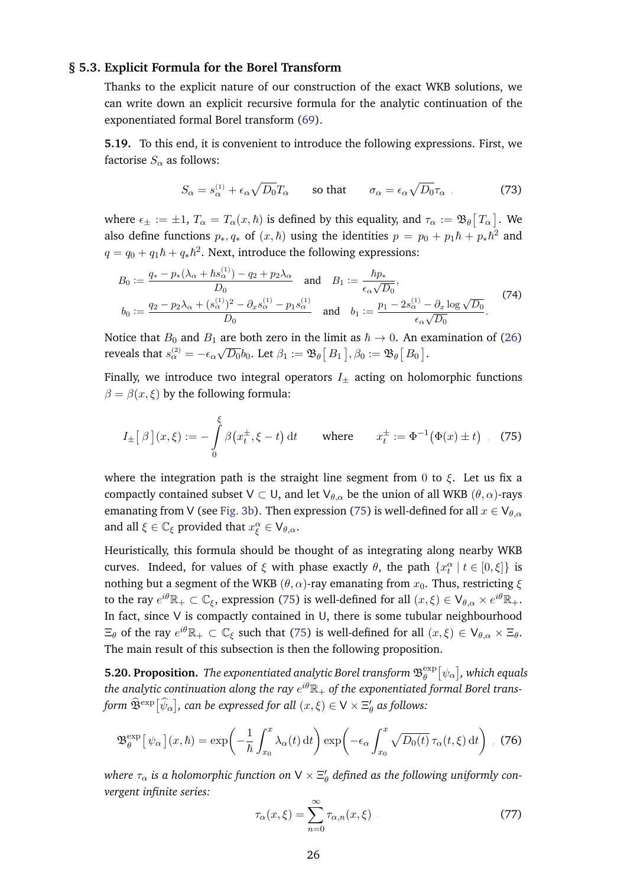## § 5.3. Explicit Formula for the Borel Transform

Thanks to the explicit nature of our construction of the exact WKB solutions, we can write down an explicit recursive formula for the analytic continuation of the exponentiated formal Borel transform (69).

**5.19.** To this end, it is convenient to introduce the following expressions. First, we factorise $S_\alpha$ as follows:

$$S_\alpha = s_\alpha^{(1)} + \epsilon_\alpha \sqrt{D_0} T_\alpha \qquad \text{so that} \qquad \sigma_\alpha = \epsilon_\alpha \sqrt{D_0} \tau_\alpha \ , \tag{73}$$

where $\epsilon_\pm := \pm 1$, $T_\alpha = T_\alpha(x, \hbar)$ is defined by this equality, and $\tau_\alpha := \mathfrak{B}_\theta\big[\, T_\alpha \,\big]$. We also define functions $p_*, q_*$ of $(x, \hbar)$ using the identities $p = p_0 + p_1 \hbar + p_* \hbar^2$ and $q = q_0 + q_1 \hbar + q_* \hbar^2$. Next, introduce the following expressions:

$$\begin{aligned}
B_0 &:= \frac{q_* - p_*(\lambda_\alpha + \hbar s_\alpha^{(1)}) - q_2 + p_2 \lambda_\alpha}{D_0} \quad \text{and} \quad B_1 := \frac{\hbar p_*}{\epsilon_\alpha \sqrt{D_0}}, \\
b_0 &:= \frac{q_2 - p_2 \lambda_\alpha + (s_\alpha^{(1)})^2 - \partial_x s_\alpha^{(1)} - p_1 s_\alpha^{(1)}}{D_0} \quad \text{and} \quad b_1 := \frac{p_1 - 2 s_\alpha^{(1)} - \partial_x \log \sqrt{D_0}}{\epsilon_\alpha \sqrt{D_0}}.
\end{aligned} \tag{74}$$

Notice that $B_0$ and $B_1$ are both zero in the limit as $\hbar \to 0$. An examination of (26) reveals that $s_\alpha^{(2)} = -\epsilon_\alpha \sqrt{D_0} b_0$. Let $\beta_1 := \mathfrak{B}_\theta\big[\, B_1 \,\big], \beta_0 := \mathfrak{B}_\theta\big[\, B_0 \,\big]$.

Finally, we introduce two integral operators $I_\pm$ acting on holomorphic functions $\beta = \beta(x, \xi)$ by the following formula:

$$I_\pm\big[\, \beta \,\big](x, \xi) := - \int_0^\xi \beta\big(x_t^\pm, \xi - t\big)\, \mathrm{d}t \qquad \text{where} \qquad x_t^\pm := \Phi^{-1}\big(\Phi(x) \pm t\big) \ , \tag{75}$$

where the integration path is the straight line segment from $0$ to $\xi$. Let us fix a compactly contained subset $\mathsf{V} \subset \mathsf{U}$, and let $\mathsf{V}_{\theta,\alpha}$ be the union of all WKB $(\theta, \alpha)$-rays emanating from $\mathsf{V}$ (see Fig. 3b). Then expression (75) is well-defined for all $x \in \mathsf{V}_{\theta,\alpha}$ and all $\xi \in \mathbb{C}_\xi$ provided that $x_\xi^\alpha \in \mathsf{V}_{\theta,\alpha}$.

Heuristically, this formula should be thought of as integrating along nearby WKB curves. Indeed, for values of $\xi$ with phase exactly $\theta$, the path $\{x_t^\alpha \mid t \in [0, \xi]\}$ is nothing but a segment of the WKB $(\theta, \alpha)$-ray emanating from $x_0$. Thus, restricting $\xi$ to the ray $e^{i\theta}\mathbb{R}_+ \subset \mathbb{C}_\xi$, expression (75) is well-defined for all $(x, \xi) \in \mathsf{V}_{\theta,\alpha} \times e^{i\theta}\mathbb{R}_+$. In fact, since $\mathsf{V}$ is compactly contained in $\mathsf{U}$, there is some tubular neighbourhood $\Xi_\theta$ of the ray $e^{i\theta}\mathbb{R}_+ \subset \mathbb{C}_\xi$ such that (75) is well-defined for all $(x, \xi) \in \mathsf{V}_{\theta,\alpha} \times \Xi_\theta$. The main result of this subsection is then the following proposition.

**5.20. Proposition.** *The exponentiated analytic Borel transform $\mathfrak{B}_\theta^{\exp}\big[\psi_\alpha\big]$, which equals the analytic continuation along the ray $e^{i\theta}\mathbb{R}_+$ of the exponentiated formal Borel transform $\widehat{\mathfrak{B}}^{\exp}\big[\widehat{\psi}_\alpha\big]$, can be expressed for all $(x, \xi) \in \mathsf{V} \times \Xi'_\theta$ as follows:*

$$\mathfrak{B}_\theta^{\exp}\big[\, \psi_\alpha \,\big](x, \hbar) = \exp\!\left( -\frac{1}{\hbar} \int_{x_0}^x \lambda_\alpha(t)\, \mathrm{d}t \right) \exp\!\left( -\epsilon_\alpha \int_{x_0}^x \sqrt{D_0(t)}\, \tau_\alpha(t, \xi)\, \mathrm{d}t \right) \ , \tag{76}$$

*where $\tau_\alpha$ is a holomorphic function on $\mathsf{V} \times \Xi'_\theta$ defined as the following uniformly convergent infinite series:*

$$\tau_\alpha(x, \xi) = \sum_{n=0}^\infty \tau_{\alpha,n}(x, \xi) \ . \tag{77}$$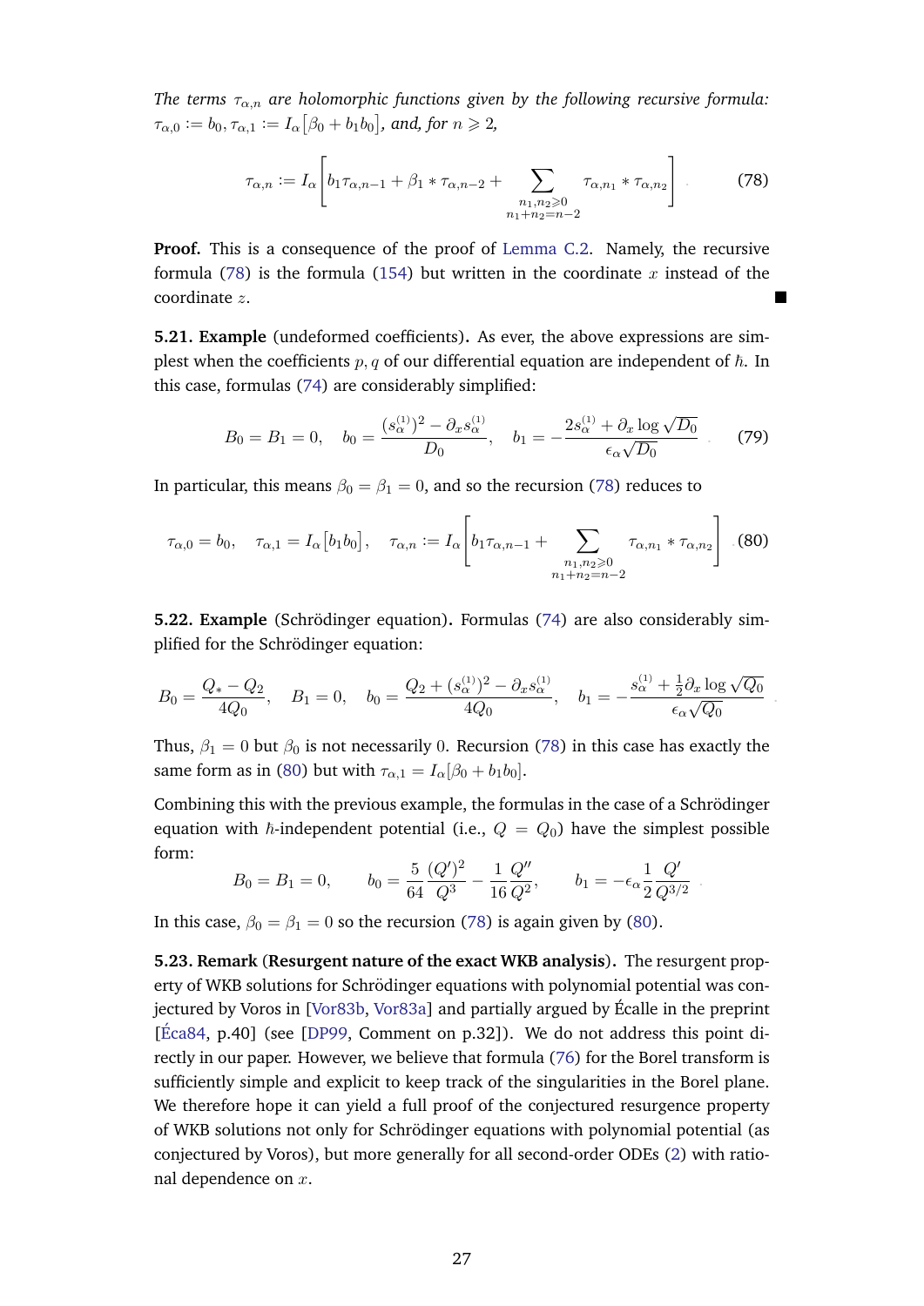*The terms $\tau_{\alpha,n}$ are holomorphic functions given by the following recursive formula:* $\tau_{\alpha,0} := b_0$, $\tau_{\alpha,1} := I_\alpha\big[\beta_0 + b_1 b_0\big]$, *and, for* $n \geqslant 2$,

$$
\tau_{\alpha,n} := I_\alpha\left[ b_1 \tau_{\alpha,n-1} + \beta_1 * \tau_{\alpha,n-2} + \sum_{\substack{n_1,n_2 \geqslant 0 \\ n_1+n_2=n-2}} \tau_{\alpha,n_1} * \tau_{\alpha,n_2} \right] . \tag{78}
$$

**Proof.** This is a consequence of the proof of Lemma C.2. Namely, the recursive formula (78) is the formula (154) but written in the coordinate $x$ instead of the coordinate $z$. ∎

**5.21. Example** (undeformed coefficients)**.** As ever, the above expressions are simplest when the coefficients $p, q$ of our differential equation are independent of $\hbar$. In this case, formulas (74) are considerably simplified:

$$
B_0 = B_1 = 0, \quad b_0 = \frac{(s_\alpha^{(1)})^2 - \partial_x s_\alpha^{(1)}}{D_0}, \quad b_1 = -\frac{2 s_\alpha^{(1)} + \partial_x \log \sqrt{D_0}}{\epsilon_\alpha \sqrt{D_0}} . \tag{79}
$$

In particular, this means $\beta_0 = \beta_1 = 0$, and so the recursion (78) reduces to

$$
\tau_{\alpha,0} = b_0, \quad \tau_{\alpha,1} = I_\alpha\big[b_1 b_0\big], \quad \tau_{\alpha,n} := I_\alpha\left[ b_1 \tau_{\alpha,n-1} + \sum_{\substack{n_1,n_2 \geqslant 0 \\ n_1+n_2=n-2}} \tau_{\alpha,n_1} * \tau_{\alpha,n_2} \right] . \tag{80}
$$

**5.22. Example** (Schrödinger equation)**.** Formulas (74) are also considerably simplified for the Schrödinger equation:

$$
B_0 = \frac{Q_* - Q_2}{4Q_0}, \quad B_1 = 0, \quad b_0 = \frac{Q_2 + (s_\alpha^{(1)})^2 - \partial_x s_\alpha^{(1)}}{4Q_0}, \quad b_1 = -\frac{s_\alpha^{(1)} + \frac{1}{2}\partial_x \log \sqrt{Q_0}}{\epsilon_\alpha \sqrt{Q_0}} .
$$

Thus, $\beta_1 = 0$ but $\beta_0$ is not necessarily $0$. Recursion (78) in this case has exactly the same form as in (80) but with $\tau_{\alpha,1} = I_\alpha[\beta_0 + b_1 b_0]$.

Combining this with the previous example, the formulas in the case of a Schrödinger equation with $\hbar$-independent potential (i.e., $Q = Q_0$) have the simplest possible form:

$$
B_0 = B_1 = 0, \qquad b_0 = \frac{5}{64}\frac{(Q')^2}{Q^3} - \frac{1}{16}\frac{Q''}{Q^2}, \qquad b_1 = -\epsilon_\alpha \frac{1}{2}\frac{Q'}{Q^{3/2}} .
$$

In this case, $\beta_0 = \beta_1 = 0$ so the recursion (78) is again given by (80).

**5.23. Remark** (**Resurgent nature of the exact WKB analysis**)**.** The resurgent property of WKB solutions for Schrödinger equations with polynomial potential was conjectured by Voros in [Vor83b, Vor83a] and partially argued by Écalle in the preprint [Éca84, p.40] (see [DP99, Comment on p.32]). We do not address this point directly in our paper. However, we believe that formula (76) for the Borel transform is sufficiently simple and explicit to keep track of the singularities in the Borel plane. We therefore hope it can yield a full proof of the conjectured resurgence property of WKB solutions not only for Schrödinger equations with polynomial potential (as conjectured by Voros), but more generally for all second-order ODEs (2) with rational dependence on $x$.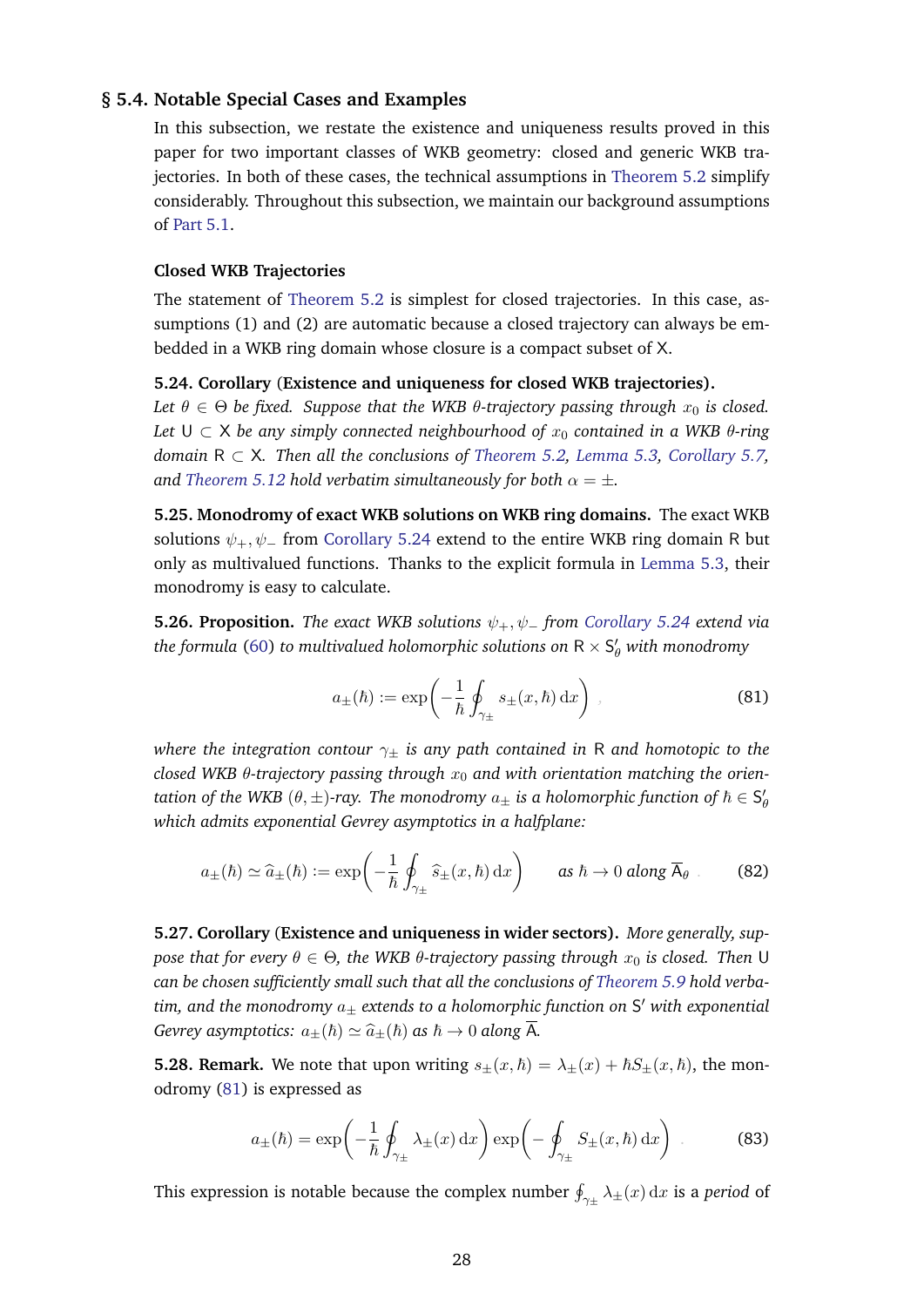## § 5.4. Notable Special Cases and Examples

In this subsection, we restate the existence and uniqueness results proved in this paper for two important classes of WKB geometry: closed and generic WKB trajectories. In both of these cases, the technical assumptions in Theorem 5.2 simplify considerably. Throughout this subsection, we maintain our background assumptions of Part 5.1.

### Closed WKB Trajectories

The statement of Theorem 5.2 is simplest for closed trajectories. In this case, assumptions (1) and (2) are automatic because a closed trajectory can always be embedded in a WKB ring domain whose closure is a compact subset of $\mathsf{X}$.

**5.24. Corollary (Existence and uniqueness for closed WKB trajectories).** *Let $\theta \in \Theta$ be fixed. Suppose that the WKB $\theta$-trajectory passing through $x_0$ is closed. Let $\mathsf{U} \subset \mathsf{X}$ be any simply connected neighbourhood of $x_0$ contained in a WKB $\theta$-ring domain $\mathsf{R} \subset \mathsf{X}$. Then all the conclusions of Theorem 5.2, Lemma 5.3, Corollary 5.7, and Theorem 5.12 hold verbatim simultaneously for both $\alpha = \pm$.*

**5.25. Monodromy of exact WKB solutions on WKB ring domains.** The exact WKB solutions $\psi_+, \psi_-$ from Corollary 5.24 extend to the entire WKB ring domain $\mathsf{R}$ but only as multivalued functions. Thanks to the explicit formula in Lemma 5.3, their monodromy is easy to calculate.

**5.26. Proposition.** *The exact WKB solutions $\psi_+, \psi_-$ from Corollary 5.24 extend via the formula (60) to multivalued holomorphic solutions on $\mathsf{R} \times \mathsf{S}'_\theta$ with monodromy*

$$
a_\pm(\hbar) := \exp\left( -\frac{1}{\hbar} \oint_{\gamma_\pm} s_\pm(x, \hbar) \, \mathrm{d}x \right) , \tag{81}
$$

*where the integration contour $\gamma_\pm$ is any path contained in $\mathsf{R}$ and homotopic to the closed WKB $\theta$-trajectory passing through $x_0$ and with orientation matching the orientation of the WKB $(\theta, \pm)$-ray. The monodromy $a_\pm$ is a holomorphic function of $\hbar \in \mathsf{S}'_\theta$ which admits exponential Gevrey asymptotics in a halfplane:*

$$
a_\pm(\hbar) \simeq \widehat{a}_\pm(\hbar) := \exp\left( -\frac{1}{\hbar} \oint_{\gamma_\pm} \widehat{s}_\pm(x, \hbar) \, \mathrm{d}x \right) \qquad \text{as } \hbar \to 0 \text{ along } \overline{\mathsf{A}}_\theta . \tag{82}
$$

**5.27. Corollary (Existence and uniqueness in wider sectors).** *More generally, suppose that for every $\theta \in \Theta$, the WKB $\theta$-trajectory passing through $x_0$ is closed. Then $\mathsf{U}$ can be chosen sufficiently small such that all the conclusions of Theorem 5.9 hold verbatim, and the monodromy $a_\pm$ extends to a holomorphic function on $\mathsf{S}'$ with exponential Gevrey asymptotics: $a_\pm(\hbar) \simeq \widehat{a}_\pm(\hbar)$ as $\hbar \to 0$ along $\overline{\mathsf{A}}$.*

**5.28. Remark.** We note that upon writing $s_\pm(x, \hbar) = \lambda_\pm(x) + \hbar S_\pm(x, \hbar)$, the monodromy (81) is expressed as

$$
a_\pm(\hbar) = \exp\left( -\frac{1}{\hbar} \oint_{\gamma_\pm} \lambda_\pm(x) \, \mathrm{d}x \right) \exp\left( - \oint_{\gamma_\pm} S_\pm(x, \hbar) \, \mathrm{d}x \right) . \tag{83}
$$

This expression is notable because the complex number $\oint_{\gamma_\pm} \lambda_\pm(x) \, \mathrm{d}x$ is a *period* of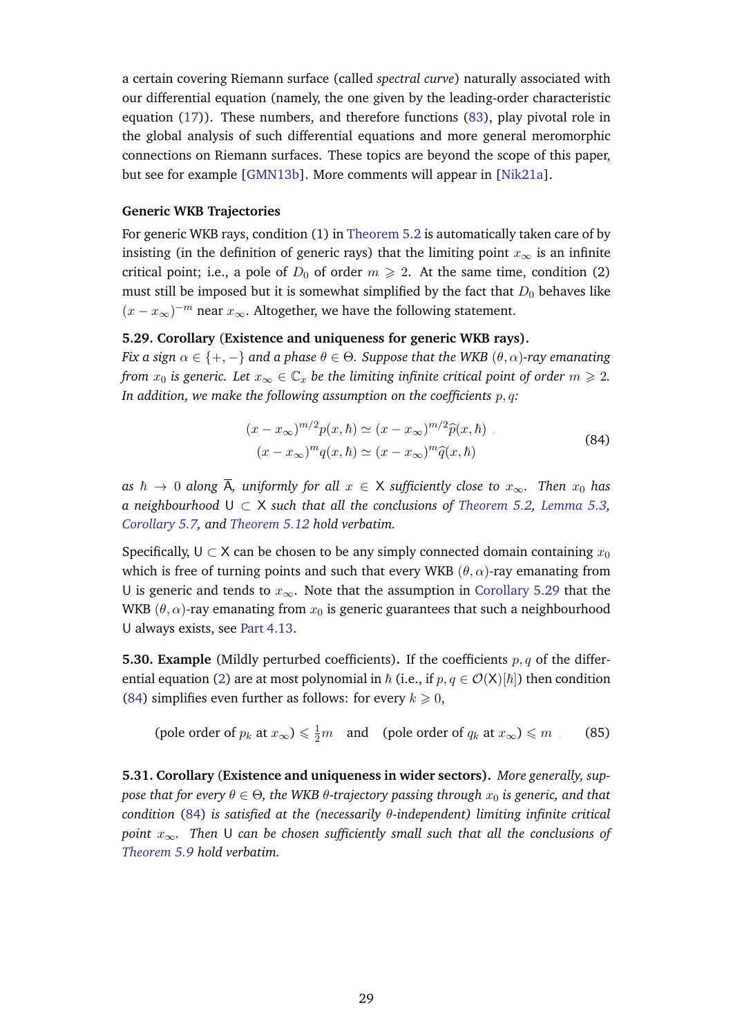a certain covering Riemann surface (called *spectral curve*) naturally associated with our differential equation (namely, the one given by the leading-order characteristic equation (17)). These numbers, and therefore functions (83), play pivotal role in the global analysis of such differential equations and more general meromorphic connections on Riemann surfaces. These topics are beyond the scope of this paper, but see for example [GMN13b]. More comments will appear in [Nik21a].

#### Generic WKB Trajectories

For generic WKB rays, condition (1) in Theorem 5.2 is automatically taken care of by insisting (in the definition of generic rays) that the limiting point $x_\infty$ is an infinite critical point; i.e., a pole of $D_0$ of order $m \geqslant 2$. At the same time, condition (2) must still be imposed but it is somewhat simplified by the fact that $D_0$ behaves like $(x - x_\infty)^{-m}$ near $x_\infty$. Altogether, we have the following statement.

**5.29. Corollary (Existence and uniqueness for generic WKB rays).** *Fix a sign $\alpha \in \{+,-\}$ and a phase $\theta \in \Theta$. Suppose that the WKB $(\theta,\alpha)$-ray emanating from $x_0$ is generic. Let $x_\infty \in \mathbb{C}_x$ be the limiting infinite critical point of order $m \geqslant 2$. In addition, we make the following assumption on the coefficients $p, q$:*

$$
\begin{aligned}
(x - x_\infty)^{m/2} p(x,\hbar) &\simeq (x - x_\infty)^{m/2} \widehat{p}(x,\hbar) , \\
(x - x_\infty)^{m} q(x,\hbar) &\simeq (x - x_\infty)^{m} \widehat{q}(x,\hbar)
\end{aligned}
\tag{84}
$$

*as $\hbar \to 0$ along $\overline{\mathsf{A}}$, uniformly for all $x \in \mathsf{X}$ sufficiently close to $x_\infty$. Then $x_0$ has a neighbourhood $\mathsf{U} \subset \mathsf{X}$ such that all the conclusions of Theorem 5.2, Lemma 5.3, Corollary 5.7, and Theorem 5.12 hold verbatim.*

Specifically, $\mathsf{U} \subset \mathsf{X}$ can be chosen to be any simply connected domain containing $x_0$ which is free of turning points and such that every WKB $(\theta,\alpha)$-ray emanating from $\mathsf{U}$ is generic and tends to $x_\infty$. Note that the assumption in Corollary 5.29 that the WKB $(\theta,\alpha)$-ray emanating from $x_0$ is generic guarantees that such a neighbourhood $\mathsf{U}$ always exists, see Part 4.13.

**5.30. Example** (Mildly perturbed coefficients)**.** If the coefficients $p, q$ of the differential equation (2) are at most polynomial in $\hbar$ (i.e., if $p, q \in \mathcal{O}(\mathsf{X})[\hbar]$) then condition (84) simplifies even further as follows: for every $k \geqslant 0$,

$$
(\text{pole order of } p_k \text{ at } x_\infty) \leqslant \tfrac{1}{2}m \quad \text{and} \quad (\text{pole order of } q_k \text{ at } x_\infty) \leqslant m . \tag{85}
$$

**5.31. Corollary (Existence and uniqueness in wider sectors).** *More generally, suppose that for every $\theta \in \Theta$, the WKB $\theta$-trajectory passing through $x_0$ is generic, and that condition (84) is satisfied at the (necessarily $\theta$-independent) limiting infinite critical point $x_\infty$. Then $\mathsf{U}$ can be chosen sufficiently small such that all the conclusions of Theorem 5.9 hold verbatim.*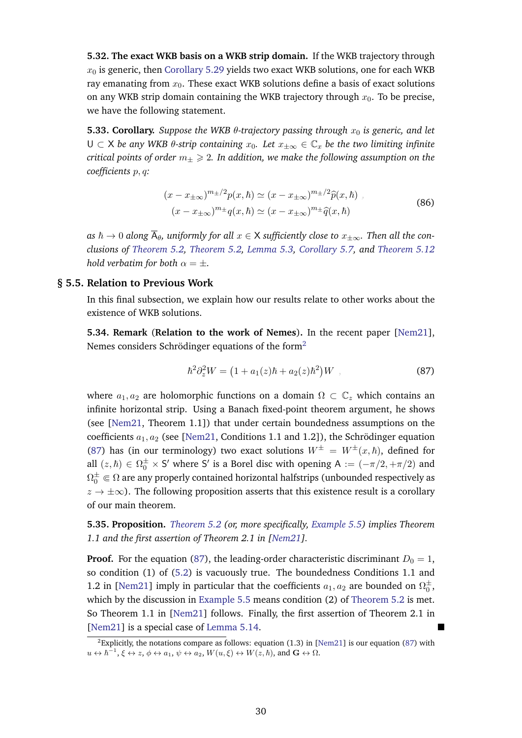**5.32. The exact WKB basis on a WKB strip domain.** If the WKB trajectory through $x_0$ is generic, then Corollary 5.29 yields two exact WKB solutions, one for each WKB ray emanating from $x_0$. These exact WKB solutions define a basis of exact solutions on any WKB strip domain containing the WKB trajectory through $x_0$. To be precise, we have the following statement.

**5.33. Corollary.** *Suppose the WKB $\theta$-trajectory passing through $x_0$ is generic, and let $\mathsf{U} \subset \mathsf{X}$ be any WKB $\theta$-strip containing $x_0$. Let $x_{\pm\infty} \in \mathbb{C}_x$ be the two limiting infinite critical points of order $m_\pm \geqslant 2$. In addition, we make the following assumption on the coefficients $p, q$:*

$$
\begin{aligned}
(x - x_{\pm\infty})^{m_\pm/2} p(x, \hbar) &\simeq (x - x_{\pm\infty})^{m_\pm/2} \widehat{p}(x, \hbar) \;, \\
(x - x_{\pm\infty})^{m_\pm} q(x, \hbar) &\simeq (x - x_{\pm\infty})^{m_\pm} \widehat{q}(x, \hbar)
\end{aligned}
\tag{86}
$$

*as $\hbar \to 0$ along $\overline{\mathsf{A}}_\theta$, uniformly for all $x \in \mathsf{X}$ sufficiently close to $x_{\pm\infty}$. Then all the conclusions of Theorem 5.2, Theorem 5.2, Lemma 5.3, Corollary 5.7, and Theorem 5.12 hold verbatim for both $\alpha = \pm$.*

## § 5.5. Relation to Previous Work

In this final subsection, we explain how our results relate to other works about the existence of WKB solutions.

**5.34. Remark (Relation to the work of Nemes).** In the recent paper [Nem21], Nemes considers Schrödinger equations of the form[2]

$$
\hbar^2 \partial_z^2 W = \big(1 + a_1(z)\hbar + a_2(z)\hbar^2\big) W \;,
\tag{87}
$$

where $a_1, a_2$ are holomorphic functions on a domain $\Omega \subset \mathbb{C}_z$ which contains an infinite horizontal strip. Using a Banach fixed-point theorem argument, he shows (see [Nem21, Theorem 1.1]) that under certain boundedness assumptions on the coefficients $a_1, a_2$ (see [Nem21, Conditions 1.1 and 1.2]), the Schrödinger equation (87) has (in our terminology) two exact solutions $W^\pm = W^\pm(x, \hbar)$, defined for all $(z, \hbar) \in \Omega_0^\pm \times \mathsf{S}'$ where $\mathsf{S}'$ is a Borel disc with opening $\mathsf{A} := (-\pi/2, +\pi/2)$ and $\Omega_0^\pm \Subset \Omega$ are any properly contained horizontal halfstrips (unbounded respectively as $z \to \pm\infty$). The following proposition asserts that this existence result is a corollary of our main theorem.

**5.35. Proposition.** *Theorem 5.2 (or, more specifically, Example 5.5) implies Theorem 1.1 and the first assertion of Theorem 2.1 in [Nem21].*

**Proof.** For the equation (87), the leading-order characteristic discriminant $D_0 = 1$, so condition (1) of (5.2) is vacuously true. The boundedness Conditions 1.1 and 1.2 in [Nem21] imply in particular that the coefficients $a_1, a_2$ are bounded on $\Omega_0^\pm$, which by the discussion in Example 5.5 means condition (2) of Theorem 5.2 is met. So Theorem 1.1 in [Nem21] follows. Finally, the first assertion of Theorem 2.1 in [Nem21] is a special case of Lemma 5.14. ∎

[2] Explicitly, the notations compare as follows: equation (1.3) in [Nem21] is our equation (87) with $u \leftrightarrow \hbar^{-1}$, $\xi \leftrightarrow z$, $\phi \leftrightarrow a_1$, $\psi \leftrightarrow a_2$, $W(u, \xi) \leftrightarrow W(z, \hbar)$, and $\mathbf{G} \leftrightarrow \Omega$.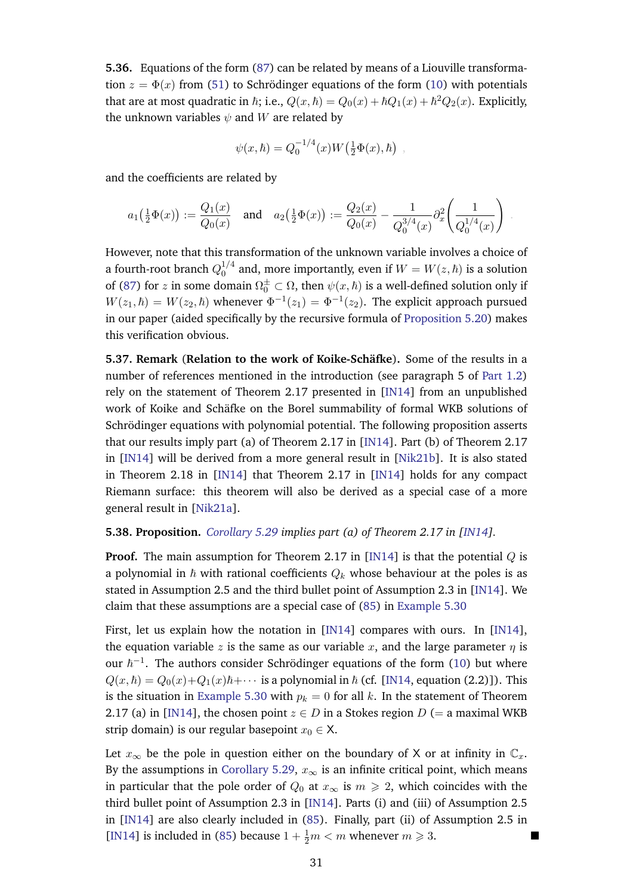**5.36.** Equations of the form (87) can be related by means of a Liouville transformation $z = \Phi(x)$ from (51) to Schrödinger equations of the form (10) with potentials that are at most quadratic in $\hbar$; i.e., $Q(x,\hbar) = Q_0(x) + \hbar Q_1(x) + \hbar^2 Q_2(x)$. Explicitly, the unknown variables $\psi$ and $W$ are related by

$$\psi(x,\hbar) = Q_0^{-1/4}(x) W\big(\tfrac{1}{2}\Phi(x), \hbar\big) \ ,$$

and the coefficients are related by

$$a_1\big(\tfrac{1}{2}\Phi(x)\big) := \frac{Q_1(x)}{Q_0(x)} \quad \text{and} \quad a_2\big(\tfrac{1}{2}\Phi(x)\big) := \frac{Q_2(x)}{Q_0(x)} - \frac{1}{Q_0^{3/4}(x)} \partial_x^2 \left( \frac{1}{Q_0^{1/4}(x)} \right) \ .$$

However, note that this transformation of the unknown variable involves a choice of a fourth-root branch $Q_0^{1/4}$ and, more importantly, even if $W = W(z,\hbar)$ is a solution of (87) for $z$ in some domain $\Omega_0^{\pm} \subset \Omega$, then $\psi(x,\hbar)$ is a well-defined solution only if $W(z_1,\hbar) = W(z_2,\hbar)$ whenever $\Phi^{-1}(z_1) = \Phi^{-1}(z_2)$. The explicit approach pursued in our paper (aided specifically by the recursive formula of Proposition 5.20) makes this verification obvious.

**5.37. Remark (Relation to the work of Koike-Schäfke).** Some of the results in a number of references mentioned in the introduction (see paragraph 5 of Part 1.2) rely on the statement of Theorem 2.17 presented in [IN14] from an unpublished work of Koike and Schäfke on the Borel summability of formal WKB solutions of Schrödinger equations with polynomial potential. The following proposition asserts that our results imply part (a) of Theorem 2.17 in [IN14]. Part (b) of Theorem 2.17 in [IN14] will be derived from a more general result in [Nik21b]. It is also stated in Theorem 2.18 in [IN14] that Theorem 2.17 in [IN14] holds for any compact Riemann surface: this theorem will also be derived as a special case of a more general result in [Nik21a].

**5.38. Proposition.** *Corollary 5.29 implies part (a) of Theorem 2.17 in [IN14].*

**Proof.** The main assumption for Theorem 2.17 in [IN14] is that the potential $Q$ is a polynomial in $\hbar$ with rational coefficients $Q_k$ whose behaviour at the poles is as stated in Assumption 2.5 and the third bullet point of Assumption 2.3 in [IN14]. We claim that these assumptions are a special case of (85) in Example 5.30

First, let us explain how the notation in [IN14] compares with ours. In [IN14], the equation variable $z$ is the same as our variable $x$, and the large parameter $\eta$ is our $\hbar^{-1}$. The authors consider Schrödinger equations of the form (10) but where $Q(x,\hbar) = Q_0(x) + Q_1(x)\hbar + \cdots$ is a polynomial in $\hbar$ (cf. [IN14, equation (2.2)]). This is the situation in Example 5.30 with $p_k = 0$ for all $k$. In the statement of Theorem 2.17 (a) in [IN14], the chosen point $z \in D$ in a Stokes region $D$ (= a maximal WKB strip domain) is our regular basepoint $x_0 \in \mathsf{X}$.

Let $x_\infty$ be the pole in question either on the boundary of $\mathsf{X}$ or at infinity in $\mathbb{C}_x$. By the assumptions in Corollary 5.29, $x_\infty$ is an infinite critical point, which means in particular that the pole order of $Q_0$ at $x_\infty$ is $m \geqslant 2$, which coincides with the third bullet point of Assumption 2.3 in [IN14]. Parts (i) and (iii) of Assumption 2.5 in [IN14] are also clearly included in (85). Finally, part (ii) of Assumption 2.5 in [IN14] is included in (85) because $1 + \frac{1}{2}m < m$ whenever $m \geqslant 3$. ∎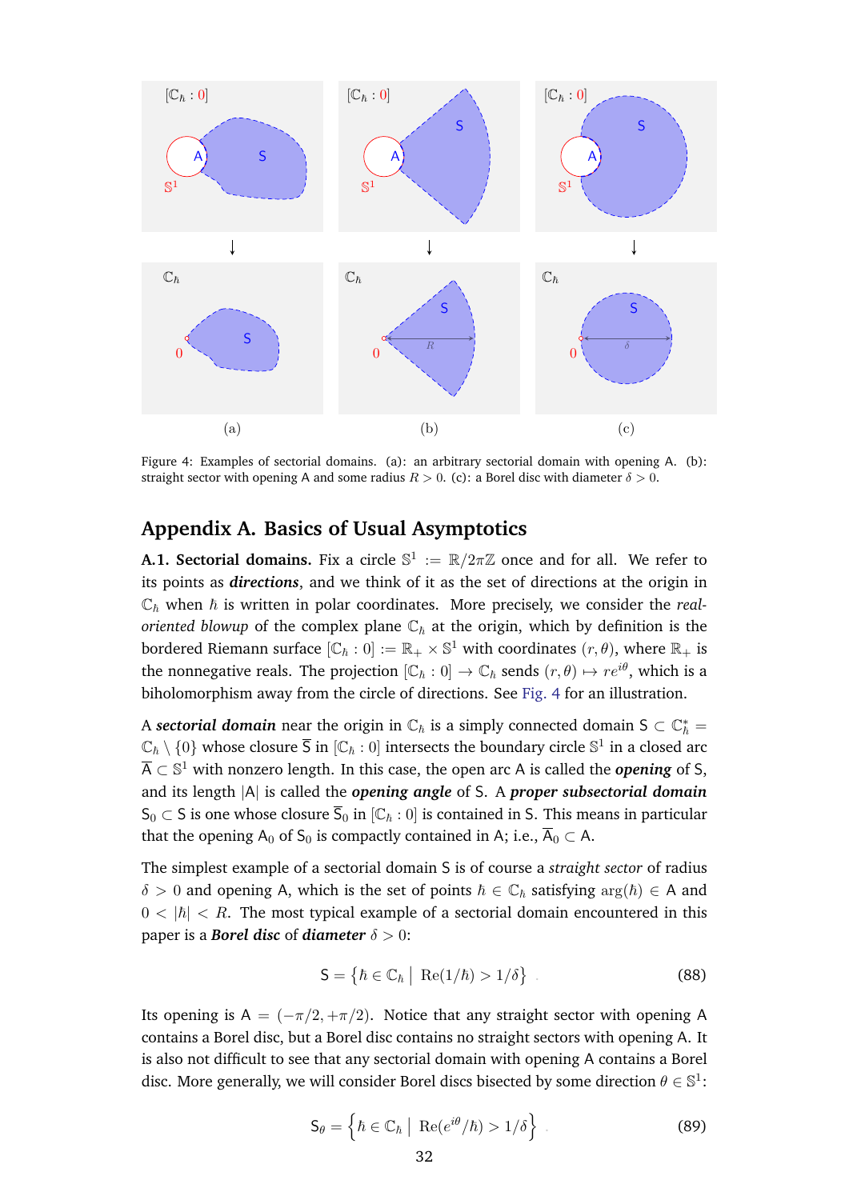Figure 4: Examples of sectorial domains. (a): an arbitrary sectorial domain with opening A. (b): straight sector with opening A and some radius $R > 0$. (c): a Borel disc with diameter $\delta > 0$.

## Appendix A. Basics of Usual Asymptotics

**A.1. Sectorial domains.** Fix a circle $\mathbb{S}^1 := \mathbb{R}/2\pi\mathbb{Z}$ once and for all. We refer to its points as ***directions***, and we think of it as the set of directions at the origin in $\mathbb{C}_\hbar$ when $\hbar$ is written in polar coordinates. More precisely, we consider the *real-oriented blowup* of the complex plane $\mathbb{C}_\hbar$ at the origin, which by definition is the bordered Riemann surface $[\mathbb{C}_\hbar : 0] := \mathbb{R}_+ \times \mathbb{S}^1$ with coordinates $(r, \theta)$, where $\mathbb{R}_+$ is the nonnegative reals. The projection $[\mathbb{C}_\hbar : 0] \to \mathbb{C}_\hbar$ sends $(r, \theta) \mapsto re^{i\theta}$, which is a biholomorphism away from the circle of directions. See Fig. 4 for an illustration.

A ***sectorial domain*** near the origin in $\mathbb{C}_\hbar$ is a simply connected domain $\mathsf{S} \subset \mathbb{C}^*_\hbar = \mathbb{C}_\hbar \setminus \{0\}$ whose closure $\overline{\mathsf{S}}$ in $[\mathbb{C}_\hbar : 0]$ intersects the boundary circle $\mathbb{S}^1$ in a closed arc $\overline{\mathsf{A}} \subset \mathbb{S}^1$ with nonzero length. In this case, the open arc $\mathsf{A}$ is called the ***opening*** of $\mathsf{S}$, and its length $|\mathsf{A}|$ is called the ***opening angle*** of $\mathsf{S}$. A ***proper subsectorial domain*** $\mathsf{S}_0 \subset \mathsf{S}$ is one whose closure $\overline{\mathsf{S}}_0$ in $[\mathbb{C}_\hbar : 0]$ is contained in $\mathsf{S}$. This means in particular that the opening $\mathsf{A}_0$ of $\mathsf{S}_0$ is compactly contained in $\mathsf{A}$; i.e., $\overline{\mathsf{A}}_0 \subset \mathsf{A}$.

The simplest example of a sectorial domain $\mathsf{S}$ is of course a *straight sector* of radius $\delta > 0$ and opening $\mathsf{A}$, which is the set of points $\hbar \in \mathbb{C}_\hbar$ satisfying $\arg(\hbar) \in \mathsf{A}$ and $0 < |\hbar| < R$. The most typical example of a sectorial domain encountered in this paper is a ***Borel disc*** of ***diameter*** $\delta > 0$:

$$\mathsf{S} = \left\{ \hbar \in \mathbb{C}_\hbar \;\middle|\; \mathrm{Re}(1/\hbar) > 1/\delta \right\} . \tag{88}$$

Its opening is $\mathsf{A} = (-\pi/2, +\pi/2)$. Notice that any straight sector with opening $\mathsf{A}$ contains a Borel disc, but a Borel disc contains no straight sectors with opening $\mathsf{A}$. It is also not difficult to see that any sectorial domain with opening $\mathsf{A}$ contains a Borel disc. More generally, we will consider Borel discs bisected by some direction $\theta \in \mathbb{S}^1$:

$$\mathsf{S}_\theta = \left\{ \hbar \in \mathbb{C}_\hbar \;\middle|\; \mathrm{Re}(e^{i\theta}/\hbar) > 1/\delta \right\} . \tag{89}$$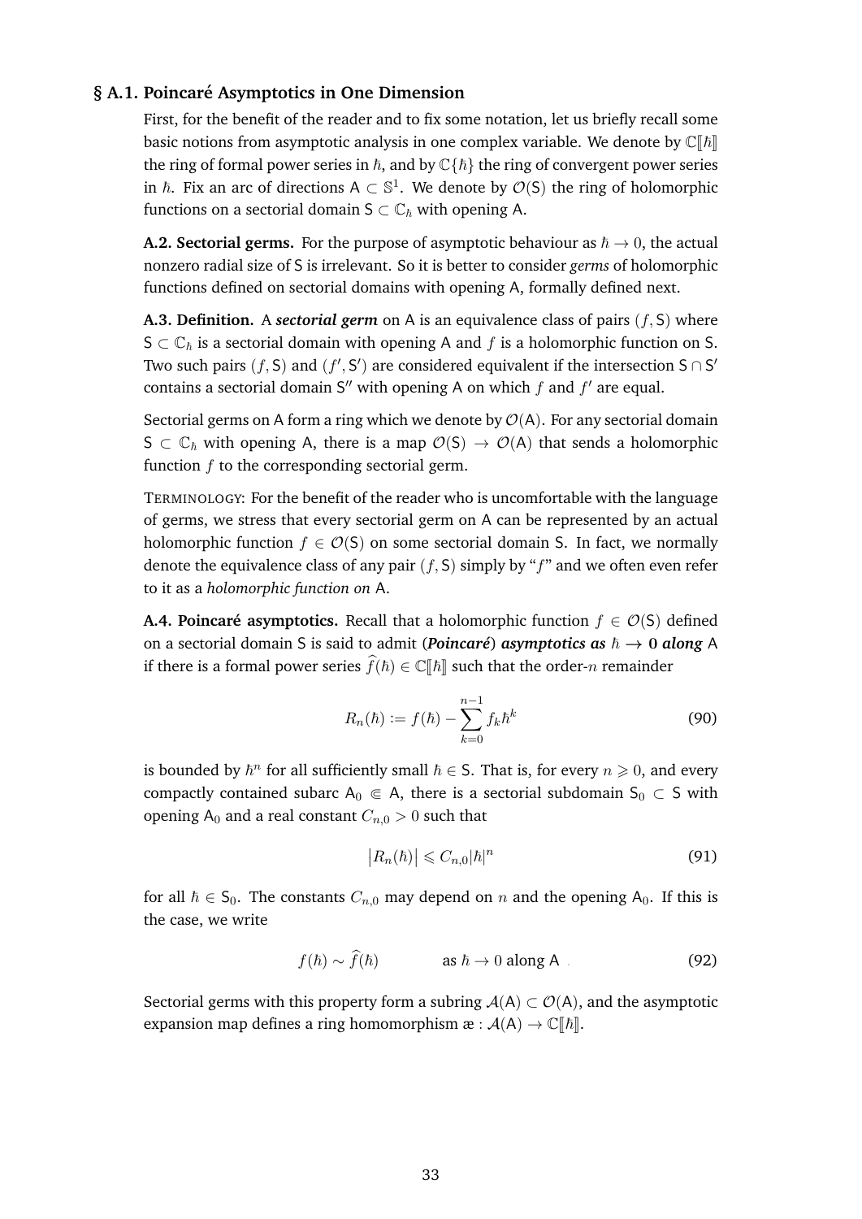### § A.1. Poincaré Asymptotics in One Dimension

First, for the benefit of the reader and to fix some notation, let us briefly recall some basic notions from asymptotic analysis in one complex variable. We denote by $\mathbb{C}[\![\hbar]\!]$ the ring of formal power series in $\hbar$, and by $\mathbb{C}\{\hbar\}$ the ring of convergent power series in $\hbar$. Fix an arc of directions $\mathsf{A} \subset \mathbb{S}^1$. We denote by $\mathcal{O}(\mathsf{S})$ the ring of holomorphic functions on a sectorial domain $\mathsf{S} \subset \mathbb{C}_\hbar$ with opening $\mathsf{A}$.

**A.2. Sectorial germs.** For the purpose of asymptotic behaviour as $\hbar \to 0$, the actual nonzero radial size of $\mathsf{S}$ is irrelevant. So it is better to consider *germs* of holomorphic functions defined on sectorial domains with opening $\mathsf{A}$, formally defined next.

**A.3. Definition.** A ***sectorial germ*** on $\mathsf{A}$ is an equivalence class of pairs $(f, \mathsf{S})$ where $\mathsf{S} \subset \mathbb{C}_\hbar$ is a sectorial domain with opening $\mathsf{A}$ and $f$ is a holomorphic function on $\mathsf{S}$. Two such pairs $(f, \mathsf{S})$ and $(f', \mathsf{S}')$ are considered equivalent if the intersection $\mathsf{S} \cap \mathsf{S}'$ contains a sectorial domain $\mathsf{S}''$ with opening $\mathsf{A}$ on which $f$ and $f'$ are equal.

Sectorial germs on $\mathsf{A}$ form a ring which we denote by $\mathcal{O}(\mathsf{A})$. For any sectorial domain $\mathsf{S} \subset \mathbb{C}_\hbar$ with opening $\mathsf{A}$, there is a map $\mathcal{O}(\mathsf{S}) \to \mathcal{O}(\mathsf{A})$ that sends a holomorphic function $f$ to the corresponding sectorial germ.

TERMINOLOGY: For the benefit of the reader who is uncomfortable with the language of germs, we stress that every sectorial germ on $\mathsf{A}$ can be represented by an actual holomorphic function $f \in \mathcal{O}(\mathsf{S})$ on some sectorial domain $\mathsf{S}$. In fact, we normally denote the equivalence class of any pair $(f, \mathsf{S})$ simply by "$f$" and we often even refer to it as a *holomorphic function on* $\mathsf{A}$.

**A.4. Poincaré asymptotics.** Recall that a holomorphic function $f \in \mathcal{O}(\mathsf{S})$ defined on a sectorial domain $\mathsf{S}$ is said to admit (***Poincaré***) ***asymptotics as*** $\hbar \to 0$ ***along*** $\mathsf{A}$ if there is a formal power series $\widehat{f}(\hbar) \in \mathbb{C}[\![\hbar]\!]$ such that the order-$n$ remainder

$$R_n(\hbar) := f(\hbar) - \sum_{k=0}^{n-1} f_k \hbar^k \tag{90}$$

is bounded by $\hbar^n$ for all sufficiently small $\hbar \in \mathsf{S}$. That is, for every $n \geqslant 0$, and every compactly contained subarc $\mathsf{A}_0 \Subset \mathsf{A}$, there is a sectorial subdomain $\mathsf{S}_0 \subset \mathsf{S}$ with opening $\mathsf{A}_0$ and a real constant $C_{n,0} > 0$ such that

$$\big| R_n(\hbar) \big| \leqslant C_{n,0} |\hbar|^n \tag{91}$$

for all $\hbar \in \mathsf{S}_0$. The constants $C_{n,0}$ may depend on $n$ and the opening $\mathsf{A}_0$. If this is the case, we write

$$f(\hbar) \sim \widehat{f}(\hbar) \qquad \text{as } \hbar \to 0 \text{ along } \mathsf{A} \tag{92}$$

Sectorial germs with this property form a subring $\mathcal{A}(\mathsf{A}) \subset \mathcal{O}(\mathsf{A})$, and the asymptotic expansion map defines a ring homomorphism $æ : \mathcal{A}(\mathsf{A}) \to \mathbb{C}[\![\hbar]\!]$.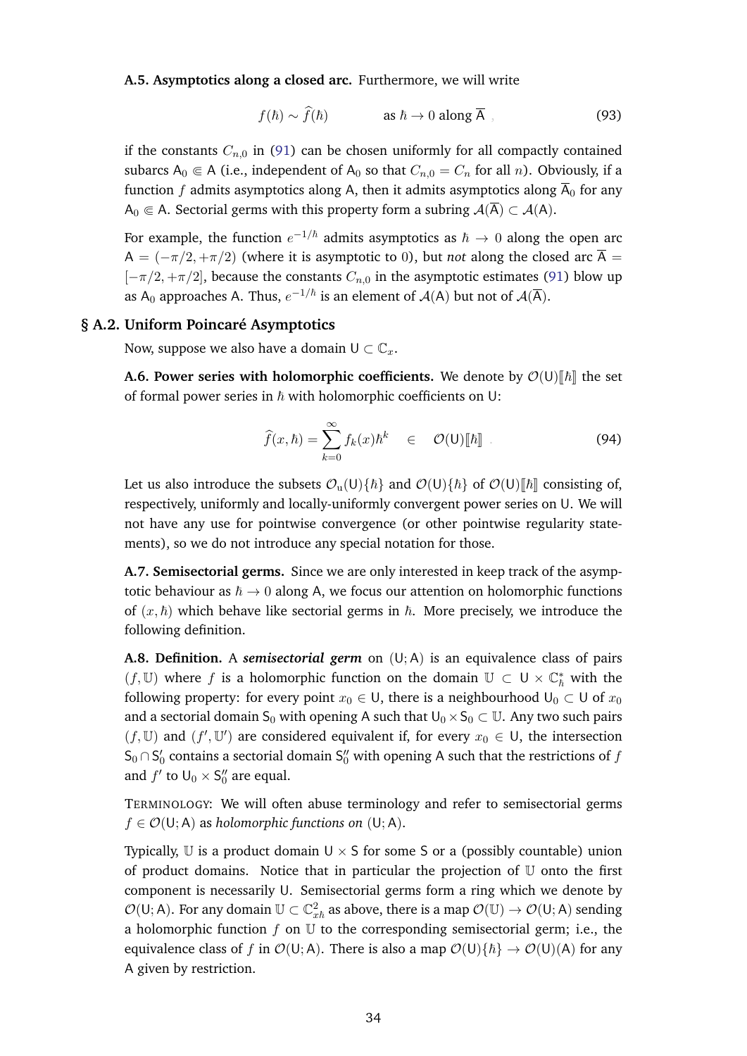**A.5. Asymptotics along a closed arc.** Furthermore, we will write

$$f(\hbar) \sim \widehat{f}(\hbar) \qquad \text{as } \hbar \to 0 \text{ along } \overline{\mathsf{A}} \quad , \tag{93}$$

if the constants $C_{n,0}$ in (91) can be chosen uniformly for all compactly contained subarcs $\mathsf{A}_0 \Subset \mathsf{A}$ (i.e., independent of $\mathsf{A}_0$ so that $C_{n,0} = C_n$ for all $n$). Obviously, if a function $f$ admits asymptotics along $\mathsf{A}$, then it admits asymptotics along $\overline{\mathsf{A}}_0$ for any $\mathsf{A}_0 \Subset \mathsf{A}$. Sectorial germs with this property form a subring $\mathcal{A}(\overline{\mathsf{A}}) \subset \mathcal{A}(\mathsf{A})$.

For example, the function $e^{-1/\hbar}$ admits asymptotics as $\hbar \to 0$ along the open arc $\mathsf{A} = (-\pi/2, +\pi/2)$ (where it is asymptotic to $0$), but *not* along the closed arc $\overline{\mathsf{A}} = [-\pi/2, +\pi/2]$, because the constants $C_{n,0}$ in the asymptotic estimates (91) blow up as $\mathsf{A}_0$ approaches $\mathsf{A}$. Thus, $e^{-1/\hbar}$ is an element of $\mathcal{A}(\mathsf{A})$ but not of $\mathcal{A}(\overline{\mathsf{A}})$.

## § A.2. Uniform Poincaré Asymptotics

Now, suppose we also have a domain $\mathsf{U} \subset \mathbb{C}_x$.

**A.6. Power series with holomorphic coefficients.** We denote by $\mathcal{O}(\mathsf{U})[\![\hbar]\!]$ the set of formal power series in $\hbar$ with holomorphic coefficients on $\mathsf{U}$:

$$\widehat{f}(x,\hbar) = \sum_{k=0}^{\infty} f_k(x)\hbar^k \quad \in \quad \mathcal{O}(\mathsf{U})[\![\hbar]\!] \quad . \tag{94}$$

Let us also introduce the subsets $\mathcal{O}_{\mathrm{u}}(\mathsf{U})\{\hbar\}$ and $\mathcal{O}(\mathsf{U})\{\hbar\}$ of $\mathcal{O}(\mathsf{U})[\![\hbar]\!]$ consisting of, respectively, uniformly and locally-uniformly convergent power series on $\mathsf{U}$. We will not have any use for pointwise convergence (or other pointwise regularity statements), so we do not introduce any special notation for those.

**A.7. Semisectorial germs.** Since we are only interested in keep track of the asymptotic behaviour as $\hbar \to 0$ along $\mathsf{A}$, we focus our attention on holomorphic functions of $(x, \hbar)$ which behave like sectorial germs in $\hbar$. More precisely, we introduce the following definition.

**A.8. Definition.** A ***semisectorial germ*** on $(\mathsf{U}; \mathsf{A})$ is an equivalence class of pairs $(f, \mathbb{U})$ where $f$ is a holomorphic function on the domain $\mathbb{U} \subset \mathsf{U} \times \mathbb{C}^*_\hbar$ with the following property: for every point $x_0 \in \mathsf{U}$, there is a neighbourhood $\mathsf{U}_0 \subset \mathsf{U}$ of $x_0$ and a sectorial domain $\mathsf{S}_0$ with opening $\mathsf{A}$ such that $\mathsf{U}_0 \times \mathsf{S}_0 \subset \mathbb{U}$. Any two such pairs $(f, \mathbb{U})$ and $(f', \mathbb{U}')$ are considered equivalent if, for every $x_0 \in \mathsf{U}$, the intersection $\mathsf{S}_0 \cap \mathsf{S}'_0$ contains a sectorial domain $\mathsf{S}''_0$ with opening $\mathsf{A}$ such that the restrictions of $f$ and $f'$ to $\mathsf{U}_0 \times \mathsf{S}''_0$ are equal.

TERMINOLOGY: We will often abuse terminology and refer to semisectorial germs $f \in \mathcal{O}(\mathsf{U}; \mathsf{A})$ as *holomorphic functions on* $(\mathsf{U}; \mathsf{A})$.

Typically, $\mathbb{U}$ is a product domain $\mathsf{U} \times \mathsf{S}$ for some $\mathsf{S}$ or a (possibly countable) union of product domains. Notice that in particular the projection of $\mathbb{U}$ onto the first component is necessarily $\mathsf{U}$. Semisectorial germs form a ring which we denote by $\mathcal{O}(\mathsf{U}; \mathsf{A})$. For any domain $\mathbb{U} \subset \mathbb{C}^2_{x\hbar}$ as above, there is a map $\mathcal{O}(\mathbb{U}) \to \mathcal{O}(\mathsf{U}; \mathsf{A})$ sending a holomorphic function $f$ on $\mathbb{U}$ to the corresponding semisectorial germ; i.e., the equivalence class of $f$ in $\mathcal{O}(\mathsf{U}; \mathsf{A})$. There is also a map $\mathcal{O}(\mathsf{U})\{\hbar\} \to \mathcal{O}(\mathsf{U})(\mathsf{A})$ for any $\mathsf{A}$ given by restriction.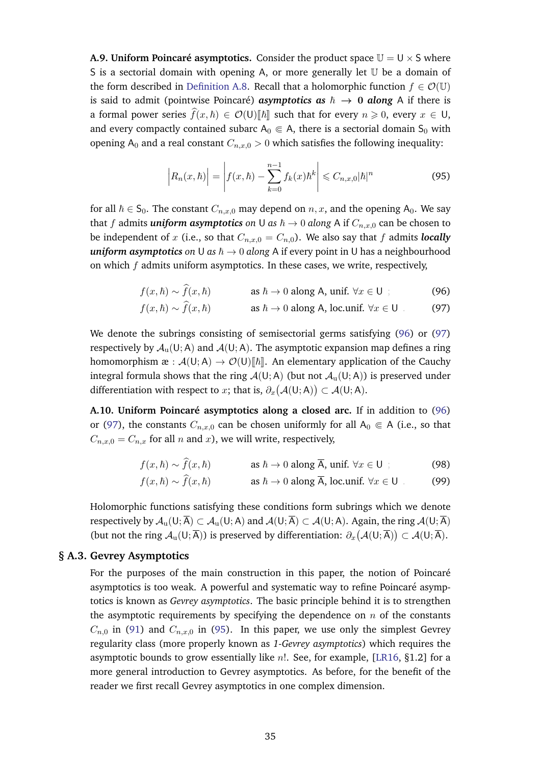**A.9. Uniform Poincaré asymptotics.** Consider the product space $\mathbb{U} = \mathsf{U} \times \mathsf{S}$ where $\mathsf{S}$ is a sectorial domain with opening $\mathsf{A}$, or more generally let $\mathbb{U}$ be a domain of the form described in Definition A.8. Recall that a holomorphic function $f \in \mathcal{O}(\mathbb{U})$ is said to admit (pointwise Poincaré) ***asymptotics as*** $\hbar \to \mathbf{0}$ ***along*** $\mathsf{A}$ if there is a formal power series $\widehat{f}(x,\hbar) \in \mathcal{O}(\mathsf{U})[\![\hbar]\!]$ such that for every $n \geqslant 0$, every $x \in \mathsf{U}$, and every compactly contained subarc $\mathsf{A}_0 \Subset \mathsf{A}$, there is a sectorial domain $\mathsf{S}_0$ with opening $\mathsf{A}_0$ and a real constant $C_{n,x,0} > 0$ which satisfies the following inequality:

$$\Big| R_n(x,\hbar) \Big| = \left| f(x,\hbar) - \sum_{k=0}^{n-1} f_k(x)\hbar^k \right| \leqslant C_{n,x,0} |\hbar|^n \tag{95}$$

for all $\hbar \in \mathsf{S}_0$. The constant $C_{n,x,0}$ may depend on $n, x$, and the opening $\mathsf{A}_0$. We say that $f$ admits ***uniform asymptotics*** *on* $\mathsf{U}$ *as* $\hbar \to 0$ *along* $\mathsf{A}$ if $C_{n,x,0}$ can be chosen to be independent of $x$ (i.e., so that $C_{n,x,0} = C_{n,0}$). We also say that $f$ admits ***locally uniform asymptotics*** *on* $\mathsf{U}$ *as* $\hbar \to 0$ *along* $\mathsf{A}$ if every point in $\mathsf{U}$ has a neighbourhood on which $f$ admits uniform asymptotics. In these cases, we write, respectively,

$$f(x,\hbar) \sim \widehat{f}(x,\hbar) \qquad \text{as } \hbar \to 0 \text{ along } \mathsf{A}, \text{ unif. } \forall x \in \mathsf{U} \;; \tag{96}$$

$$f(x,\hbar) \sim \widehat{f}(x,\hbar) \qquad \text{as } \hbar \to 0 \text{ along } \mathsf{A}, \text{ loc.unif. } \forall x \in \mathsf{U} \;. \tag{97}$$

We denote the subrings consisting of semisectorial germs satisfying (96) or (97) respectively by $\mathcal{A}_{\mathrm{u}}(\mathsf{U};\mathsf{A})$ and $\mathcal{A}(\mathsf{U};\mathsf{A})$. The asymptotic expansion map defines a ring homomorphism $\text{æ} : \mathcal{A}(\mathsf{U};\mathsf{A}) \to \mathcal{O}(\mathsf{U})[\![\hbar]\!]$. An elementary application of the Cauchy integral formula shows that the ring $\mathcal{A}(\mathsf{U};\mathsf{A})$ (but not $\mathcal{A}_{\mathrm{u}}(\mathsf{U};\mathsf{A})$) is preserved under differentiation with respect to $x$; that is, $\partial_x\big(\mathcal{A}(\mathsf{U};\mathsf{A})\big) \subset \mathcal{A}(\mathsf{U};\mathsf{A})$.

**A.10. Uniform Poincaré asymptotics along a closed arc.** If in addition to (96) or (97), the constants $C_{n,x,0}$ can be chosen uniformly for all $\mathsf{A}_0 \Subset \mathsf{A}$ (i.e., so that $C_{n,x,0} = C_{n,x}$ for all $n$ and $x$), we will write, respectively,

$$f(x,\hbar) \sim \widehat{f}(x,\hbar) \qquad \text{as } \hbar \to 0 \text{ along } \overline{\mathsf{A}}, \text{ unif. } \forall x \in \mathsf{U} \;; \tag{98}$$

$$f(x,\hbar) \sim \widehat{f}(x,\hbar) \qquad \text{as } \hbar \to 0 \text{ along } \overline{\mathsf{A}}, \text{ loc.unif. } \forall x \in \mathsf{U} \;. \tag{99}$$

Holomorphic functions satisfying these conditions form subrings which we denote respectively by $\mathcal{A}_{\mathrm{u}}(\mathsf{U};\overline{\mathsf{A}}) \subset \mathcal{A}_{\mathrm{u}}(\mathsf{U};\mathsf{A})$ and $\mathcal{A}(\mathsf{U};\overline{\mathsf{A}}) \subset \mathcal{A}(\mathsf{U};\mathsf{A})$. Again, the ring $\mathcal{A}(\mathsf{U};\overline{\mathsf{A}})$ (but not the ring $\mathcal{A}_{\mathrm{u}}(\mathsf{U};\overline{\mathsf{A}})$) is preserved by differentiation: $\partial_x\big(\mathcal{A}(\mathsf{U};\overline{\mathsf{A}})\big) \subset \mathcal{A}(\mathsf{U};\overline{\mathsf{A}})$.

## § A.3. Gevrey Asymptotics

For the purposes of the main construction in this paper, the notion of Poincaré asymptotics is too weak. A powerful and systematic way to refine Poincaré asymptotics is known as *Gevrey asymptotics*. The basic principle behind it is to strengthen the asymptotic requirements by specifying the dependence on $n$ of the constants $C_{n,0}$ in (91) and $C_{n,x,0}$ in (95). In this paper, we use only the simplest Gevrey regularity class (more properly known as *1-Gevrey asymptotics*) which requires the asymptotic bounds to grow essentially like $n!$. See, for example, [LR16, §1.2] for a more general introduction to Gevrey asymptotics. As before, for the benefit of the reader we first recall Gevrey asymptotics in one complex dimension.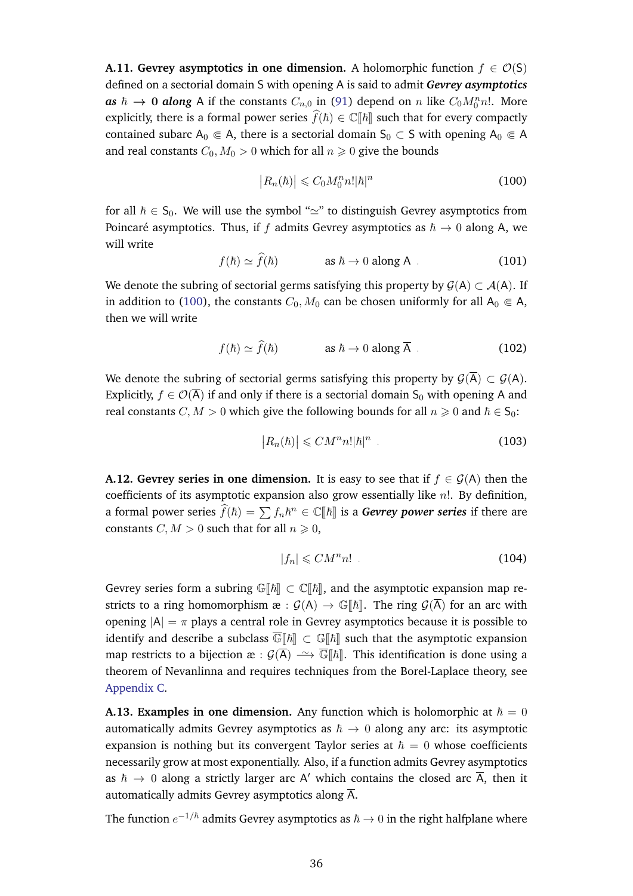**A.11. Gevrey asymptotics in one dimension.** A holomorphic function $f \in \mathcal{O}(\mathsf{S})$ defined on a sectorial domain $\mathsf{S}$ with opening $\mathsf{A}$ is said to admit ***Gevrey asymptotics as*** $\hbar \to 0$ ***along*** $\mathsf{A}$ if the constants $C_{n,0}$ in (91) depend on $n$ like $C_0 M_0^n n!$. More explicitly, there is a formal power series $\widehat{f}(\hbar) \in \mathbb{C}[\![\hbar]\!]$ such that for every compactly contained subarc $\mathsf{A}_0 \Subset \mathsf{A}$, there is a sectorial domain $\mathsf{S}_0 \subset \mathsf{S}$ with opening $\mathsf{A}_0 \Subset \mathsf{A}$ and real constants $C_0, M_0 > 0$ which for all $n \geqslant 0$ give the bounds

$$\big|R_n(\hbar)\big| \leqslant C_0 M_0^n n! |\hbar|^n \tag{100}$$

for all $\hbar \in \mathsf{S}_0$. We will use the symbol "$\simeq$" to distinguish Gevrey asymptotics from Poincaré asymptotics. Thus, if $f$ admits Gevrey asymptotics as $\hbar \to 0$ along $\mathsf{A}$, we will write

$$f(\hbar) \simeq \widehat{f}(\hbar) \qquad \text{as } \hbar \to 0 \text{ along } \mathsf{A} \ . \tag{101}$$

We denote the subring of sectorial germs satisfying this property by $\mathcal{G}(\mathsf{A}) \subset \mathcal{A}(\mathsf{A})$. If in addition to (100), the constants $C_0, M_0$ can be chosen uniformly for all $\mathsf{A}_0 \Subset \mathsf{A}$, then we will write

$$f(\hbar) \simeq \widehat{f}(\hbar) \qquad \text{as } \hbar \to 0 \text{ along } \overline{\mathsf{A}} \ . \tag{102}$$

We denote the subring of sectorial germs satisfying this property by $\mathcal{G}(\overline{\mathsf{A}}) \subset \mathcal{G}(\mathsf{A})$. Explicitly, $f \in \mathcal{O}(\overline{\mathsf{A}})$ if and only if there is a sectorial domain $\mathsf{S}_0$ with opening $\mathsf{A}$ and real constants $C, M > 0$ which give the following bounds for all $n \geqslant 0$ and $\hbar \in \mathsf{S}_0$:

$$\big|R_n(\hbar)\big| \leqslant C M^n n! |\hbar|^n \ . \tag{103}$$

**A.12. Gevrey series in one dimension.** It is easy to see that if $f \in \mathcal{G}(\mathsf{A})$ then the coefficients of its asymptotic expansion also grow essentially like $n!$. By definition, a formal power series $\widehat{f}(\hbar) = \sum f_n \hbar^n \in \mathbb{C}[\![\hbar]\!]$ is a ***Gevrey power series*** if there are constants $C, M > 0$ such that for all $n \geqslant 0$,

$$|f_n| \leqslant C M^n n! \ . \tag{104}$$

Gevrey series form a subring $\mathbb{G}[\![\hbar]\!] \subset \mathbb{C}[\![\hbar]\!]$, and the asymptotic expansion map restricts to a ring homomorphism æ $: \mathcal{G}(\mathsf{A}) \to \mathbb{G}[\![\hbar]\!]$. The ring $\mathcal{G}(\overline{\mathsf{A}})$ for an arc with opening $|\mathsf{A}| = \pi$ plays a central role in Gevrey asymptotics because it is possible to identify and describe a subclass $\overline{\mathbb{G}}[\![\hbar]\!] \subset \mathbb{G}[\![\hbar]\!]$ such that the asymptotic expansion map restricts to a bijection æ $: \mathcal{G}(\overline{\mathsf{A}}) \xrightarrow{\sim} \overline{\mathbb{G}}[\![\hbar]\!]$. This identification is done using a theorem of Nevanlinna and requires techniques from the Borel-Laplace theory, see Appendix C.

**A.13. Examples in one dimension.** Any function which is holomorphic at $\hbar = 0$ automatically admits Gevrey asymptotics as $\hbar \to 0$ along any arc: its asymptotic expansion is nothing but its convergent Taylor series at $\hbar = 0$ whose coefficients necessarily grow at most exponentially. Also, if a function admits Gevrey asymptotics as $\hbar \to 0$ along a strictly larger arc $\mathsf{A}'$ which contains the closed arc $\overline{\mathsf{A}}$, then it automatically admits Gevrey asymptotics along $\overline{\mathsf{A}}$.

The function $e^{-1/\hbar}$ admits Gevrey asymptotics as $\hbar \to 0$ in the right halfplane where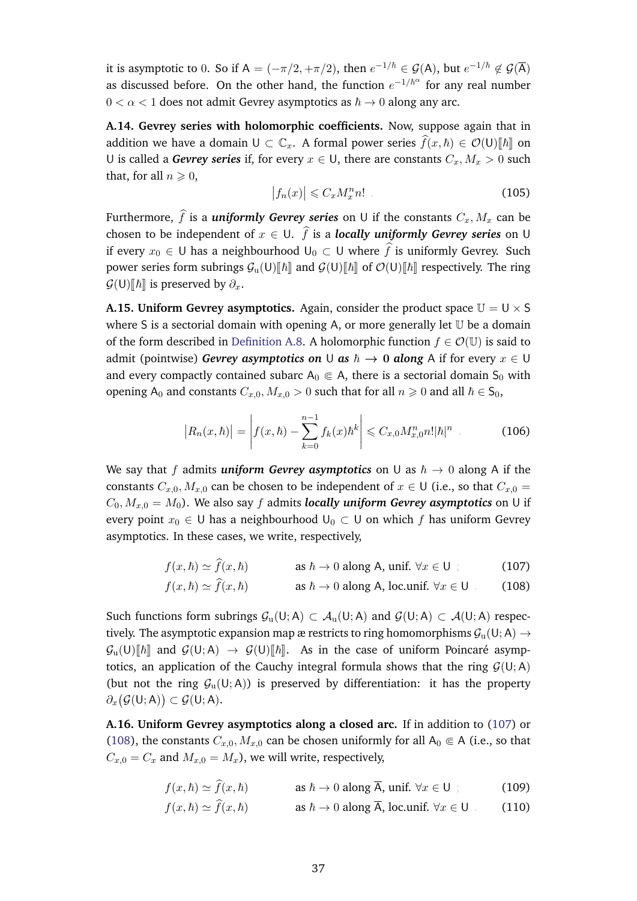it is asymptotic to 0. So if $\mathsf{A} = (-\pi/2, +\pi/2)$, then $e^{-1/\hbar} \in \mathcal{G}(\mathsf{A})$, but $e^{-1/\hbar} \notin \mathcal{G}(\overline{\mathsf{A}})$ as discussed before. On the other hand, the function $e^{-1/\hbar^\alpha}$ for any real number $0 < \alpha < 1$ does not admit Gevrey asymptotics as $\hbar \to 0$ along any arc.

**A.14. Gevrey series with holomorphic coefficients.** Now, suppose again that in addition we have a domain $\mathsf{U} \subset \mathbb{C}_x$. A formal power series $\widehat{f}(x, \hbar) \in \mathcal{O}(\mathsf{U})[\![\hbar]\!]$ on $\mathsf{U}$ is called a ***Gevrey series*** if, for every $x \in \mathsf{U}$, there are constants $C_x, M_x > 0$ such that, for all $n \geqslant 0$,

$$\big|f_n(x)\big| \leqslant C_x M_x^n n! \ . \tag{105}$$

Furthermore, $\widehat{f}$ is a ***uniformly Gevrey series*** on $\mathsf{U}$ if the constants $C_x, M_x$ can be chosen to be independent of $x \in \mathsf{U}$. $\widehat{f}$ is a ***locally uniformly Gevrey series*** on $\mathsf{U}$ if every $x_0 \in \mathsf{U}$ has a neighbourhood $\mathsf{U}_0 \subset \mathsf{U}$ where $\widehat{f}$ is uniformly Gevrey. Such power series form subrings $\mathcal{G}_{\mathrm{u}}(\mathsf{U})[\![\hbar]\!]$ and $\mathcal{G}(\mathsf{U})[\![\hbar]\!]$ of $\mathcal{O}(\mathsf{U})[\![\hbar]\!]$ respectively. The ring $\mathcal{G}(\mathsf{U})[\![\hbar]\!]$ is preserved by $\partial_x$.

**A.15. Uniform Gevrey asymptotics.** Again, consider the product space $\mathbb{U} = \mathsf{U} \times \mathsf{S}$ where $\mathsf{S}$ is a sectorial domain with opening $\mathsf{A}$, or more generally let $\mathbb{U}$ be a domain of the form described in Definition A.8. A holomorphic function $f \in \mathcal{O}(\mathbb{U})$ is said to admit (pointwise) ***Gevrey asymptotics on*** $\mathsf{U}$ ***as*** $\hbar \to 0$ ***along*** $\mathsf{A}$ if for every $x \in \mathsf{U}$ and every compactly contained subarc $\mathsf{A}_0 \Subset \mathsf{A}$, there is a sectorial domain $\mathsf{S}_0$ with opening $\mathsf{A}_0$ and constants $C_{x,0}, M_{x,0} > 0$ such that for all $n \geqslant 0$ and all $\hbar \in \mathsf{S}_0$,

$$\big|R_n(x, \hbar)\big| = \left| f(x, \hbar) - \sum_{k=0}^{n-1} f_k(x) \hbar^k \right| \leqslant C_{x,0} M_{x,0}^n n! |\hbar|^n \ . \tag{106}$$

We say that $f$ admits ***uniform Gevrey asymptotics*** on $\mathsf{U}$ as $\hbar \to 0$ along $\mathsf{A}$ if the constants $C_{x,0}, M_{x,0}$ can be chosen to be independent of $x \in \mathsf{U}$ (i.e., so that $C_{x,0} = C_0, M_{x,0} = M_0$). We also say $f$ admits ***locally uniform Gevrey asymptotics*** on $\mathsf{U}$ if every point $x_0 \in \mathsf{U}$ has a neighbourhood $\mathsf{U}_0 \subset \mathsf{U}$ on which $f$ has uniform Gevrey asymptotics. In these cases, we write, respectively,

$$f(x, \hbar) \simeq \widehat{f}(x, \hbar) \qquad \text{as } \hbar \to 0 \text{ along } \mathsf{A}, \text{ unif. } \forall x \in \mathsf{U} \ ; \tag{107}$$

$$f(x, \hbar) \simeq \widehat{f}(x, \hbar) \qquad \text{as } \hbar \to 0 \text{ along } \mathsf{A}, \text{ loc.unif. } \forall x \in \mathsf{U} \ . \tag{108}$$

Such functions form subrings $\mathcal{G}_{\mathrm{u}}(\mathsf{U}; \mathsf{A}) \subset \mathcal{A}_{\mathrm{u}}(\mathsf{U}; \mathsf{A})$ and $\mathcal{G}(\mathsf{U}; \mathsf{A}) \subset \mathcal{A}(\mathsf{U}; \mathsf{A})$ respectively. The asymptotic expansion map æ restricts to ring homomorphisms $\mathcal{G}_{\mathrm{u}}(\mathsf{U}; \mathsf{A}) \to \mathcal{G}_{\mathrm{u}}(\mathsf{U})[\![\hbar]\!]$ and $\mathcal{G}(\mathsf{U}; \mathsf{A}) \to \mathcal{G}(\mathsf{U})[\![\hbar]\!]$. As in the case of uniform Poincaré asymptotics, an application of the Cauchy integral formula shows that the ring $\mathcal{G}(\mathsf{U}; \mathsf{A})$ (but not the ring $\mathcal{G}_{\mathrm{u}}(\mathsf{U}; \mathsf{A})$) is preserved by differentiation: it has the property $\partial_x\big(\mathcal{G}(\mathsf{U}; \mathsf{A})\big) \subset \mathcal{G}(\mathsf{U}; \mathsf{A})$.

**A.16. Uniform Gevrey asymptotics along a closed arc.** If in addition to (107) or (108), the constants $C_{x,0}, M_{x,0}$ can be chosen uniformly for all $\mathsf{A}_0 \Subset \mathsf{A}$ (i.e., so that $C_{x,0} = C_x$ and $M_{x,0} = M_x$), we will write, respectively,

$$f(x, \hbar) \simeq \widehat{f}(x, \hbar) \qquad \text{as } \hbar \to 0 \text{ along } \overline{\mathsf{A}}, \text{ unif. } \forall x \in \mathsf{U} \ ; \tag{109}$$

$$f(x, \hbar) \simeq \widehat{f}(x, \hbar) \qquad \text{as } \hbar \to 0 \text{ along } \overline{\mathsf{A}}, \text{ loc.unif. } \forall x \in \mathsf{U} \ . \tag{110}$$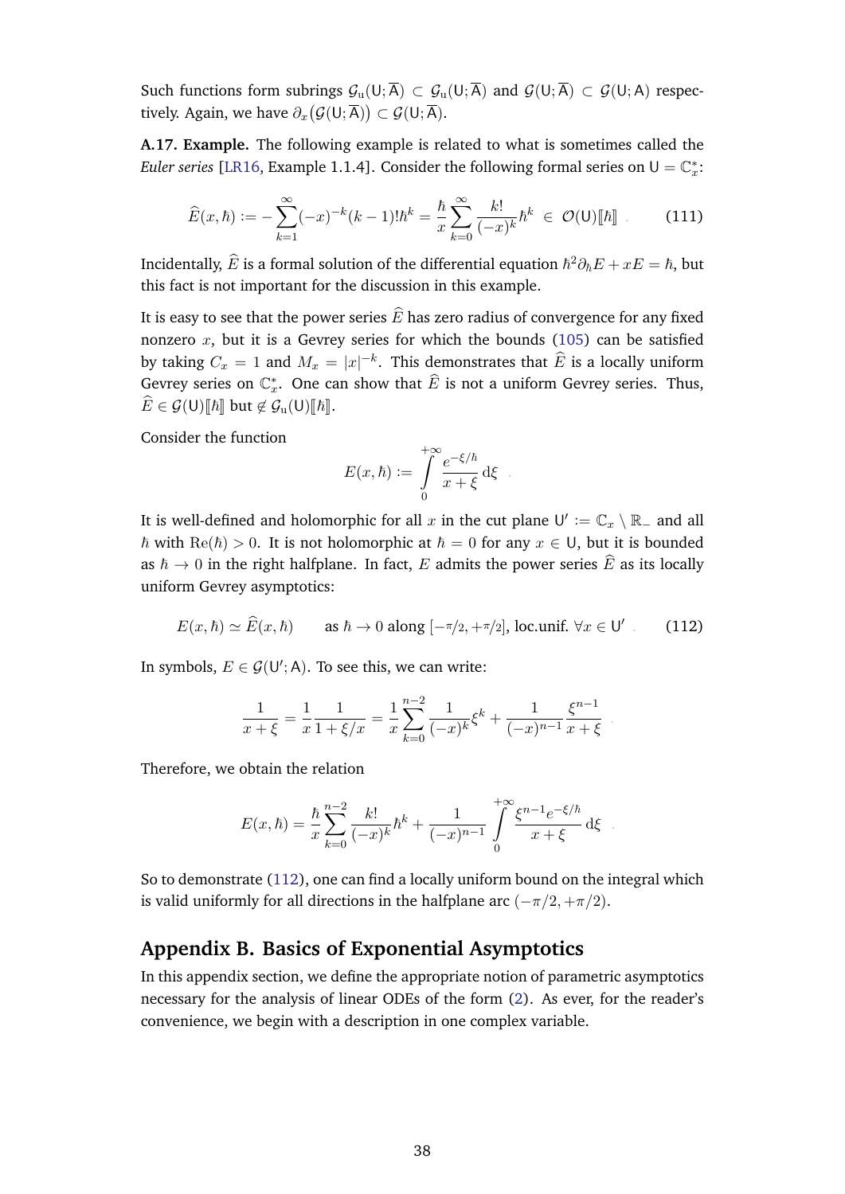Such functions form subrings $\mathcal{G}_{\mathrm{u}}(\mathsf{U};\overline{\mathsf{A}}) \subset \mathcal{G}_{\mathrm{u}}(\mathsf{U};\overline{\mathsf{A}})$ and $\mathcal{G}(\mathsf{U};\overline{\mathsf{A}}) \subset \mathcal{G}(\mathsf{U};\mathsf{A})$ respectively. Again, we have $\partial_x\big(\mathcal{G}(\mathsf{U};\overline{\mathsf{A}})\big) \subset \mathcal{G}(\mathsf{U};\overline{\mathsf{A}})$.

**A.17. Example.** The following example is related to what is sometimes called the *Euler series* [LR16, Example 1.1.4]. Consider the following formal series on $\mathsf{U} = \mathbb{C}^*_x$:

$$\widehat{E}(x,\hbar) := -\sum_{k=1}^{\infty} (-x)^{-k}(k-1)!\hbar^k = \frac{\hbar}{x}\sum_{k=0}^{\infty} \frac{k!}{(-x)^k}\hbar^k \;\in\; \mathcal{O}(\mathsf{U})[\![\hbar]\!] \quad . \tag{111}$$

Incidentally, $\widehat{E}$ is a formal solution of the differential equation $\hbar^2\partial_\hbar E + xE = \hbar$, but this fact is not important for the discussion in this example.

It is easy to see that the power series $\widehat{E}$ has zero radius of convergence for any fixed nonzero $x$, but it is a Gevrey series for which the bounds (105) can be satisfied by taking $C_x = 1$ and $M_x = |x|^{-k}$. This demonstrates that $\widehat{E}$ is a locally uniform Gevrey series on $\mathbb{C}^*_x$. One can show that $\widehat{E}$ is not a uniform Gevrey series. Thus, $\widehat{E} \in \mathcal{G}(\mathsf{U})[\![\hbar]\!]$ but $\notin \mathcal{G}_{\mathrm{u}}(\mathsf{U})[\![\hbar]\!]$.

Consider the function

$$E(x,\hbar) := \int_0^{+\infty} \frac{e^{-\xi/\hbar}}{x+\xi}\,\mathrm{d}\xi \quad .$$

It is well-defined and holomorphic for all $x$ in the cut plane $\mathsf{U}' := \mathbb{C}_x \setminus \mathbb{R}_-$ and all $\hbar$ with $\mathrm{Re}(\hbar) > 0$. It is not holomorphic at $\hbar = 0$ for any $x \in \mathsf{U}$, but it is bounded as $\hbar \to 0$ in the right halfplane. In fact, $E$ admits the power series $\widehat{E}$ as its locally uniform Gevrey asymptotics:

$$E(x,\hbar) \simeq \widehat{E}(x,\hbar) \qquad \text{as } \hbar \to 0 \text{ along } [-\pi/2, +\pi/2], \text{ loc.unif. } \forall x \in \mathsf{U}' \quad . \tag{112}$$

In symbols, $E \in \mathcal{G}(\mathsf{U}';\mathsf{A})$. To see this, we can write:

$$\frac{1}{x+\xi} = \frac{1}{x}\frac{1}{1+\xi/x} = \frac{1}{x}\sum_{k=0}^{n-2}\frac{1}{(-x)^k}\xi^k + \frac{1}{(-x)^{n-1}}\frac{\xi^{n-1}}{x+\xi} \quad .$$

Therefore, we obtain the relation

$$E(x,\hbar) = \frac{\hbar}{x}\sum_{k=0}^{n-2}\frac{k!}{(-x)^k}\hbar^k + \frac{1}{(-x)^{n-1}}\int_0^{+\infty}\frac{\xi^{n-1}e^{-\xi/\hbar}}{x+\xi}\,\mathrm{d}\xi \quad .$$

So to demonstrate (112), one can find a locally uniform bound on the integral which is valid uniformly for all directions in the halfplane arc $(-\pi/2, +\pi/2)$.

## Appendix B. Basics of Exponential Asymptotics

In this appendix section, we define the appropriate notion of parametric asymptotics necessary for the analysis of linear ODEs of the form (2). As ever, for the reader's convenience, we begin with a description in one complex variable.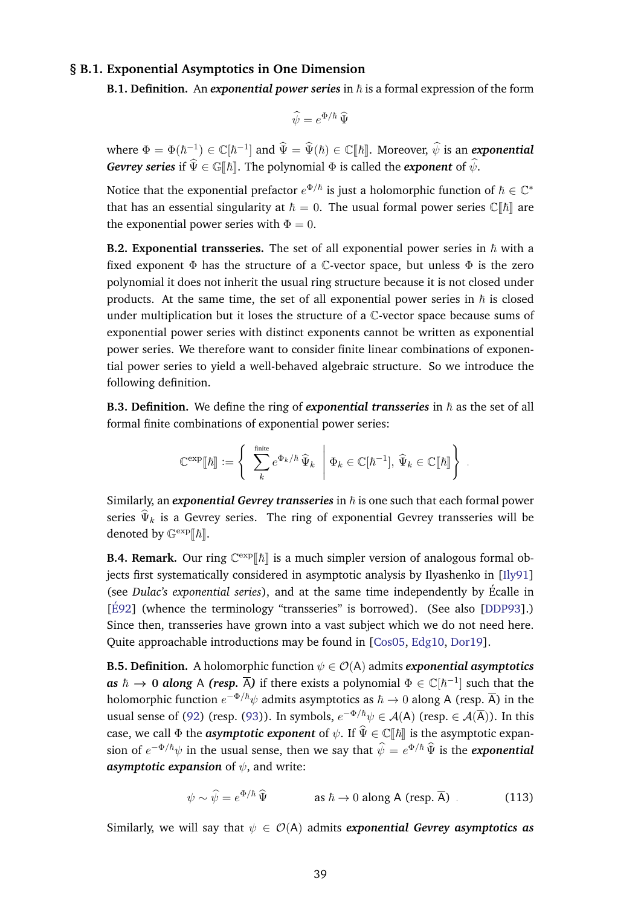## § B.1. Exponential Asymptotics in One Dimension

**B.1. Definition.** An ***exponential power series*** in $\hbar$ is a formal expression of the form

$$\widehat{\psi} = e^{\Phi/\hbar}\,\widehat{\Psi}$$

where $\Phi = \Phi(\hbar^{-1}) \in \mathbb{C}[\hbar^{-1}]$ and $\widehat{\Psi} = \widehat{\Psi}(\hbar) \in \mathbb{C}[\![\hbar]\!]$. Moreover, $\widehat{\psi}$ is an ***exponential Gevrey series*** if $\widehat{\Psi} \in \mathbb{G}[\![\hbar]\!]$. The polynomial $\Phi$ is called the ***exponent*** of $\widehat{\psi}$.

Notice that the exponential prefactor $e^{\Phi/\hbar}$ is just a holomorphic function of $\hbar \in \mathbb{C}^*$ that has an essential singularity at $\hbar = 0$. The usual formal power series $\mathbb{C}[\![\hbar]\!]$ are the exponential power series with $\Phi = 0$.

**B.2. Exponential transseries.** The set of all exponential power series in $\hbar$ with a fixed exponent $\Phi$ has the structure of a $\mathbb{C}$-vector space, but unless $\Phi$ is the zero polynomial it does not inherit the usual ring structure because it is not closed under products. At the same time, the set of all exponential power series in $\hbar$ is closed under multiplication but it loses the structure of a $\mathbb{C}$-vector space because sums of exponential power series with distinct exponents cannot be written as exponential power series. We therefore want to consider finite linear combinations of exponential power series to yield a well-behaved algebraic structure. So we introduce the following definition.

**B.3. Definition.** We define the ring of ***exponential transseries*** in $\hbar$ as the set of all formal finite combinations of exponential power series:

$$\mathbb{C}^{\exp}[\![\hbar]\!] := \left\{ \sum_{k}^{\text{finite}} e^{\Phi_k/\hbar}\,\widehat{\Psi}_k \;\middle|\; \Phi_k \in \mathbb{C}[\hbar^{-1}],\ \widehat{\Psi}_k \in \mathbb{C}[\![\hbar]\!] \right\}.$$

Similarly, an ***exponential Gevrey transseries*** in $\hbar$ is one such that each formal power series $\widehat{\Psi}_k$ is a Gevrey series. The ring of exponential Gevrey transseries will be denoted by $\mathbb{G}^{\exp}[\![\hbar]\!]$.

**B.4. Remark.** Our ring $\mathbb{C}^{\exp}[\![\hbar]\!]$ is a much simpler version of analogous formal objects first systematically considered in asymptotic analysis by Ilyashenko in [Ily91] (see *Dulac's exponential series*), and at the same time independently by Écalle in [É92] (whence the terminology "transseries" is borrowed). (See also [DDP93].) Since then, transseries have grown into a vast subject which we do not need here. Quite approachable introductions may be found in [Cos05, Edg10, Dor19].

**B.5. Definition.** A holomorphic function $\psi \in \mathcal{O}(\mathsf{A})$ admits ***exponential asymptotics as $\hbar \to 0$ along $\mathsf{A}$ (resp. $\overline{\mathsf{A}}$)*** if there exists a polynomial $\Phi \in \mathbb{C}[\hbar^{-1}]$ such that the holomorphic function $e^{-\Phi/\hbar}\psi$ admits asymptotics as $\hbar \to 0$ along $\mathsf{A}$ (resp. $\overline{\mathsf{A}}$) in the usual sense of (92) (resp. (93)). In symbols, $e^{-\Phi/\hbar}\psi \in \mathcal{A}(\mathsf{A})$ (resp. $\in \mathcal{A}(\overline{\mathsf{A}})$). In this case, we call $\Phi$ the ***asymptotic exponent*** of $\psi$. If $\widehat{\Psi} \in \mathbb{C}[\![\hbar]\!]$ is the asymptotic expansion of $e^{-\Phi/\hbar}\psi$ in the usual sense, then we say that $\widehat{\psi} = e^{\Phi/\hbar}\,\widehat{\Psi}$ is the ***exponential asymptotic expansion*** of $\psi$, and write:

$$\psi \sim \widehat{\psi} = e^{\Phi/\hbar}\,\widehat{\Psi} \qquad \text{as } \hbar \to 0 \text{ along } \mathsf{A} \text{ (resp. } \overline{\mathsf{A}}\text{)}\,. \tag{113}$$

Similarly, we will say that $\psi \in \mathcal{O}(\mathsf{A})$ admits ***exponential Gevrey asymptotics as***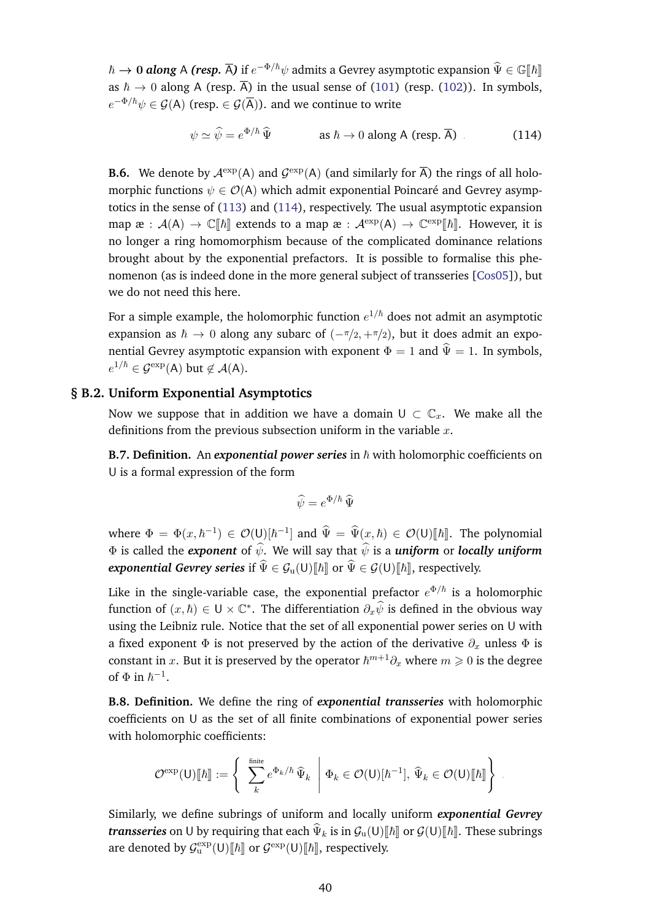$\hbar \to 0$ ***along*** $\mathsf{A}$ ***(resp.*** $\overline{\mathsf{A}}$***)*** if $e^{-\Phi/\hbar}\psi$ admits a Gevrey asymptotic expansion $\widehat{\Psi} \in \mathbb{G}[\![\hbar]\!]$ as $\hbar \to 0$ along $\mathsf{A}$ (resp. $\overline{\mathsf{A}}$) in the usual sense of (101) (resp. (102)). In symbols, $e^{-\Phi/\hbar}\psi \in \mathcal{G}(\mathsf{A})$ (resp. $\in \mathcal{G}(\overline{\mathsf{A}})$). and we continue to write

$$\psi \simeq \widehat{\psi} = e^{\Phi/\hbar}\,\widehat{\Psi} \qquad\qquad \text{as } \hbar \to 0 \text{ along } \mathsf{A} \text{ (resp. } \overline{\mathsf{A}}\text{)} \tag{114}$$

**B.6.** We denote by $\mathcal{A}^{\exp}(\mathsf{A})$ and $\mathcal{G}^{\exp}(\mathsf{A})$ (and similarly for $\overline{\mathsf{A}}$) the rings of all holomorphic functions $\psi \in \mathcal{O}(\mathsf{A})$ which admit exponential Poincaré and Gevrey asymptotics in the sense of (113) and (114), respectively. The usual asymptotic expansion map $æ : \mathcal{A}(\mathsf{A}) \to \mathbb{C}[\![\hbar]\!]$ extends to a map $æ : \mathcal{A}^{\exp}(\mathsf{A}) \to \mathbb{C}^{\exp}[\![\hbar]\!]$. However, it is no longer a ring homomorphism because of the complicated dominance relations brought about by the exponential prefactors. It is possible to formalise this phenomenon (as is indeed done in the more general subject of transseries [Cos05]), but we do not need this here.

For a simple example, the holomorphic function $e^{1/\hbar}$ does not admit an asymptotic expansion as $\hbar \to 0$ along any subarc of $(-\pi/2, +\pi/2)$, but it does admit an exponential Gevrey asymptotic expansion with exponent $\Phi = 1$ and $\widehat{\Psi} = 1$. In symbols, $e^{1/\hbar} \in \mathcal{G}^{\exp}(\mathsf{A})$ but $\notin \mathcal{A}(\mathsf{A})$.

## § B.2. Uniform Exponential Asymptotics

Now we suppose that in addition we have a domain $\mathsf{U} \subset \mathbb{C}_x$. We make all the definitions from the previous subsection uniform in the variable $x$.

**B.7. Definition.** An ***exponential power series*** in $\hbar$ with holomorphic coefficients on $\mathsf{U}$ is a formal expression of the form

$$\widehat{\psi} = e^{\Phi/\hbar}\,\widehat{\Psi}$$

where $\Phi = \Phi(x, \hbar^{-1}) \in \mathcal{O}(\mathsf{U})[\hbar^{-1}]$ and $\widehat{\Psi} = \widehat{\Psi}(x,\hbar) \in \mathcal{O}(\mathsf{U})[\![\hbar]\!]$. The polynomial $\Phi$ is called the ***exponent*** of $\widehat{\psi}$. We will say that $\widehat{\psi}$ is a ***uniform*** or ***locally uniform exponential Gevrey series*** if $\widehat{\Psi} \in \mathcal{G}_{\mathrm{u}}(\mathsf{U})[\![\hbar]\!]$ or $\widehat{\Psi} \in \mathcal{G}(\mathsf{U})[\![\hbar]\!]$, respectively.

Like in the single-variable case, the exponential prefactor $e^{\Phi/\hbar}$ is a holomorphic function of $(x,\hbar) \in \mathsf{U} \times \mathbb{C}^*$. The differentiation $\partial_x \widehat{\psi}$ is defined in the obvious way using the Leibniz rule. Notice that the set of all exponential power series on $\mathsf{U}$ with a fixed exponent $\Phi$ is not preserved by the action of the derivative $\partial_x$ unless $\Phi$ is constant in $x$. But it is preserved by the operator $\hbar^{m+1}\partial_x$ where $m \geqslant 0$ is the degree of $\Phi$ in $\hbar^{-1}$.

**B.8. Definition.** We define the ring of ***exponential transseries*** with holomorphic coefficients on $\mathsf{U}$ as the set of all finite combinations of exponential power series with holomorphic coefficients:

$$\mathcal{O}^{\exp}(\mathsf{U})[\![\hbar]\!] := \left\{ \sum_{k}^{\text{finite}} e^{\Phi_k/\hbar}\,\widehat{\Psi}_k \;\middle|\; \Phi_k \in \mathcal{O}(\mathsf{U})[\hbar^{-1}],\ \widehat{\Psi}_k \in \mathcal{O}(\mathsf{U})[\![\hbar]\!] \right\}.$$

Similarly, we define subrings of uniform and locally uniform ***exponential Gevrey transseries*** on $\mathsf{U}$ by requiring that each $\widehat{\Psi}_k$ is in $\mathcal{G}_{\mathrm{u}}(\mathsf{U})[\![\hbar]\!]$ or $\mathcal{G}(\mathsf{U})[\![\hbar]\!]$. These subrings are denoted by $\mathcal{G}^{\exp}_{\mathrm{u}}(\mathsf{U})[\![\hbar]\!]$ or $\mathcal{G}^{\exp}(\mathsf{U})[\![\hbar]\!]$, respectively.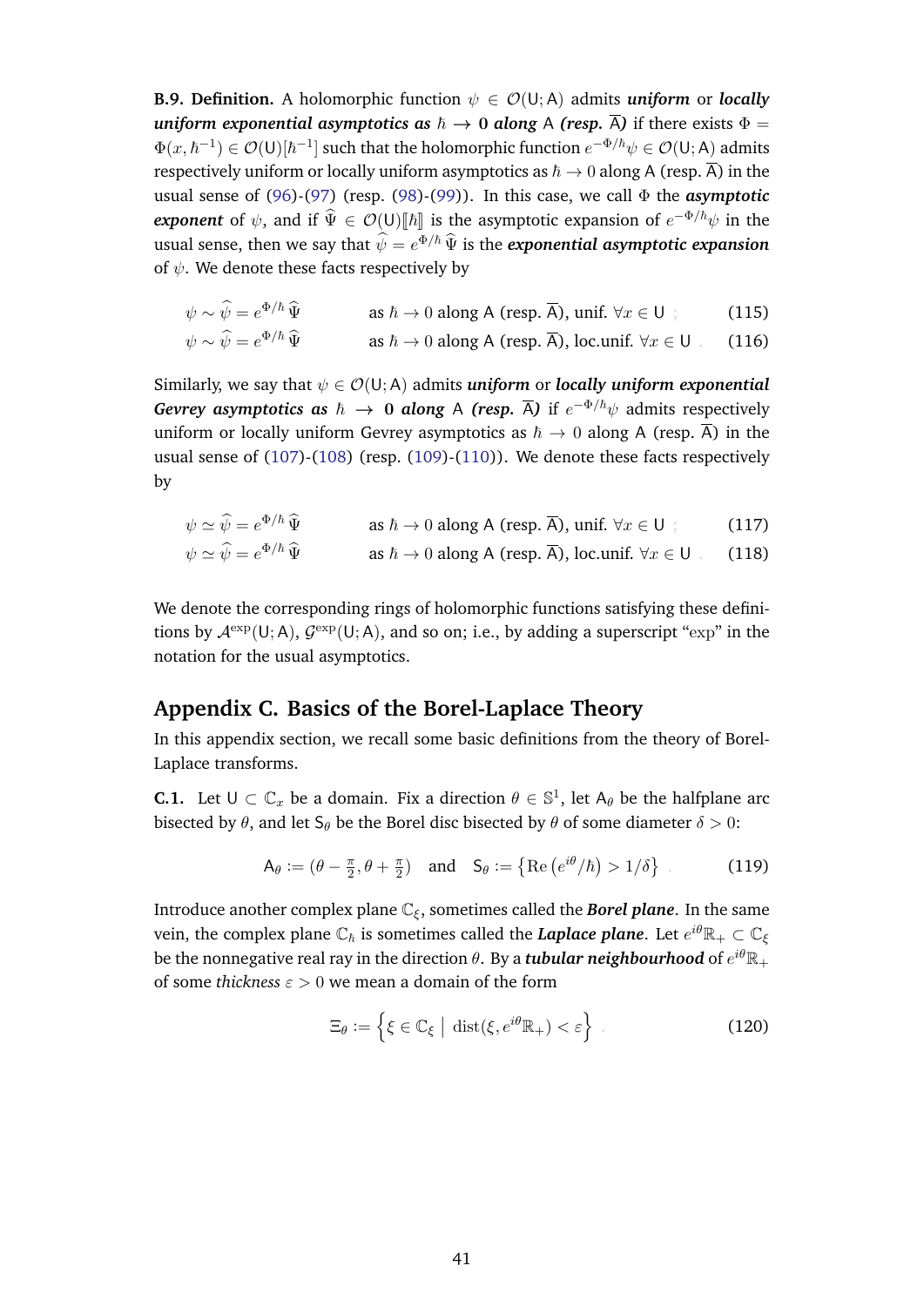**B.9. Definition.** A holomorphic function $\psi \in \mathcal{O}(\mathsf{U};\mathsf{A})$ admits ***uniform*** or ***locally uniform exponential asymptotics as*** $\hbar \to 0$ ***along*** $\mathsf{A}$ ***(resp.*** $\overline{\mathsf{A}}$***)*** if there exists $\Phi = \Phi(x, \hbar^{-1}) \in \mathcal{O}(\mathsf{U})[\hbar^{-1}]$ such that the holomorphic function $e^{-\Phi/\hbar}\psi \in \mathcal{O}(\mathsf{U};\mathsf{A})$ admits respectively uniform or locally uniform asymptotics as $\hbar \to 0$ along $\mathsf{A}$ (resp. $\overline{\mathsf{A}}$) in the usual sense of (96)-(97) (resp. (98)-(99)). In this case, we call $\Phi$ the ***asymptotic exponent*** of $\psi$, and if $\widehat{\Psi} \in \mathcal{O}(\mathsf{U})[\![\hbar]\!]$ is the asymptotic expansion of $e^{-\Phi/\hbar}\psi$ in the usual sense, then we say that $\widehat{\psi} = e^{\Phi/\hbar}\,\widehat{\Psi}$ is the ***exponential asymptotic expansion*** of $\psi$. We denote these facts respectively by

$$\psi \sim \widehat{\psi} = e^{\Phi/\hbar}\,\widehat{\Psi} \qquad \text{as } \hbar \to 0 \text{ along } \mathsf{A} \text{ (resp. } \overline{\mathsf{A}}\text{), unif. } \forall x \in \mathsf{U} \;; \tag{115}$$

$$\psi \sim \widehat{\psi} = e^{\Phi/\hbar}\,\widehat{\Psi} \qquad \text{as } \hbar \to 0 \text{ along } \mathsf{A} \text{ (resp. } \overline{\mathsf{A}}\text{), loc.unif. } \forall x \in \mathsf{U} \;. \tag{116}$$

Similarly, we say that $\psi \in \mathcal{O}(\mathsf{U};\mathsf{A})$ admits ***uniform*** or ***locally uniform exponential Gevrey asymptotics as*** $\hbar \to 0$ ***along*** $\mathsf{A}$ ***(resp.*** $\overline{\mathsf{A}}$***)*** if $e^{-\Phi/\hbar}\psi$ admits respectively uniform or locally uniform Gevrey asymptotics as $\hbar \to 0$ along $\mathsf{A}$ (resp. $\overline{\mathsf{A}}$) in the usual sense of (107)-(108) (resp. (109)-(110)). We denote these facts respectively by

$$\psi \simeq \widehat{\psi} = e^{\Phi/\hbar}\,\widehat{\Psi} \qquad \text{as } \hbar \to 0 \text{ along } \mathsf{A} \text{ (resp. } \overline{\mathsf{A}}\text{), unif. } \forall x \in \mathsf{U} \;; \tag{117}$$

$$\psi \simeq \widehat{\psi} = e^{\Phi/\hbar}\,\widehat{\Psi} \qquad \text{as } \hbar \to 0 \text{ along } \mathsf{A} \text{ (resp. } \overline{\mathsf{A}}\text{), loc.unif. } \forall x \in \mathsf{U} \;. \tag{118}$$

We denote the corresponding rings of holomorphic functions satisfying these definitions by $\mathcal{A}^{\exp}(\mathsf{U};\mathsf{A})$, $\mathcal{G}^{\exp}(\mathsf{U};\mathsf{A})$, and so on; i.e., by adding a superscript "$\exp$" in the notation for the usual asymptotics.

## Appendix C. Basics of the Borel-Laplace Theory

In this appendix section, we recall some basic definitions from the theory of Borel-Laplace transforms.

**C.1.** Let $\mathsf{U} \subset \mathbb{C}_x$ be a domain. Fix a direction $\theta \in \mathbb{S}^1$, let $\mathsf{A}_\theta$ be the halfplane arc bisected by $\theta$, and let $\mathsf{S}_\theta$ be the Borel disc bisected by $\theta$ of some diameter $\delta > 0$:

$$\mathsf{A}_\theta := (\theta - \tfrac{\pi}{2}, \theta + \tfrac{\pi}{2}) \quad \text{and} \quad \mathsf{S}_\theta := \left\{ \operatorname{Re}\left( e^{i\theta}/\hbar \right) > 1/\delta \right\} \;. \tag{119}$$

Introduce another complex plane $\mathbb{C}_\xi$, sometimes called the ***Borel plane***. In the same vein, the complex plane $\mathbb{C}_\hbar$ is sometimes called the ***Laplace plane***. Let $e^{i\theta}\mathbb{R}_+ \subset \mathbb{C}_\xi$ be the nonnegative real ray in the direction $\theta$. By a ***tubular neighbourhood*** of $e^{i\theta}\mathbb{R}_+$ of some *thickness* $\varepsilon > 0$ we mean a domain of the form

$$\Xi_\theta := \left\{ \xi \in \mathbb{C}_\xi \;\middle|\; \operatorname{dist}(\xi, e^{i\theta}\mathbb{R}_+) < \varepsilon \right\} \;. \tag{120}$$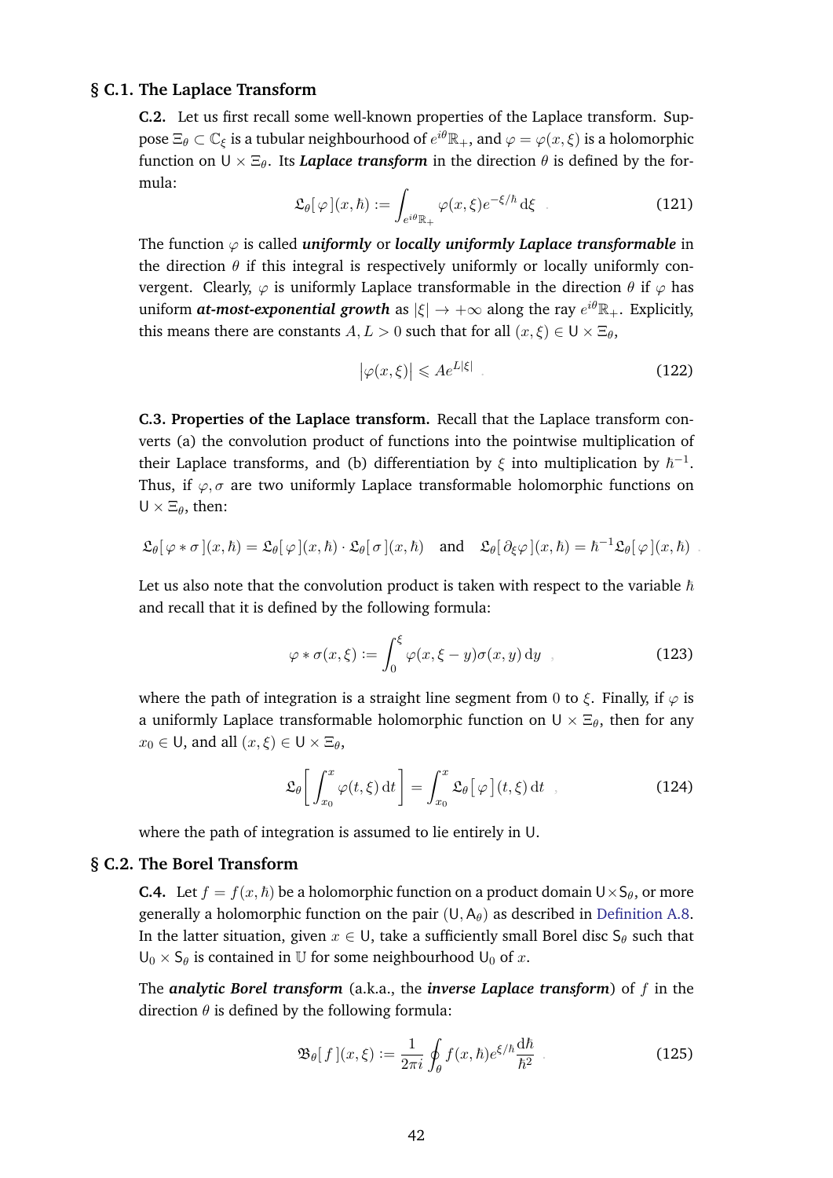## § C.1. The Laplace Transform

**C.2.** Let us first recall some well-known properties of the Laplace transform. Suppose $\Xi_\theta \subset \mathbb{C}_\xi$ is a tubular neighbourhood of $e^{i\theta}\mathbb{R}_+$, and $\varphi = \varphi(x,\xi)$ is a holomorphic function on $\mathsf{U} \times \Xi_\theta$. Its ***Laplace transform*** in the direction $\theta$ is defined by the formula:

$$\mathfrak{L}_\theta[\,\varphi\,](x,\hbar) := \int_{e^{i\theta}\mathbb{R}_+} \varphi(x,\xi) e^{-\xi/\hbar}\,\mathrm{d}\xi \quad . \tag{121}$$

The function $\varphi$ is called ***uniformly*** or ***locally uniformly Laplace transformable*** in the direction $\theta$ if this integral is respectively uniformly or locally uniformly convergent. Clearly, $\varphi$ is uniformly Laplace transformable in the direction $\theta$ if $\varphi$ has uniform ***at-most-exponential growth*** as $|\xi| \to +\infty$ along the ray $e^{i\theta}\mathbb{R}_+$. Explicitly, this means there are constants $A, L > 0$ such that for all $(x,\xi) \in \mathsf{U} \times \Xi_\theta$,

$$\big|\varphi(x,\xi)\big| \leqslant A e^{L|\xi|} \quad . \tag{122}$$

**C.3. Properties of the Laplace transform.** Recall that the Laplace transform converts (a) the convolution product of functions into the pointwise multiplication of their Laplace transforms, and (b) differentiation by $\xi$ into multiplication by $\hbar^{-1}$. Thus, if $\varphi, \sigma$ are two uniformly Laplace transformable holomorphic functions on $\mathsf{U} \times \Xi_\theta$, then:

$$\mathfrak{L}_\theta[\,\varphi * \sigma\,](x,\hbar) = \mathfrak{L}_\theta[\,\varphi\,](x,\hbar) \cdot \mathfrak{L}_\theta[\,\sigma\,](x,\hbar) \quad \text{and} \quad \mathfrak{L}_\theta[\,\partial_\xi \varphi\,](x,\hbar) = \hbar^{-1} \mathfrak{L}_\theta[\,\varphi\,](x,\hbar) \quad .$$

Let us also note that the convolution product is taken with respect to the variable $\hbar$ and recall that it is defined by the following formula:

$$\varphi * \sigma(x,\xi) := \int_0^\xi \varphi(x, \xi - y)\sigma(x,y)\,\mathrm{d}y \quad , \tag{123}$$

where the path of integration is a straight line segment from $0$ to $\xi$. Finally, if $\varphi$ is a uniformly Laplace transformable holomorphic function on $\mathsf{U} \times \Xi_\theta$, then for any $x_0 \in \mathsf{U}$, and all $(x,\xi) \in \mathsf{U} \times \Xi_\theta$,

$$\mathfrak{L}_\theta\bigg[ \int_{x_0}^x \varphi(t,\xi)\,\mathrm{d}t \bigg] = \int_{x_0}^x \mathfrak{L}_\theta\big[\,\varphi\,\big](t,\xi)\,\mathrm{d}t \quad , \tag{124}$$

where the path of integration is assumed to lie entirely in $\mathsf{U}$.

## § C.2. The Borel Transform

**C.4.** Let $f = f(x,\hbar)$ be a holomorphic function on a product domain $\mathsf{U} \times \mathsf{S}_\theta$, or more generally a holomorphic function on the pair $(\mathsf{U}, \mathsf{A}_\theta)$ as described in Definition A.8. In the latter situation, given $x \in \mathsf{U}$, take a sufficiently small Borel disc $\mathsf{S}_\theta$ such that $\mathsf{U}_0 \times \mathsf{S}_\theta$ is contained in $\mathbb{U}$ for some neighbourhood $\mathsf{U}_0$ of $x$.

The ***analytic Borel transform*** (a.k.a., the ***inverse Laplace transform***) of $f$ in the direction $\theta$ is defined by the following formula:

$$\mathfrak{B}_\theta[\,f\,](x,\xi) := \frac{1}{2\pi i} \oint_\theta f(x,\hbar) e^{\xi/\hbar} \frac{\mathrm{d}\hbar}{\hbar^2} \quad . \tag{125}$$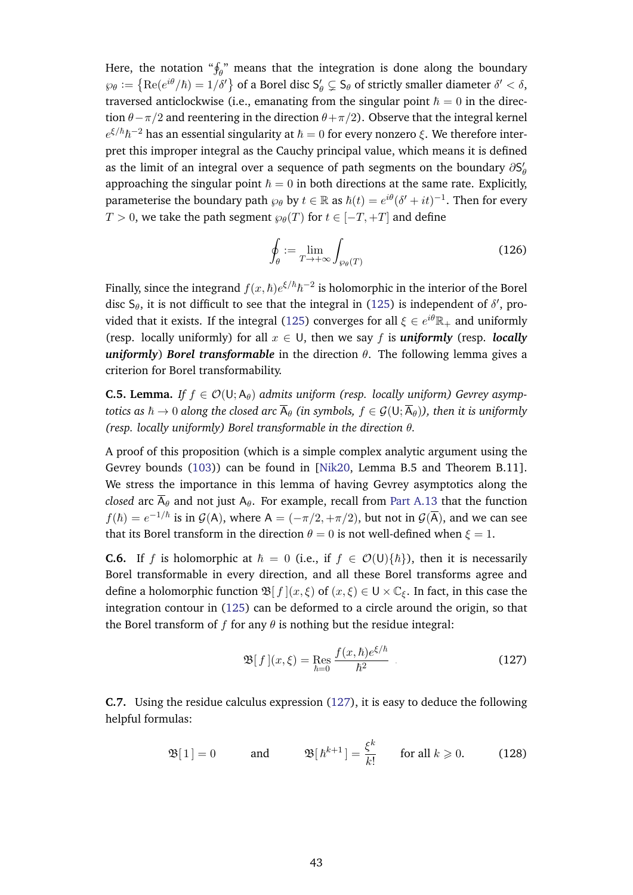Here, the notation "$\oint_\theta$" means that the integration is done along the boundary $\wp_\theta := \{\operatorname{Re}(e^{i\theta}/\hbar) = 1/\delta'\}$ of a Borel disc $\mathsf{S}'_\theta \subsetneq \mathsf{S}_\theta$ of strictly smaller diameter $\delta' < \delta$, traversed anticlockwise (i.e., emanating from the singular point $\hbar = 0$ in the direction $\theta - \pi/2$ and reentering in the direction $\theta + \pi/2$). Observe that the integral kernel $e^{\xi/\hbar}\hbar^{-2}$ has an essential singularity at $\hbar = 0$ for every nonzero $\xi$. We therefore interpret this improper integral as the Cauchy principal value, which means it is defined as the limit of an integral over a sequence of path segments on the boundary $\partial\mathsf{S}'_\theta$ approaching the singular point $\hbar = 0$ in both directions at the same rate. Explicitly, parameterise the boundary path $\wp_\theta$ by $t \in \mathbb{R}$ as $\hbar(t) = e^{i\theta}(\delta' + it)^{-1}$. Then for every $T > 0$, we take the path segment $\wp_\theta(T)$ for $t \in [-T, +T]$ and define

$$\oint_\theta := \lim_{T \to +\infty} \int_{\wp_\theta(T)} \tag{126}$$

Finally, since the integrand $f(x,\hbar)e^{\xi/\hbar}\hbar^{-2}$ is holomorphic in the interior of the Borel disc $\mathsf{S}_\theta$, it is not difficult to see that the integral in (125) is independent of $\delta'$, provided that it exists. If the integral (125) converges for all $\xi \in e^{i\theta}\mathbb{R}_+$ and uniformly (resp. locally uniformly) for all $x \in \mathsf{U}$, then we say $f$ is ***uniformly*** (resp. ***locally uniformly***) ***Borel transformable*** in the direction $\theta$. The following lemma gives a criterion for Borel transformability.

**C.5. Lemma.** *If $f \in \mathcal{O}(\mathsf{U}; \mathsf{A}_\theta)$ admits uniform (resp. locally uniform) Gevrey asymptotics as $\hbar \to 0$ along the closed arc $\overline{\mathsf{A}}_\theta$ (in symbols, $f \in \mathcal{G}(\mathsf{U}; \overline{\mathsf{A}}_\theta)$), then it is uniformly (resp. locally uniformly) Borel transformable in the direction $\theta$.*

A proof of this proposition (which is a simple complex analytic argument using the Gevrey bounds (103)) can be found in [Nik20, Lemma B.5 and Theorem B.11]. We stress the importance in this lemma of having Gevrey asymptotics along the *closed* arc $\overline{\mathsf{A}}_\theta$ and not just $\mathsf{A}_\theta$. For example, recall from Part A.13 that the function $f(\hbar) = e^{-1/\hbar}$ is in $\mathcal{G}(\mathsf{A})$, where $\mathsf{A} = (-\pi/2, +\pi/2)$, but not in $\mathcal{G}(\overline{\mathsf{A}})$, and we can see that its Borel transform in the direction $\theta = 0$ is not well-defined when $\xi = 1$.

**C.6.** If $f$ is holomorphic at $\hbar = 0$ (i.e., if $f \in \mathcal{O}(\mathsf{U})\{\hbar\}$), then it is necessarily Borel transformable in every direction, and all these Borel transforms agree and define a holomorphic function $\mathfrak{B}[\,f\,](x,\xi)$ of $(x,\xi) \in \mathsf{U} \times \mathbb{C}_\xi$. In fact, in this case the integration contour in (125) can be deformed to a circle around the origin, so that the Borel transform of $f$ for any $\theta$ is nothing but the residue integral:

$$\mathfrak{B}[\,f\,](x,\xi) = \operatorname*{Res}_{\hbar=0} \frac{f(x,\hbar)e^{\xi/\hbar}}{\hbar^2} \tag{127}$$

**C.7.** Using the residue calculus expression (127), it is easy to deduce the following helpful formulas:

$$\mathfrak{B}[\,1\,] = 0 \qquad \text{and} \qquad \mathfrak{B}[\,\hbar^{k+1}\,] = \frac{\xi^k}{k!} \qquad \text{for all } k \geqslant 0. \tag{128}$$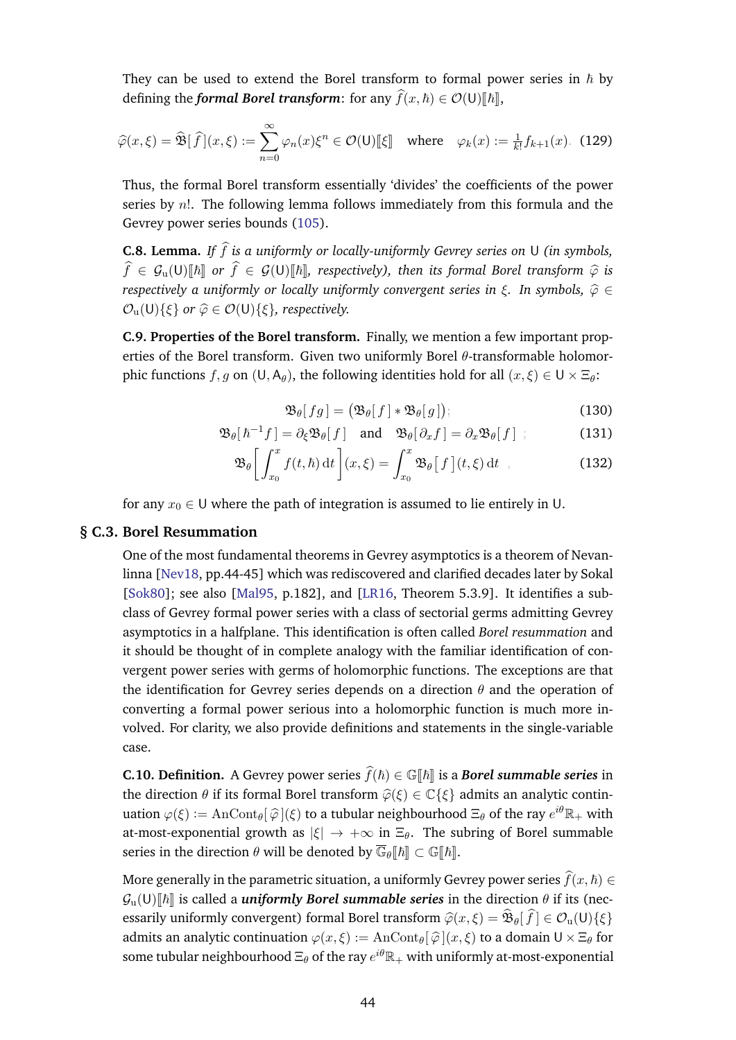They can be used to extend the Borel transform to formal power series in $\hbar$ by defining the ***formal Borel transform***: for any $\widehat{f}(x,\hbar) \in \mathcal{O}(\mathsf{U})[\![\hbar]\!]$,

$$\widehat{\varphi}(x,\xi) = \widehat{\mathfrak{B}}[\,\widehat{f}\,](x,\xi) := \sum_{n=0}^{\infty} \varphi_n(x)\xi^n \in \mathcal{O}(\mathsf{U})[\![\xi]\!] \quad \text{where} \quad \varphi_k(x) := \tfrac{1}{k!} f_{k+1}(x). \tag{129}$$

Thus, the formal Borel transform essentially 'divides' the coefficients of the power series by $n!$. The following lemma follows immediately from this formula and the Gevrey power series bounds (105).

**C.8. Lemma.** *If $\widehat{f}$ is a uniformly or locally-uniformly Gevrey series on $\mathsf{U}$ (in symbols, $\widehat{f} \in \mathcal{G}_{\mathrm{u}}(\mathsf{U})[\![\hbar]\!]$ or $\widehat{f} \in \mathcal{G}(\mathsf{U})[\![\hbar]\!]$, respectively), then its formal Borel transform $\widehat{\varphi}$ is respectively a uniformly or locally uniformly convergent series in $\xi$. In symbols, $\widehat{\varphi} \in \mathcal{O}_{\mathrm{u}}(\mathsf{U})\{\xi\}$ or $\widehat{\varphi} \in \mathcal{O}(\mathsf{U})\{\xi\}$, respectively.*

**C.9. Properties of the Borel transform.** Finally, we mention a few important properties of the Borel transform. Given two uniformly Borel $\theta$-transformable holomorphic functions $f, g$ on $(\mathsf{U}, \mathsf{A}_\theta)$, the following identities hold for all $(x,\xi) \in \mathsf{U} \times \Xi_\theta$:

$$\mathfrak{B}_\theta[\,fg\,] = \big(\mathfrak{B}_\theta[\,f\,] * \mathfrak{B}_\theta[\,g\,]\big); \tag{130}$$

$$\mathfrak{B}_\theta[\,\hbar^{-1} f\,] = \partial_\xi \mathfrak{B}_\theta[\,f\,] \quad \text{and} \quad \mathfrak{B}_\theta[\,\partial_x f\,] = \partial_x \mathfrak{B}_\theta[\,f\,]\ ; \tag{131}$$

$$\mathfrak{B}_\theta\left[\int_{x_0}^{x} f(t,\hbar)\,\mathrm{d}t\right](x,\xi) = \int_{x_0}^{x} \mathfrak{B}_\theta\,[\,f\,](t,\xi)\,\mathrm{d}t\ , \tag{132}$$

for any $x_0 \in \mathsf{U}$ where the path of integration is assumed to lie entirely in $\mathsf{U}$.

## § C.3. Borel Resummation

One of the most fundamental theorems in Gevrey asymptotics is a theorem of Nevanlinna [Nev18, pp.44-45] which was rediscovered and clarified decades later by Sokal [Sok80]; see also [Mal95, p.182], and [LR16, Theorem 5.3.9]. It identifies a subclass of Gevrey formal power series with a class of sectorial germs admitting Gevrey asymptotics in a halfplane. This identification is often called *Borel resummation* and it should be thought of in complete analogy with the familiar identification of convergent power series with germs of holomorphic functions. The exceptions are that the identification for Gevrey series depends on a direction $\theta$ and the operation of converting a formal power serious into a holomorphic function is much more involved. For clarity, we also provide definitions and statements in the single-variable case.

**C.10. Definition.** A Gevrey power series $\widehat{f}(\hbar) \in \mathbb{G}[\![\hbar]\!]$ is a ***Borel summable series*** in the direction $\theta$ if its formal Borel transform $\widehat{\varphi}(\xi) \in \mathbb{C}\{\xi\}$ admits an analytic continuation $\varphi(\xi) := \mathrm{AnCont}_\theta[\,\widehat{\varphi}\,](\xi)$ to a tubular neighbourhood $\Xi_\theta$ of the ray $e^{i\theta}\mathbb{R}_+$ with at-most-exponential growth as $|\xi| \to +\infty$ in $\Xi_\theta$. The subring of Borel summable series in the direction $\theta$ will be denoted by $\overline{\mathbb{G}}_\theta[\![\hbar]\!] \subset \mathbb{G}[\![\hbar]\!]$.

More generally in the parametric situation, a uniformly Gevrey power series $\widehat{f}(x,\hbar) \in \mathcal{G}_{\mathrm{u}}(\mathsf{U})[\![\hbar]\!]$ is called a ***uniformly Borel summable series*** in the direction $\theta$ if its (necessarily uniformly convergent) formal Borel transform $\widehat{\varphi}(x,\xi) = \widehat{\mathfrak{B}}_\theta[\,\widehat{f}\,] \in \mathcal{O}_{\mathrm{u}}(\mathsf{U})\{\xi\}$ admits an analytic continuation $\varphi(x,\xi) := \mathrm{AnCont}_\theta[\,\widehat{\varphi}\,](x,\xi)$ to a domain $\mathsf{U} \times \Xi_\theta$ for some tubular neighbourhood $\Xi_\theta$ of the ray $e^{i\theta}\mathbb{R}_+$ with uniformly at-most-exponential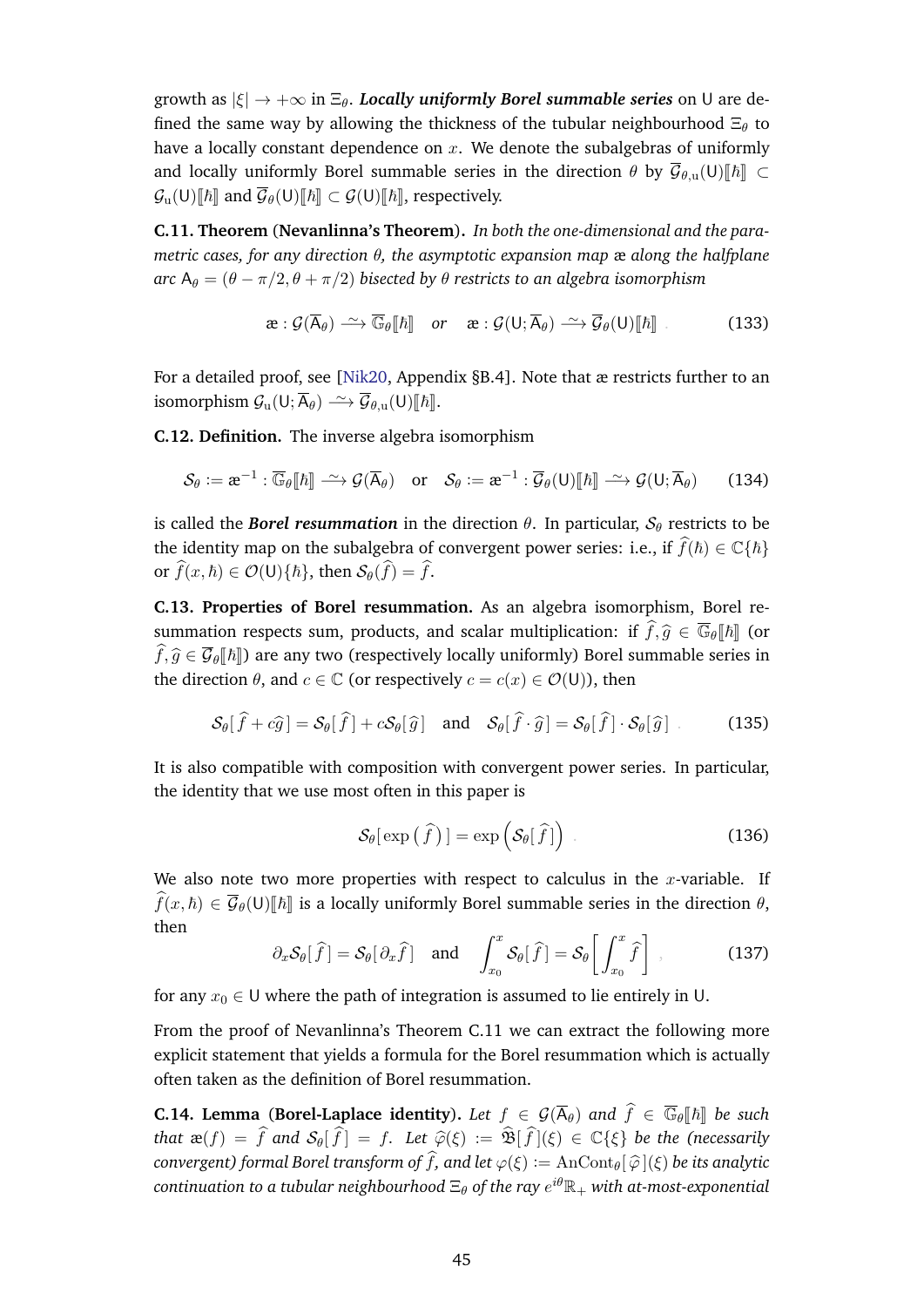growth as $|\xi| \to +\infty$ in $\Xi_\theta$. ***Locally uniformly Borel summable series*** on $\mathsf{U}$ are defined the same way by allowing the thickness of the tubular neighbourhood $\Xi_\theta$ to have a locally constant dependence on $x$. We denote the subalgebras of uniformly and locally uniformly Borel summable series in the direction $\theta$ by $\overline{\mathcal{G}}_{\theta,\mathrm{u}}(\mathsf{U})[\![\hbar]\!] \subset \mathcal{G}_{\mathrm{u}}(\mathsf{U})[\![\hbar]\!]$ and $\overline{\mathcal{G}}_\theta(\mathsf{U})[\![\hbar]\!] \subset \mathcal{G}(\mathsf{U})[\![\hbar]\!]$, respectively.

**C.11. Theorem (Nevanlinna's Theorem).** *In both the one-dimensional and the parametric cases, for any direction $\theta$, the asymptotic expansion map æ along the halfplane arc $\mathsf{A}_\theta = (\theta - \pi/2, \theta + \pi/2)$ bisected by $\theta$ restricts to an algebra isomorphism*

$$
æ : \mathcal{G}(\overline{\mathsf{A}}_\theta) \xrightarrow{\sim} \overline{\mathbb{G}}_\theta[\![\hbar]\!] \quad \textit{or} \quad æ : \mathcal{G}(\mathsf{U}; \overline{\mathsf{A}}_\theta) \xrightarrow{\sim} \overline{\mathcal{G}}_\theta(\mathsf{U})[\![\hbar]\!] \,. \tag{133}
$$

For a detailed proof, see [Nik20, Appendix §B.4]. Note that æ restricts further to an isomorphism $\mathcal{G}_{\mathrm{u}}(\mathsf{U}; \overline{\mathsf{A}}_\theta) \xrightarrow{\sim} \overline{\mathcal{G}}_{\theta,\mathrm{u}}(\mathsf{U})[\![\hbar]\!]$.

**C.12. Definition.** The inverse algebra isomorphism

$$
\mathcal{S}_\theta := æ^{-1} : \overline{\mathbb{G}}_\theta[\![\hbar]\!] \xrightarrow{\sim} \mathcal{G}(\overline{\mathsf{A}}_\theta) \quad \text{or} \quad \mathcal{S}_\theta := æ^{-1} : \overline{\mathcal{G}}_\theta(\mathsf{U})[\![\hbar]\!] \xrightarrow{\sim} \mathcal{G}(\mathsf{U}; \overline{\mathsf{A}}_\theta) \tag{134}
$$

is called the ***Borel resummation*** in the direction $\theta$. In particular, $\mathcal{S}_\theta$ restricts to be the identity map on the subalgebra of convergent power series: i.e., if $\widehat{f}(\hbar) \in \mathbb{C}\{\hbar\}$ or $\widehat{f}(x, \hbar) \in \mathcal{O}(\mathsf{U})\{\hbar\}$, then $\mathcal{S}_\theta(\widehat{f}) = \widehat{f}$.

**C.13. Properties of Borel resummation.** As an algebra isomorphism, Borel resummation respects sum, products, and scalar multiplication: if $\widehat{f}, \widehat{g} \in \overline{\mathbb{G}}_\theta[\![\hbar]\!]$ (or $\widehat{f}, \widehat{g} \in \overline{\mathcal{G}}_\theta[\![\hbar]\!]$) are any two (respectively locally uniformly) Borel summable series in the direction $\theta$, and $c \in \mathbb{C}$ (or respectively $c = c(x) \in \mathcal{O}(\mathsf{U})$), then

$$
\mathcal{S}_\theta[\,\widehat{f} + c\widehat{g}\,] = \mathcal{S}_\theta[\,\widehat{f}\,] + c\mathcal{S}_\theta[\,\widehat{g}\,] \quad \text{and} \quad \mathcal{S}_\theta[\,\widehat{f} \cdot \widehat{g}\,] = \mathcal{S}_\theta[\,\widehat{f}\,] \cdot \mathcal{S}_\theta[\,\widehat{g}\,] \,. \tag{135}
$$

It is also compatible with composition with convergent power series. In particular, the identity that we use most often in this paper is

$$
\mathcal{S}_\theta[\,\exp\big(\,\widehat{f}\,\big)\,] = \exp\Big(\mathcal{S}_\theta[\,\widehat{f}\,]\Big) \,. \tag{136}
$$

We also note two more properties with respect to calculus in the $x$-variable. If $\widehat{f}(x, \hbar) \in \overline{\mathcal{G}}_\theta(\mathsf{U})[\![\hbar]\!]$ is a locally uniformly Borel summable series in the direction $\theta$, then

$$
\partial_x \mathcal{S}_\theta[\,\widehat{f}\,] = \mathcal{S}_\theta[\,\partial_x \widehat{f}\,] \quad \text{and} \quad \int_{x_0}^{x} \mathcal{S}_\theta[\,\widehat{f}\,] = \mathcal{S}_\theta\left[\,\int_{x_0}^{x} \widehat{f}\,\right] \,, \tag{137}
$$

for any $x_0 \in \mathsf{U}$ where the path of integration is assumed to lie entirely in $\mathsf{U}$.

From the proof of Nevanlinna's Theorem C.11 we can extract the following more explicit statement that yields a formula for the Borel resummation which is actually often taken as the definition of Borel resummation.

**C.14. Lemma (Borel-Laplace identity).** *Let $f \in \mathcal{G}(\overline{\mathsf{A}}_\theta)$ and $\widehat{f} \in \overline{\mathbb{G}}_\theta[\![\hbar]\!]$ be such that $æ(f) = \widehat{f}$ and $\mathcal{S}_\theta[\,\widehat{f}\,] = f$. Let $\widehat{\varphi}(\xi) := \widehat{\mathfrak{B}}[\,\widehat{f}\,](\xi) \in \mathbb{C}\{\xi\}$ be the (necessarily convergent) formal Borel transform of $\widehat{f}$, and let $\varphi(\xi) := \mathrm{AnCont}_\theta[\,\widehat{\varphi}\,](\xi)$ be its analytic continuation to a tubular neighbourhood $\Xi_\theta$ of the ray $e^{i\theta}\mathbb{R}_+$ with at-most-exponential*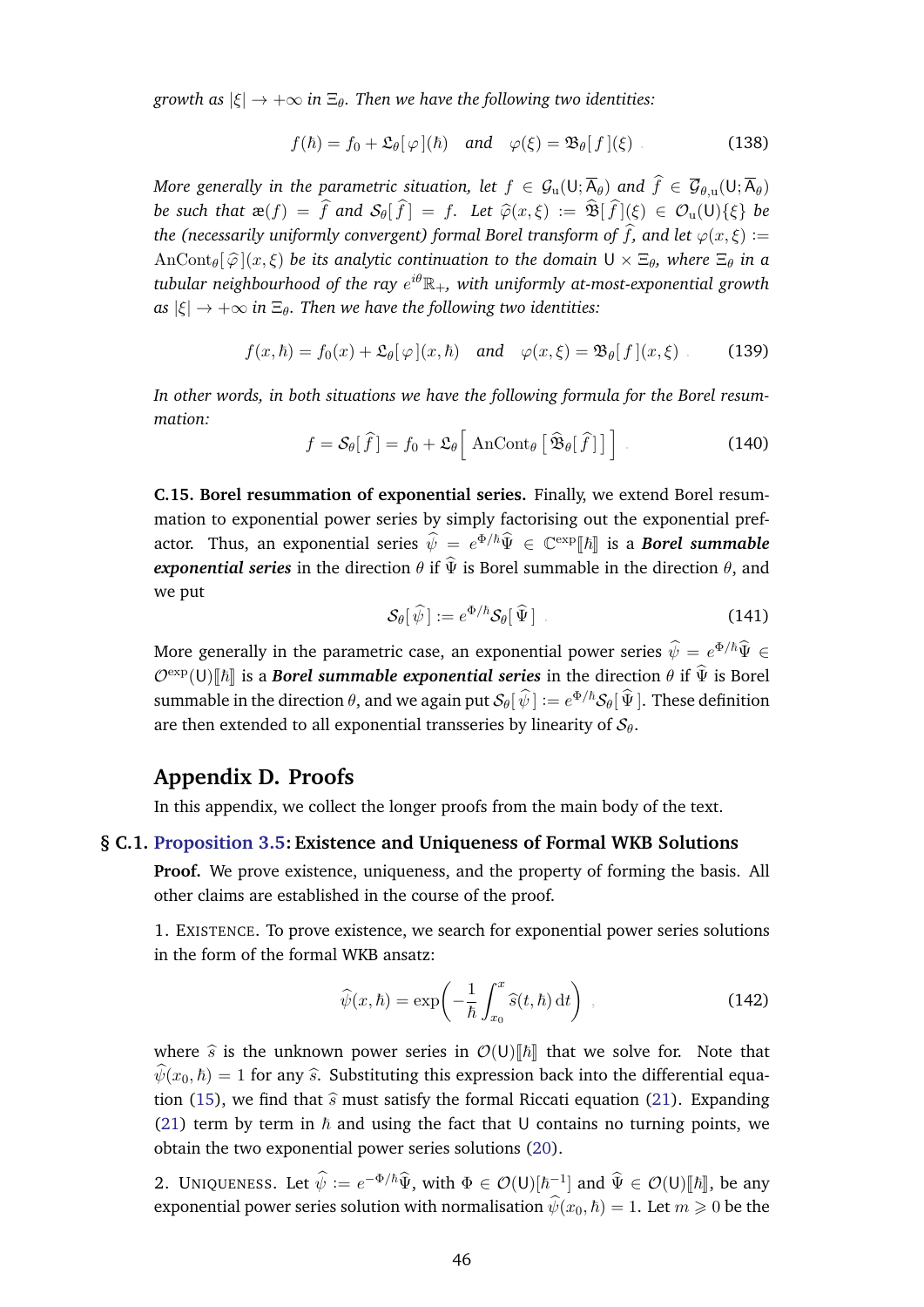*growth as $|\xi| \to +\infty$ in $\Xi_\theta$. Then we have the following two identities:*

$$f(\hbar) = f_0 + \mathfrak{L}_\theta[\,\varphi\,](\hbar) \quad \textit{and} \quad \varphi(\xi) = \mathfrak{B}_\theta[\,f\,](\xi) \;. \tag{138}$$

*More generally in the parametric situation, let $f \in \mathcal{G}_{\mathrm{u}}(\mathsf{U};\overline{\mathsf{A}}_\theta)$ and $\widehat{f} \in \overline{\mathcal{G}}_{\theta,\mathrm{u}}(\mathsf{U};\overline{\mathsf{A}}_\theta)$ be such that $\text{æ}(f) = \widehat{f}$ and $\mathcal{S}_\theta[\,\widehat{f}\,] = f$. Let $\widehat{\varphi}(x,\xi) := \widehat{\mathfrak{B}}[\,\widehat{f}\,](\xi) \in \mathcal{O}_{\mathrm{u}}(\mathsf{U})\{\xi\}$ be the (necessarily uniformly convergent) formal Borel transform of $\widehat{f}$, and let $\varphi(x,\xi) := \mathrm{AnCont}_\theta[\,\widehat{\varphi}\,](x,\xi)$ be its analytic continuation to the domain $\mathsf{U} \times \Xi_\theta$, where $\Xi_\theta$ in a tubular neighbourhood of the ray $e^{i\theta}\mathbb{R}_+$, with uniformly at-most-exponential growth as $|\xi| \to +\infty$ in $\Xi_\theta$. Then we have the following two identities:*

$$f(x,\hbar) = f_0(x) + \mathfrak{L}_\theta[\,\varphi\,](x,\hbar) \quad \textit{and} \quad \varphi(x,\xi) = \mathfrak{B}_\theta[\,f\,](x,\xi) \;. \tag{139}$$

*In other words, in both situations we have the following formula for the Borel resummation:*

$$f = \mathcal{S}_\theta[\,\widehat{f}\,] = f_0 + \mathfrak{L}_\theta\Big[\;\mathrm{AnCont}_\theta\left[\,\widehat{\mathfrak{B}}_\theta[\,\widehat{f}\,]\,\right]\Big] \;. \tag{140}$$

**C.15. Borel resummation of exponential series.** Finally, we extend Borel resummation to exponential power series by simply factorising out the exponential prefactor. Thus, an exponential series $\widehat{\psi} = e^{\Phi/\hbar}\widehat{\Psi} \in \mathbb{C}^{\exp}[\![\hbar]\!]$ is a ***Borel summable exponential series*** in the direction $\theta$ if $\widehat{\Psi}$ is Borel summable in the direction $\theta$, and we put

$$\mathcal{S}_\theta[\,\widehat{\psi}\,] := e^{\Phi/\hbar}\mathcal{S}_\theta[\,\widehat{\Psi}\,] \;. \tag{141}$$

More generally in the parametric case, an exponential power series $\widehat{\psi} = e^{\Phi/\hbar}\widehat{\Psi} \in \mathcal{O}^{\exp}(\mathsf{U})[\![\hbar]\!]$ is a ***Borel summable exponential series*** in the direction $\theta$ if $\widehat{\Psi}$ is Borel summable in the direction $\theta$, and we again put $\mathcal{S}_\theta[\,\widehat{\psi}\,] := e^{\Phi/\hbar}\mathcal{S}_\theta[\,\widehat{\Psi}\,]$. These definition are then extended to all exponential transseries by linearity of $\mathcal{S}_\theta$.

## Appendix D. Proofs

In this appendix, we collect the longer proofs from the main body of the text.

### § C.1. Proposition 3.5: Existence and Uniqueness of Formal WKB Solutions

**Proof.** We prove existence, uniqueness, and the property of forming the basis. All other claims are established in the course of the proof.

1. EXISTENCE. To prove existence, we search for exponential power series solutions in the form of the formal WKB ansatz:

$$\widehat{\psi}(x,\hbar) = \exp\!\left(-\frac{1}{\hbar}\int_{x_0}^{x} \widehat{s}(t,\hbar)\,\mathrm{d}t\right) \;, \tag{142}$$

where $\widehat{s}$ is the unknown power series in $\mathcal{O}(\mathsf{U})[\![\hbar]\!]$ that we solve for. Note that $\widehat{\psi}(x_0,\hbar) = 1$ for any $\widehat{s}$. Substituting this expression back into the differential equation (15), we find that $\widehat{s}$ must satisfy the formal Riccati equation (21). Expanding (21) term by term in $\hbar$ and using the fact that $\mathsf{U}$ contains no turning points, we obtain the two exponential power series solutions (20).

2. UNIQUENESS. Let $\widehat{\psi} := e^{-\Phi/\hbar}\widehat{\Psi}$, with $\Phi \in \mathcal{O}(\mathsf{U})[\hbar^{-1}]$ and $\widehat{\Psi} \in \mathcal{O}(\mathsf{U})[\![\hbar]\!]$, be any exponential power series solution with normalisation $\widehat{\psi}(x_0,\hbar) = 1$. Let $m \geqslant 0$ be the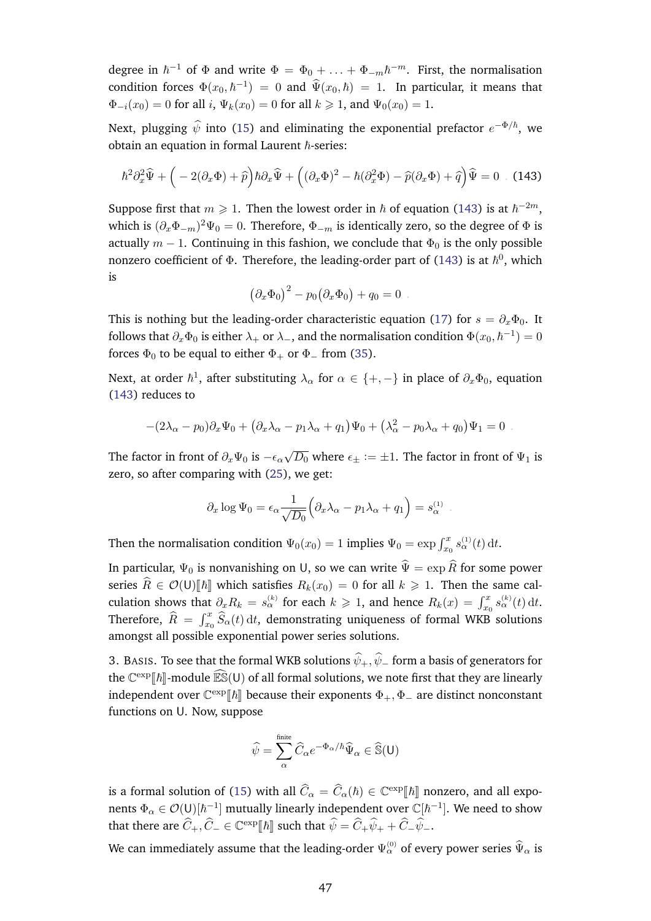degree in $\hbar^{-1}$ of $\Phi$ and write $\Phi = \Phi_0 + \ldots + \Phi_{-m}\hbar^{-m}$. First, the normalisation condition forces $\Phi(x_0, \hbar^{-1}) = 0$ and $\widehat{\Psi}(x_0, \hbar) = 1$. In particular, it means that $\Phi_{-i}(x_0) = 0$ for all $i$, $\Psi_k(x_0) = 0$ for all $k \geqslant 1$, and $\Psi_0(x_0) = 1$.

Next, plugging $\widehat{\psi}$ into (15) and eliminating the exponential prefactor $e^{-\Phi/\hbar}$, we obtain an equation in formal Laurent $\hbar$-series:

$$\hbar^2 \partial_x^2 \widehat{\Psi} + \Big( -2(\partial_x \Phi) + \widehat{p} \Big) \hbar \partial_x \widehat{\Psi} + \Big( (\partial_x \Phi)^2 - \hbar(\partial_x^2 \Phi) - \widehat{p}(\partial_x \Phi) + \widehat{q} \Big) \widehat{\Psi} = 0 \quad . \tag{143}$$

Suppose first that $m \geqslant 1$. Then the lowest order in $\hbar$ of equation (143) is at $\hbar^{-2m}$, which is $(\partial_x \Phi_{-m})^2 \Psi_0 = 0$. Therefore, $\Phi_{-m}$ is identically zero, so the degree of $\Phi$ is actually $m-1$. Continuing in this fashion, we conclude that $\Phi_0$ is the only possible nonzero coefficient of $\Phi$. Therefore, the leading-order part of (143) is at $\hbar^0$, which is

$$\big(\partial_x \Phi_0\big)^2 - p_0 \big(\partial_x \Phi_0\big) + q_0 = 0 \quad .$$

This is nothing but the leading-order characteristic equation (17) for $s = \partial_x \Phi_0$. It follows that $\partial_x \Phi_0$ is either $\lambda_+$ or $\lambda_-$, and the normalisation condition $\Phi(x_0, \hbar^{-1}) = 0$ forces $\Phi_0$ to be equal to either $\Phi_+$ or $\Phi_-$ from (35).

Next, at order $\hbar^1$, after substituting $\lambda_\alpha$ for $\alpha \in \{+,-\}$ in place of $\partial_x \Phi_0$, equation (143) reduces to

$$-(2\lambda_\alpha - p_0)\partial_x \Psi_0 + \big(\partial_x \lambda_\alpha - p_1 \lambda_\alpha + q_1\big)\Psi_0 + \big(\lambda_\alpha^2 - p_0 \lambda_\alpha + q_0\big)\Psi_1 = 0 \quad .$$

The factor in front of $\partial_x \Psi_0$ is $-\epsilon_\alpha \sqrt{D_0}$ where $\epsilon_\pm := \pm 1$. The factor in front of $\Psi_1$ is zero, so after comparing with (25), we get:

$$\partial_x \log \Psi_0 = \epsilon_\alpha \frac{1}{\sqrt{D_0}} \Big( \partial_x \lambda_\alpha - p_1 \lambda_\alpha + q_1 \Big) = s_\alpha^{(1)} \quad .$$

Then the normalisation condition $\Psi_0(x_0) = 1$ implies $\Psi_0 = \exp \int_{x_0}^x s_\alpha^{(1)}(t)\, \mathrm{d}t$.

In particular, $\Psi_0$ is nonvanishing on $\mathsf{U}$, so we can write $\widehat{\Psi} = \exp \widehat{R}$ for some power series $\widehat{R} \in \mathcal{O}(\mathsf{U})[\![\hbar]\!]$ which satisfies $R_k(x_0) = 0$ for all $k \geqslant 1$. Then the same calculation shows that $\partial_x R_k = s_\alpha^{(k)}$ for each $k \geqslant 1$, and hence $R_k(x) = \int_{x_0}^x s_\alpha^{(k)}(t)\, \mathrm{d}t$. Therefore, $\widehat{R} = \int_{x_0}^x \widehat{S}_\alpha(t)\, \mathrm{d}t$, demonstrating uniqueness of formal WKB solutions amongst all possible exponential power series solutions.

3. Basis. To see that the formal WKB solutions $\widehat{\psi}_+, \widehat{\psi}_-$ form a basis of generators for the $\mathbb{C}^{\exp}[\![\hbar]\!]$-module $\widehat{\mathbb{ES}}(\mathsf{U})$ of all formal solutions, we note first that they are linearly independent over $\mathbb{C}^{\exp}[\![\hbar]\!]$ because their exponents $\Phi_+, \Phi_-$ are distinct nonconstant functions on $\mathsf{U}$. Now, suppose

$$\widehat{\psi} = \sum_\alpha^{\text{finite}} \widehat{C}_\alpha e^{-\Phi_\alpha/\hbar} \widehat{\Psi}_\alpha \in \widehat{\mathbb{S}}(\mathsf{U})$$

is a formal solution of (15) with all $\widehat{C}_\alpha = \widehat{C}_\alpha(\hbar) \in \mathbb{C}^{\exp}[\![\hbar]\!]$ nonzero, and all exponents $\Phi_\alpha \in \mathcal{O}(\mathsf{U})[\hbar^{-1}]$ mutually linearly independent over $\mathbb{C}[\hbar^{-1}]$. We need to show that there are $\widehat{C}_+, \widehat{C}_- \in \mathbb{C}^{\exp}[\![\hbar]\!]$ such that $\widehat{\psi} = \widehat{C}_+ \widehat{\psi}_+ + \widehat{C}_- \widehat{\psi}_-$.

We can immediately assume that the leading-order $\Psi_\alpha^{(0)}$ of every power series $\widehat{\Psi}_\alpha$ is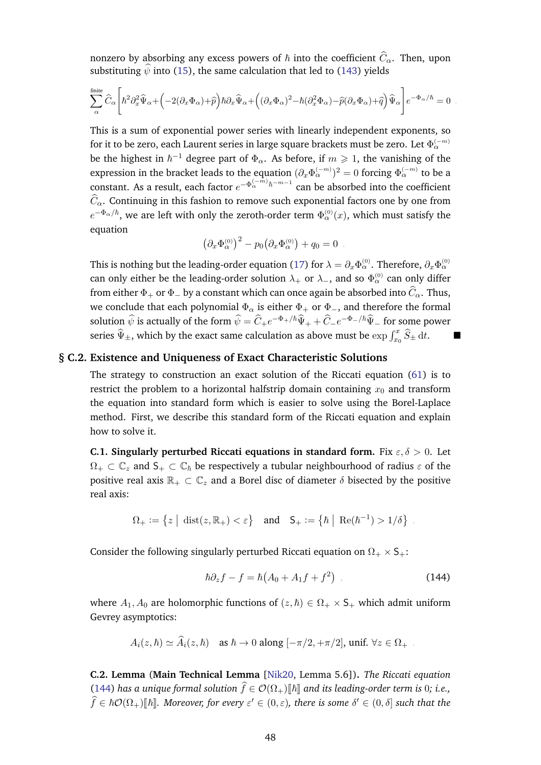nonzero by absorbing any excess powers of $\hbar$ into the coefficient $\widehat{C}_\alpha$. Then, upon substituting $\widehat{\psi}$ into (15), the same calculation that led to (143) yields

$$\sum_{\alpha}^{\text{finite}} \widehat{C}_\alpha \left[ \hbar^2 \partial_x^2 \widehat{\Psi}_\alpha + \Big( -2(\partial_x \Phi_\alpha) + \widehat{p} \Big) \hbar \partial_x \widehat{\Psi}_\alpha + \Big( (\partial_x \Phi_\alpha)^2 - \hbar (\partial_x^2 \Phi_\alpha) - \widehat{p} (\partial_x \Phi_\alpha) + \widehat{q} \Big) \widehat{\Psi}_\alpha \right] e^{-\Phi_\alpha / \hbar} = 0 \ .$$

This is a sum of exponential power series with linearly independent exponents, so for it to be zero, each Laurent series in large square brackets must be zero. Let $\Phi_\alpha^{(-m)}$ be the highest in $\hbar^{-1}$ degree part of $\Phi_\alpha$. As before, if $m \geqslant 1$, the vanishing of the expression in the bracket leads to the equation $(\partial_x \Phi_\alpha^{(-m)})^2 = 0$ forcing $\Phi_\alpha^{(-m)}$ to be a constant. As a result, each factor $e^{-\Phi_\alpha^{(-m)} \hbar^{-m-1}}$ can be absorbed into the coefficient $\widehat{C}_\alpha$. Continuing in this fashion to remove such exponential factors one by one from $e^{-\Phi_\alpha / \hbar}$, we are left with only the zeroth-order term $\Phi_\alpha^{(0)}(x)$, which must satisfy the equation

$$\big( \partial_x \Phi_\alpha^{(0)} \big)^2 - p_0 \big( \partial_x \Phi_\alpha^{(0)} \big) + q_0 = 0 \ .$$

This is nothing but the leading-order equation (17) for $\lambda = \partial_x \Phi_\alpha^{(0)}$. Therefore, $\partial_x \Phi_\alpha^{(0)}$ can only either be the leading-order solution $\lambda_+$ or $\lambda_-$, and so $\Phi_\alpha^{(0)}$ can only differ from either $\Phi_+$ or $\Phi_-$ by a constant which can once again be absorbed into $\widehat{C}_\alpha$. Thus, we conclude that each polynomial $\Phi_\alpha$ is either $\Phi_+$ or $\Phi_-$, and therefore the formal solution $\widehat{\psi}$ is actually of the form $\widehat{\psi} = \widehat{C}_+ e^{-\Phi_+ / \hbar} \widehat{\Psi}_+ + \widehat{C}_- e^{-\Phi_- / \hbar} \widehat{\Psi}_-$ for some power series $\widehat{\Psi}_\pm$, which by the exact same calculation as above must be $\exp \int_{x_0}^{x} \widehat{S}_\pm \, \mathrm{d}t$. ■

## § C.2. Existence and Uniqueness of Exact Characteristic Solutions

The strategy to construction an exact solution of the Riccati equation (61) is to restrict the problem to a horizontal halfstrip domain containing $x_0$ and transform the equation into standard form which is easier to solve using the Borel-Laplace method. First, we describe this standard form of the Riccati equation and explain how to solve it.

**C.1. Singularly perturbed Riccati equations in standard form.** Fix $\varepsilon, \delta > 0$. Let $\Omega_+ \subset \mathbb{C}_z$ and $\mathsf{S}_+ \subset \mathbb{C}_\hbar$ be respectively a tubular neighbourhood of radius $\varepsilon$ of the positive real axis $\mathbb{R}_+ \subset \mathbb{C}_z$ and a Borel disc of diameter $\delta$ bisected by the positive real axis:

$$\Omega_+ := \big\{ z \ \big| \ \mathrm{dist}(z, \mathbb{R}_+) < \varepsilon \big\} \quad \text{and} \quad \mathsf{S}_+ := \big\{ \hbar \ \big| \ \mathrm{Re}(\hbar^{-1}) > 1/\delta \big\} \ .$$

Consider the following singularly perturbed Riccati equation on $\Omega_+ \times \mathsf{S}_+$:

$$\hbar \partial_z f - f = \hbar \big( A_0 + A_1 f + f^2 \big) \ , \tag{144}$$

where $A_1, A_0$ are holomorphic functions of $(z, \hbar) \in \Omega_+ \times \mathsf{S}_+$ which admit uniform Gevrey asymptotics:

$$A_i(z, \hbar) \simeq \widehat{A}_i(z, \hbar) \quad \text{as } \hbar \to 0 \text{ along } [-\pi/2, +\pi/2], \text{ unif. } \forall z \in \Omega_+ \ .$$

**C.2. Lemma** (**Main Technical Lemma** [Nik20, Lemma 5.6])**.** *The Riccati equation (144) has a unique formal solution $\widehat{f} \in \mathcal{O}(\Omega_+)[\![\hbar]\!]$ and its leading-order term is 0; i.e., $\widehat{f} \in \hbar \mathcal{O}(\Omega_+)[\![\hbar]\!]$. Moreover, for every $\varepsilon' \in (0, \varepsilon)$, there is some $\delta' \in (0, \delta]$ such that the*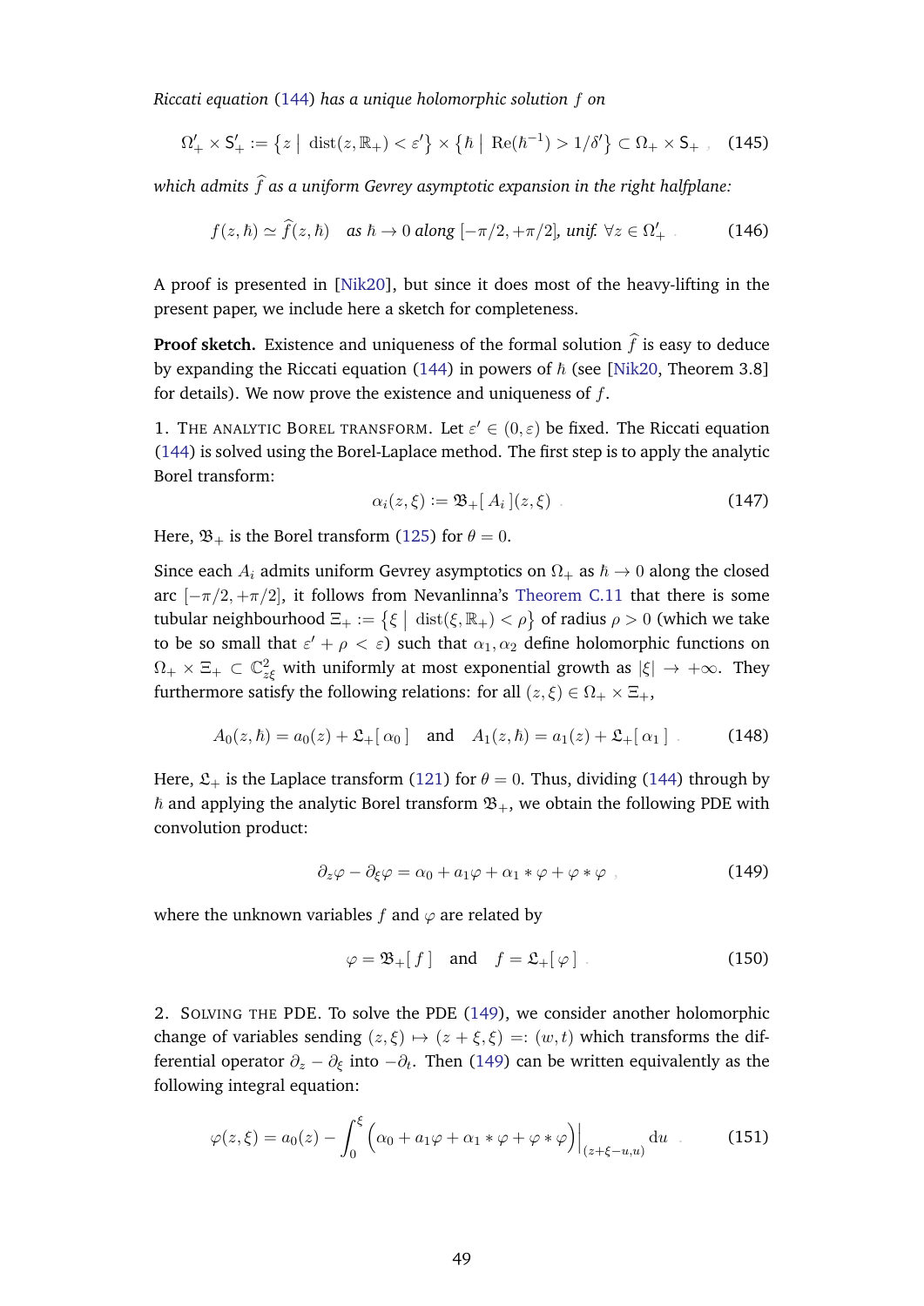*Riccati equation* (144) *has a unique holomorphic solution* $f$ *on*

$$\Omega'_+ \times \mathsf{S}'_+ := \left\{ z \;\middle|\; \operatorname{dist}(z, \mathbb{R}_+) < \varepsilon' \right\} \times \left\{ \hbar \;\middle|\; \operatorname{Re}(\hbar^{-1}) > 1/\delta' \right\} \subset \Omega_+ \times \mathsf{S}_+ \,, \tag{145}$$

*which admits* $\widehat{f}$ *as a uniform Gevrey asymptotic expansion in the right halfplane:*

$$f(z, \hbar) \simeq \widehat{f}(z, \hbar) \quad \text{as } \hbar \to 0 \text{ along } [-\pi/2, +\pi/2], \text{ unif. } \forall z \in \Omega'_+ \,. \tag{146}$$

A proof is presented in [Nik20], but since it does most of the heavy-lifting in the present paper, we include here a sketch for completeness.

**Proof sketch.** Existence and uniqueness of the formal solution $\widehat{f}$ is easy to deduce by expanding the Riccati equation (144) in powers of $\hbar$ (see [Nik20, Theorem 3.8] for details). We now prove the existence and uniqueness of $f$.

1. The analytic Borel transform. Let $\varepsilon' \in (0, \varepsilon)$ be fixed. The Riccati equation (144) is solved using the Borel-Laplace method. The first step is to apply the analytic Borel transform:

$$\alpha_i(z, \xi) := \mathfrak{B}_+[\, A_i \,](z, \xi) \,. \tag{147}$$

Here, $\mathfrak{B}_+$ is the Borel transform (125) for $\theta = 0$.

Since each $A_i$ admits uniform Gevrey asymptotics on $\Omega_+$ as $\hbar \to 0$ along the closed arc $[-\pi/2, +\pi/2]$, it follows from Nevanlinna's Theorem C.11 that there is some tubular neighbourhood $\Xi_+ := \left\{ \xi \;\middle|\; \operatorname{dist}(\xi, \mathbb{R}_+) < \rho \right\}$ of radius $\rho > 0$ (which we take to be so small that $\varepsilon' + \rho < \varepsilon$) such that $\alpha_1, \alpha_2$ define holomorphic functions on $\Omega_+ \times \Xi_+ \subset \mathbb{C}^2_{z\xi}$ with uniformly at most exponential growth as $|\xi| \to +\infty$. They furthermore satisfy the following relations: for all $(z, \xi) \in \Omega_+ \times \Xi_+$,

$$A_0(z, \hbar) = a_0(z) + \mathfrak{L}_+[\, \alpha_0 \,] \quad \text{and} \quad A_1(z, \hbar) = a_1(z) + \mathfrak{L}_+[\, \alpha_1 \,] \,. \tag{148}$$

Here, $\mathfrak{L}_+$ is the Laplace transform (121) for $\theta = 0$. Thus, dividing (144) through by $\hbar$ and applying the analytic Borel transform $\mathfrak{B}_+$, we obtain the following PDE with convolution product:

$$\partial_z \varphi - \partial_\xi \varphi = \alpha_0 + a_1 \varphi + \alpha_1 * \varphi + \varphi * \varphi \,, \tag{149}$$

where the unknown variables $f$ and $\varphi$ are related by

$$\varphi = \mathfrak{B}_+[\, f \,] \quad \text{and} \quad f = \mathfrak{L}_+[\, \varphi \,] \,. \tag{150}$$

2. Solving the PDE. To solve the PDE (149), we consider another holomorphic change of variables sending $(z, \xi) \mapsto (z + \xi, \xi) =: (w, t)$ which transforms the differential operator $\partial_z - \partial_\xi$ into $-\partial_t$. Then (149) can be written equivalently as the following integral equation:

$$\varphi(z, \xi) = a_0(z) - \int_0^\xi \Big( \alpha_0 + a_1 \varphi + \alpha_1 * \varphi + \varphi * \varphi \Big) \Big|_{(z + \xi - u, u)} \mathrm{d}u \,. \tag{151}$$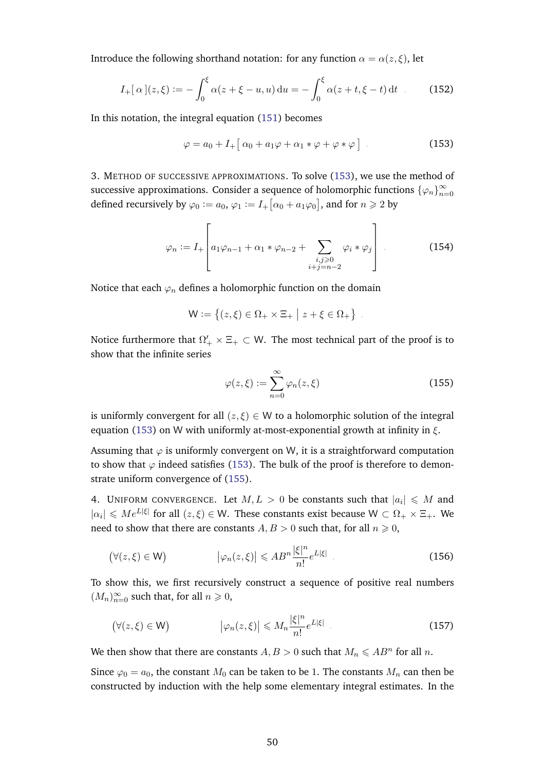Introduce the following shorthand notation: for any function $\alpha = \alpha(z,\xi)$, let

$$I_+[\,\alpha\,](z,\xi) := -\int_0^\xi \alpha(z+\xi-u, u)\,\mathrm{d}u = -\int_0^\xi \alpha(z+t, \xi - t)\,\mathrm{d}t \ . \tag{152}$$

In this notation, the integral equation (151) becomes

$$\varphi = a_0 + I_+\big[\,\alpha_0 + a_1\varphi + \alpha_1 * \varphi + \varphi * \varphi\,\big] \ . \tag{153}$$

3. METHOD OF SUCCESSIVE APPROXIMATIONS. To solve (153), we use the method of successive approximations. Consider a sequence of holomorphic functions $\{\varphi_n\}_{n=0}^\infty$ defined recursively by $\varphi_0 := a_0$, $\varphi_1 := I_+\big[\alpha_0 + a_1\varphi_0\big]$, and for $n \geqslant 2$ by

$$\varphi_n := I_+\left[a_1\varphi_{n-1} + \alpha_1 * \varphi_{n-2} + \sum_{\substack{i,j\geqslant 0\\ i+j=n-2}} \varphi_i * \varphi_j\right] \ . \tag{154}$$

Notice that each $\varphi_n$ defines a holomorphic function on the domain

$$\mathsf{W} := \big\{ (z,\xi) \in \Omega_+ \times \Xi_+ \ \big|\ z + \xi \in \Omega_+ \big\} \ .$$

Notice furthermore that $\Omega_+' \times \Xi_+ \subset \mathsf{W}$. The most technical part of the proof is to show that the infinite series

$$\varphi(z,\xi) := \sum_{n=0}^\infty \varphi_n(z,\xi) \tag{155}$$

is uniformly convergent for all $(z,\xi) \in \mathsf{W}$ to a holomorphic solution of the integral equation (153) on $\mathsf{W}$ with uniformly at-most-exponential growth at infinity in $\xi$.

Assuming that $\varphi$ is uniformly convergent on $\mathsf{W}$, it is a straightforward computation to show that $\varphi$ indeed satisfies (153). The bulk of the proof is therefore to demonstrate uniform convergence of (155).

4. UNIFORM CONVERGENCE. Let $M, L > 0$ be constants such that $|a_i| \leqslant M$ and $|\alpha_i| \leqslant M e^{L|\xi|}$ for all $(z,\xi) \in \mathsf{W}$. These constants exist because $\mathsf{W} \subset \Omega_+ \times \Xi_+$. We need to show that there are constants $A, B > 0$ such that, for all $n \geqslant 0$,

$$\big(\forall (z,\xi) \in \mathsf{W}\big) \qquad\qquad \big|\varphi_n(z,\xi)\big| \leqslant AB^n \frac{|\xi|^n}{n!} e^{L|\xi|} \ . \tag{156}$$

To show this, we first recursively construct a sequence of positive real numbers $(M_n)_{n=0}^\infty$ such that, for all $n \geqslant 0$,

$$\big(\forall (z,\xi) \in \mathsf{W}\big) \qquad\qquad \big|\varphi_n(z,\xi)\big| \leqslant M_n \frac{|\xi|^n}{n!} e^{L|\xi|} \ . \tag{157}$$

We then show that there are constants $A, B > 0$ such that $M_n \leqslant AB^n$ for all $n$.

Since $\varphi_0 = a_0$, the constant $M_0$ can be taken to be 1. The constants $M_n$ can then be constructed by induction with the help some elementary integral estimates. In the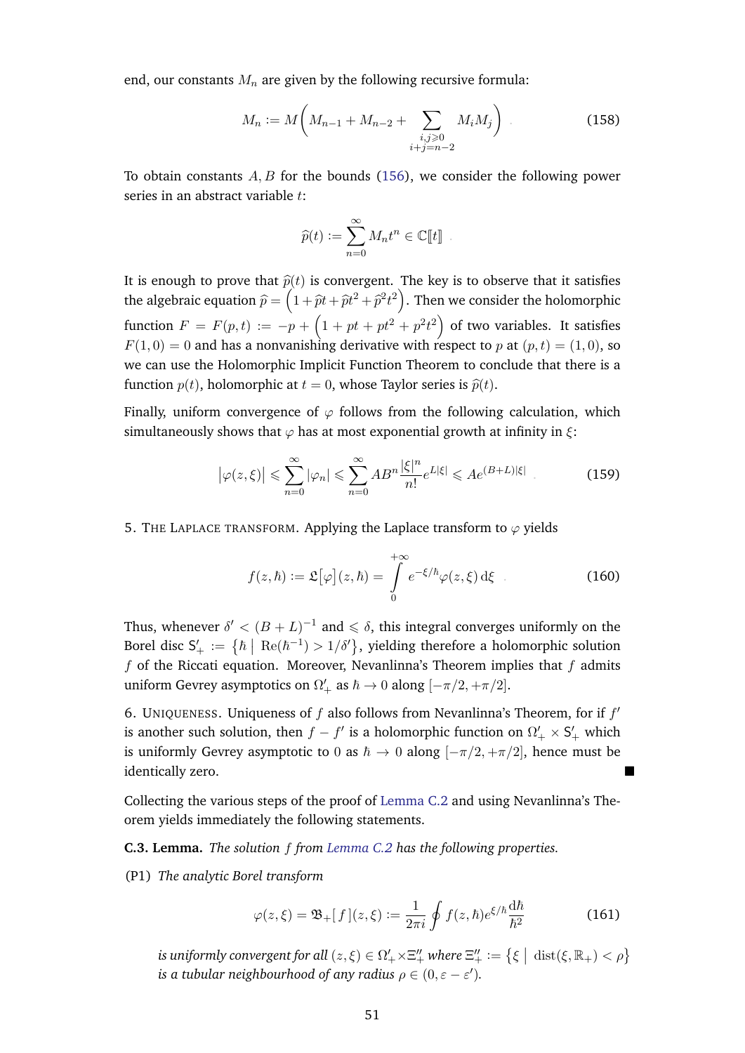end, our constants $M_n$ are given by the following recursive formula:

$$M_n := M\bigg( M_{n-1} + M_{n-2} + \sum_{\substack{i,j \geqslant 0 \\ i+j=n-2}} M_i M_j \bigg) \quad . \tag{158}$$

To obtain constants $A, B$ for the bounds (156), we consider the following power series in an abstract variable $t$:

$$\widehat{p}(t) := \sum_{n=0}^{\infty} M_n t^n \in \mathbb{C}[\![t]\!] \quad .$$

It is enough to prove that $\widehat{p}(t)$ is convergent. The key is to observe that it satisfies the algebraic equation $\widehat{p} = \Big( 1 + \widehat{p}t + \widehat{p}t^2 + \widehat{p}^2 t^2 \Big)$. Then we consider the holomorphic function $F = F(p,t) := -p + \Big( 1 + pt + pt^2 + p^2 t^2 \Big)$ of two variables. It satisfies $F(1,0) = 0$ and has a nonvanishing derivative with respect to $p$ at $(p,t) = (1,0)$, so we can use the Holomorphic Implicit Function Theorem to conclude that there is a function $p(t)$, holomorphic at $t = 0$, whose Taylor series is $\widehat{p}(t)$.

Finally, uniform convergence of $\varphi$ follows from the following calculation, which simultaneously shows that $\varphi$ has at most exponential growth at infinity in $\xi$:

$$\big| \varphi(z,\xi) \big| \leqslant \sum_{n=0}^{\infty} |\varphi_n| \leqslant \sum_{n=0}^{\infty} AB^n \frac{|\xi|^n}{n!} e^{L|\xi|} \leqslant A e^{(B+L)|\xi|} \quad . \tag{159}$$

5. The Laplace transform. Applying the Laplace transform to $\varphi$ yields

$$f(z,\hbar) := \mathfrak{L}\big[\varphi\big](z,\hbar) = \int_0^{+\infty} e^{-\xi/\hbar} \varphi(z,\xi)\, \mathrm{d}\xi \quad . \tag{160}$$

Thus, whenever $\delta' < (B+L)^{-1}$ and $\leqslant \delta$, this integral converges uniformly on the Borel disc $\mathsf{S}'_+ := \big\{ \hbar \;\big|\; \mathrm{Re}(\hbar^{-1}) > 1/\delta' \big\}$, yielding therefore a holomorphic solution $f$ of the Riccati equation. Moreover, Nevanlinna's Theorem implies that $f$ admits uniform Gevrey asymptotics on $\Omega'_+$ as $\hbar \to 0$ along $[-\pi/2, +\pi/2]$.

6. Uniqueness. Uniqueness of $f$ also follows from Nevanlinna's Theorem, for if $f'$ is another such solution, then $f - f'$ is a holomorphic function on $\Omega'_+ \times \mathsf{S}'_+$ which is uniformly Gevrey asymptotic to $0$ as $\hbar \to 0$ along $[-\pi/2, +\pi/2]$, hence must be identically zero. ■

Collecting the various steps of the proof of Lemma C.2 and using Nevanlinna's Theorem yields immediately the following statements.

**C.3. Lemma.** *The solution $f$ from Lemma C.2 has the following properties.*

(P1) *The analytic Borel transform*

$$\varphi(z,\xi) = \mathfrak{B}_+[\,f\,](z,\xi) := \frac{1}{2\pi i} \oint f(z,\hbar) e^{\xi/\hbar} \frac{\mathrm{d}\hbar}{\hbar^2} \tag{161}$$

*is uniformly convergent for all $(z,\xi) \in \Omega'_+ \times \Xi''_+$ where $\Xi''_+ := \big\{ \xi \;\big|\; \mathrm{dist}(\xi, \mathbb{R}_+) < \rho \big\}$ is a tubular neighbourhood of any radius $\rho \in (0, \varepsilon - \varepsilon')$.*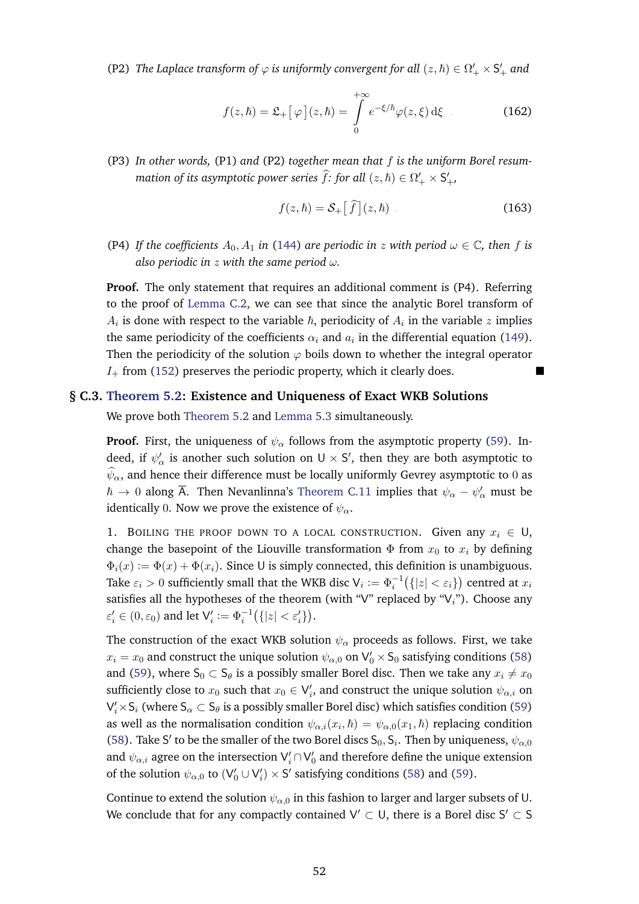(P2) *The Laplace transform of* $\varphi$ *is uniformly convergent for all* $(z,\hbar) \in \Omega'_+ \times \mathsf{S}'_+$ *and*

$$f(z,\hbar) = \mathfrak{L}_+\big[\,\varphi\,\big](z,\hbar) = \int_0^{+\infty} e^{-\xi/\hbar}\varphi(z,\xi)\,\mathrm{d}\xi \ . \tag{162}$$

(P3) *In other words,* (P1) *and* (P2) *together mean that* $f$ *is the uniform Borel resummation of its asymptotic power series* $\widehat{f}$*: for all* $(z,\hbar) \in \Omega'_+ \times \mathsf{S}'_+$,

$$f(z,\hbar) = \mathcal{S}_+\big[\,\widehat{f}\,\big](z,\hbar) \ . \tag{163}$$

(P4) *If the coefficients* $A_0, A_1$ *in* (144) *are periodic in* $z$ *with period* $\omega \in \mathbb{C}$*, then* $f$ *is also periodic in* $z$ *with the same period* $\omega$.

**Proof.** The only statement that requires an additional comment is (P4). Referring to the proof of Lemma C.2, we can see that since the analytic Borel transform of $A_i$ is done with respect to the variable $\hbar$, periodicity of $A_i$ in the variable $z$ implies the same periodicity of the coefficients $\alpha_i$ and $a_i$ in the differential equation (149). Then the periodicity of the solution $\varphi$ boils down to whether the integral operator $I_+$ from (152) preserves the periodic property, which it clearly does. ∎

## § C.3. Theorem 5.2: Existence and Uniqueness of Exact WKB Solutions

We prove both Theorem 5.2 and Lemma 5.3 simultaneously.

**Proof.** First, the uniqueness of $\psi_\alpha$ follows from the asymptotic property (59). Indeed, if $\psi'_\alpha$ is another such solution on $\mathsf{U} \times \mathsf{S}'$, then they are both asymptotic to $\widehat{\psi}_\alpha$, and hence their difference must be locally uniformly Gevrey asymptotic to $0$ as $\hbar \to 0$ along $\overline{\mathsf{A}}$. Then Nevanlinna's Theorem C.11 implies that $\psi_\alpha - \psi'_\alpha$ must be identically $0$. Now we prove the existence of $\psi_\alpha$.

1. Boiling the proof down to a local construction. Given any $x_i \in \mathsf{U}$, change the basepoint of the Liouville transformation $\Phi$ from $x_0$ to $x_i$ by defining $\Phi_i(x) := \Phi(x) + \Phi(x_i)$. Since $\mathsf{U}$ is simply connected, this definition is unambiguous. Take $\varepsilon_i > 0$ sufficiently small that the WKB disc $\mathsf{V}_i := \Phi_i^{-1}\big(\{|z| < \varepsilon_i\}\big)$ centred at $x_i$ satisfies all the hypotheses of the theorem (with "$\mathsf{V}$" replaced by "$\mathsf{V}_i$"). Choose any $\varepsilon'_i \in (0, \varepsilon_0)$ and let $\mathsf{V}'_i := \Phi_i^{-1}\big(\{|z| < \varepsilon'_i\}\big)$.

The construction of the exact WKB solution $\psi_\alpha$ proceeds as follows. First, we take $x_i = x_0$ and construct the unique solution $\psi_{\alpha,0}$ on $\mathsf{V}'_0 \times \mathsf{S}_0$ satisfying conditions (58) and (59), where $\mathsf{S}_0 \subset \mathsf{S}_\theta$ is a possibly smaller Borel disc. Then we take any $x_i \neq x_0$ sufficiently close to $x_0$ such that $x_0 \in \mathsf{V}'_i$, and construct the unique solution $\psi_{\alpha,i}$ on $\mathsf{V}'_i \times \mathsf{S}_i$ (where $\mathsf{S}_\alpha \subset \mathsf{S}_\theta$ is a possibly smaller Borel disc) which satisfies condition (59) as well as the normalisation condition $\psi_{\alpha,i}(x_i,\hbar) = \psi_{\alpha,0}(x_1,\hbar)$ replacing condition (58). Take $\mathsf{S}'$ to be the smaller of the two Borel discs $\mathsf{S}_0, \mathsf{S}_i$. Then by uniqueness, $\psi_{\alpha,0}$ and $\psi_{\alpha,i}$ agree on the intersection $\mathsf{V}'_i \cap \mathsf{V}'_0$ and therefore define the unique extension of the solution $\psi_{\alpha,0}$ to $(\mathsf{V}'_0 \cup \mathsf{V}'_i) \times \mathsf{S}'$ satisfying conditions (58) and (59).

Continue to extend the solution $\psi_{\alpha,0}$ in this fashion to larger and larger subsets of $\mathsf{U}$. We conclude that for any compactly contained $\mathsf{V}' \subset \mathsf{U}$, there is a Borel disc $\mathsf{S}' \subset \mathsf{S}$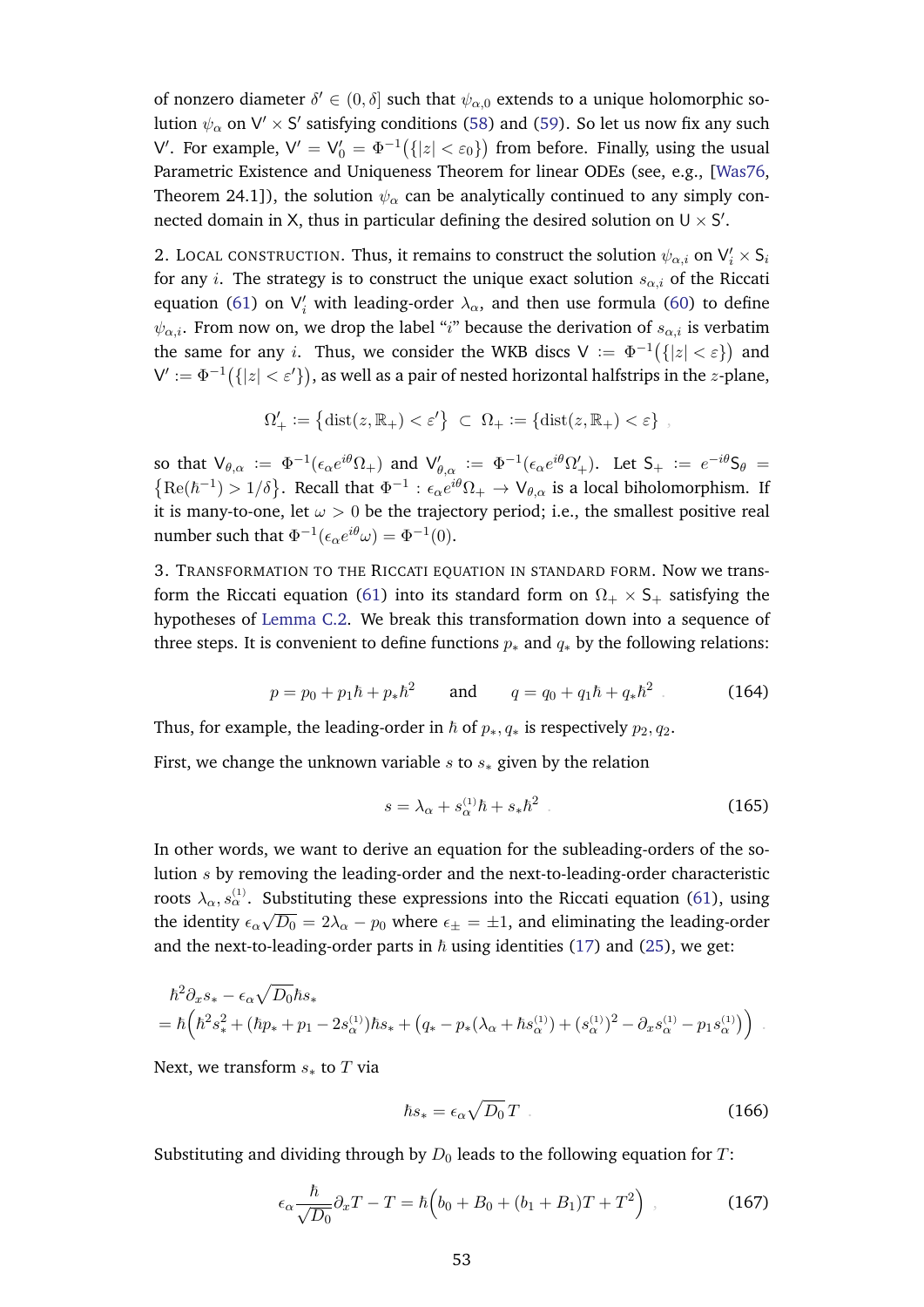of nonzero diameter $\delta' \in (0, \delta]$ such that $\psi_{\alpha,0}$ extends to a unique holomorphic solution $\psi_\alpha$ on $\mathsf{V}' \times \mathsf{S}'$ satisfying conditions (58) and (59). So let us now fix any such $\mathsf{V}'$. For example, $\mathsf{V}' = \mathsf{V}'_0 = \Phi^{-1}\big(\{|z| < \varepsilon_0\}\big)$ from before. Finally, using the usual Parametric Existence and Uniqueness Theorem for linear ODEs (see, e.g., [Was76, Theorem 24.1]), the solution $\psi_\alpha$ can be analytically continued to any simply connected domain in $\mathsf{X}$, thus in particular defining the desired solution on $\mathsf{U} \times \mathsf{S}'$.

2. LOCAL CONSTRUCTION. Thus, it remains to construct the solution $\psi_{\alpha,i}$ on $\mathsf{V}'_i \times \mathsf{S}_i$ for any $i$. The strategy is to construct the unique exact solution $s_{\alpha,i}$ of the Riccati equation (61) on $\mathsf{V}'_i$ with leading-order $\lambda_\alpha$, and then use formula (60) to define $\psi_{\alpha,i}$. From now on, we drop the label "$i$" because the derivation of $s_{\alpha,i}$ is verbatim the same for any $i$. Thus, we consider the WKB discs $\mathsf{V} := \Phi^{-1}\big(\{|z| < \varepsilon\}\big)$ and $\mathsf{V}' := \Phi^{-1}\big(\{|z| < \varepsilon'\}\big)$, as well as a pair of nested horizontal halfstrips in the $z$-plane,

$$
\Omega'_+ := \big\{\mathrm{dist}(z, \mathbb{R}_+) < \varepsilon'\big\} \subset \Omega_+ := \big\{\mathrm{dist}(z, \mathbb{R}_+) < \varepsilon\big\} ,
$$

so that $\mathsf{V}_{\theta,\alpha} := \Phi^{-1}(\epsilon_\alpha e^{i\theta}\Omega_+)$ and $\mathsf{V}'_{\theta,\alpha} := \Phi^{-1}(\epsilon_\alpha e^{i\theta}\Omega'_+)$. Let $\mathsf{S}_+ := e^{-i\theta}\mathsf{S}_\theta = \big\{\mathrm{Re}(\hbar^{-1}) > 1/\delta\big\}$. Recall that $\Phi^{-1} : \epsilon_\alpha e^{i\theta}\Omega_+ \to \mathsf{V}_{\theta,\alpha}$ is a local biholomorphism. If it is many-to-one, let $\omega > 0$ be the trajectory period; i.e., the smallest positive real number such that $\Phi^{-1}(\epsilon_\alpha e^{i\theta}\omega) = \Phi^{-1}(0)$.

3. TRANSFORMATION TO THE RICCATI EQUATION IN STANDARD FORM. Now we transform the Riccati equation (61) into its standard form on $\Omega_+ \times \mathsf{S}_+$ satisfying the hypotheses of Lemma C.2. We break this transformation down into a sequence of three steps. It is convenient to define functions $p_*$ and $q_*$ by the following relations:

$$
p = p_0 + p_1\hbar + p_*\hbar^2 \qquad \text{and} \qquad q = q_0 + q_1\hbar + q_*\hbar^2 . \tag{164}
$$

Thus, for example, the leading-order in $\hbar$ of $p_*, q_*$ is respectively $p_2, q_2$.

First, we change the unknown variable $s$ to $s_*$ given by the relation

$$
s = \lambda_\alpha + s_\alpha^{(1)}\hbar + s_*\hbar^2 . \tag{165}
$$

In other words, we want to derive an equation for the subleading-orders of the solution $s$ by removing the leading-order and the next-to-leading-order characteristic roots $\lambda_\alpha, s_\alpha^{(1)}$. Substituting these expressions into the Riccati equation (61), using the identity $\epsilon_\alpha\sqrt{D_0} = 2\lambda_\alpha - p_0$ where $\epsilon_\pm = \pm 1$, and eliminating the leading-order and the next-to-leading-order parts in $\hbar$ using identities (17) and (25), we get:

$$
\begin{aligned}
&\hbar^2\partial_x s_* - \epsilon_\alpha\sqrt{D_0}\hbar s_* \\
&= \hbar\Big(\hbar^2 s_*^2 + (\hbar p_* + p_1 - 2s_\alpha^{(1)})\hbar s_* + \big(q_* - p_*(\lambda_\alpha + \hbar s_\alpha^{(1)}) + (s_\alpha^{(1)})^2 - \partial_x s_\alpha^{(1)} - p_1 s_\alpha^{(1)}\big)\Big) .
\end{aligned}
$$

Next, we transform $s_*$ to $T$ via

$$
\hbar s_* = \epsilon_\alpha\sqrt{D_0}\,T . \tag{166}
$$

Substituting and dividing through by $D_0$ leads to the following equation for $T$:

$$
\epsilon_\alpha\frac{\hbar}{\sqrt{D_0}}\partial_x T - T = \hbar\Big(b_0 + B_0 + (b_1 + B_1)T + T^2\Big) , \tag{167}
$$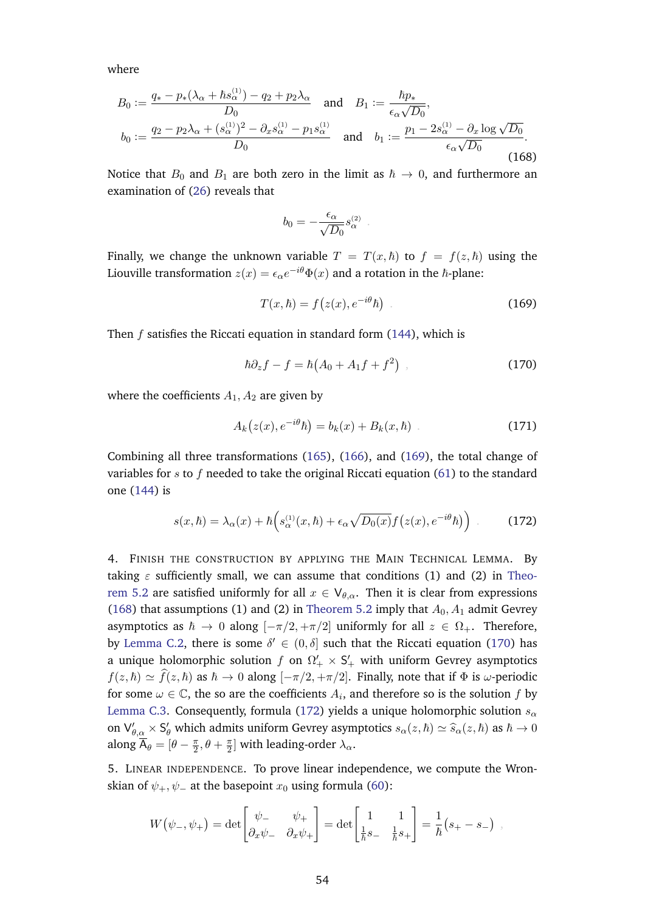where

$$
\begin{aligned}
B_0 &:= \frac{q_* - p_*(\lambda_\alpha + \hbar s_\alpha^{(1)}) - q_2 + p_2 \lambda_\alpha}{D_0} \quad \text{and} \quad B_1 := \frac{\hbar p_*}{\epsilon_\alpha \sqrt{D_0}}, \\
b_0 &:= \frac{q_2 - p_2 \lambda_\alpha + (s_\alpha^{(1)})^2 - \partial_x s_\alpha^{(1)} - p_1 s_\alpha^{(1)}}{D_0} \quad \text{and} \quad b_1 := \frac{p_1 - 2 s_\alpha^{(1)} - \partial_x \log \sqrt{D_0}}{\epsilon_\alpha \sqrt{D_0}}.
\end{aligned}
\tag{168}
$$

Notice that $B_0$ and $B_1$ are both zero in the limit as $\hbar \to 0$, and furthermore an examination of (26) reveals that

$$
b_0 = - \frac{\epsilon_\alpha}{\sqrt{D_0}} s_\alpha^{(2)} .
$$

Finally, we change the unknown variable $T = T(x, \hbar)$ to $f = f(z, \hbar)$ using the Liouville transformation $z(x) = \epsilon_\alpha e^{-i\theta} \Phi(x)$ and a rotation in the $\hbar$-plane:

$$
T(x, \hbar) = f\big(z(x), e^{-i\theta}\hbar\big) . \tag{169}
$$

Then $f$ satisfies the Riccati equation in standard form (144), which is

$$
\hbar \partial_z f - f = \hbar \big(A_0 + A_1 f + f^2\big) , \tag{170}
$$

where the coefficients $A_1, A_2$ are given by

$$
A_k\big(z(x), e^{-i\theta}\hbar\big) = b_k(x) + B_k(x, \hbar) . \tag{171}
$$

Combining all three transformations (165), (166), and (169), the total change of variables for $s$ to $f$ needed to take the original Riccati equation (61) to the standard one (144) is

$$
s(x, \hbar) = \lambda_\alpha(x) + \hbar \Big( s_\alpha^{(1)}(x, \hbar) + \epsilon_\alpha \sqrt{D_0(x)} f\big(z(x), e^{-i\theta}\hbar\big) \Big) . \tag{172}
$$

4. Finish the construction by applying the Main Technical Lemma. By taking $\varepsilon$ sufficiently small, we can assume that conditions (1) and (2) in Theorem 5.2 are satisfied uniformly for all $x \in \mathsf{V}_{\theta,\alpha}$. Then it is clear from expressions (168) that assumptions (1) and (2) in Theorem 5.2 imply that $A_0, A_1$ admit Gevrey asymptotics as $\hbar \to 0$ along $[-\pi/2, +\pi/2]$ uniformly for all $z \in \Omega_+$. Therefore, by Lemma C.2, there is some $\delta' \in (0, \delta]$ such that the Riccati equation (170) has a unique holomorphic solution $f$ on $\Omega'_+ \times \mathsf{S}'_+$ with uniform Gevrey asymptotics $f(z, \hbar) \simeq \widehat{f}(z, \hbar)$ as $\hbar \to 0$ along $[-\pi/2, +\pi/2]$. Finally, note that if $\Phi$ is $\omega$-periodic for some $\omega \in \mathbb{C}$, the so are the coefficients $A_i$, and therefore so is the solution $f$ by Lemma C.3. Consequently, formula (172) yields a unique holomorphic solution $s_\alpha$ on $\mathsf{V}'_{\theta,\alpha} \times \mathsf{S}'_\theta$ which admits uniform Gevrey asymptotics $s_\alpha(z, \hbar) \simeq \widehat{s}_\alpha(z, \hbar)$ as $\hbar \to 0$ along $\overline{\mathsf{A}}_\theta = [\theta - \frac{\pi}{2}, \theta + \frac{\pi}{2}]$ with leading-order $\lambda_\alpha$.

5. Linear independence. To prove linear independence, we compute the Wronskian of $\psi_+, \psi_-$ at the basepoint $x_0$ using formula (60):

$$
W\big(\psi_-, \psi_+\big) = \det \begin{bmatrix} \psi_- & \psi_+ \\ \partial_x \psi_- & \partial_x \psi_+ \end{bmatrix} = \det \begin{bmatrix} 1 & 1 \\ \frac{1}{\hbar} s_- & \frac{1}{\hbar} s_+ \end{bmatrix} = \frac{1}{\hbar} \big(s_+ - s_-\big) ,
$$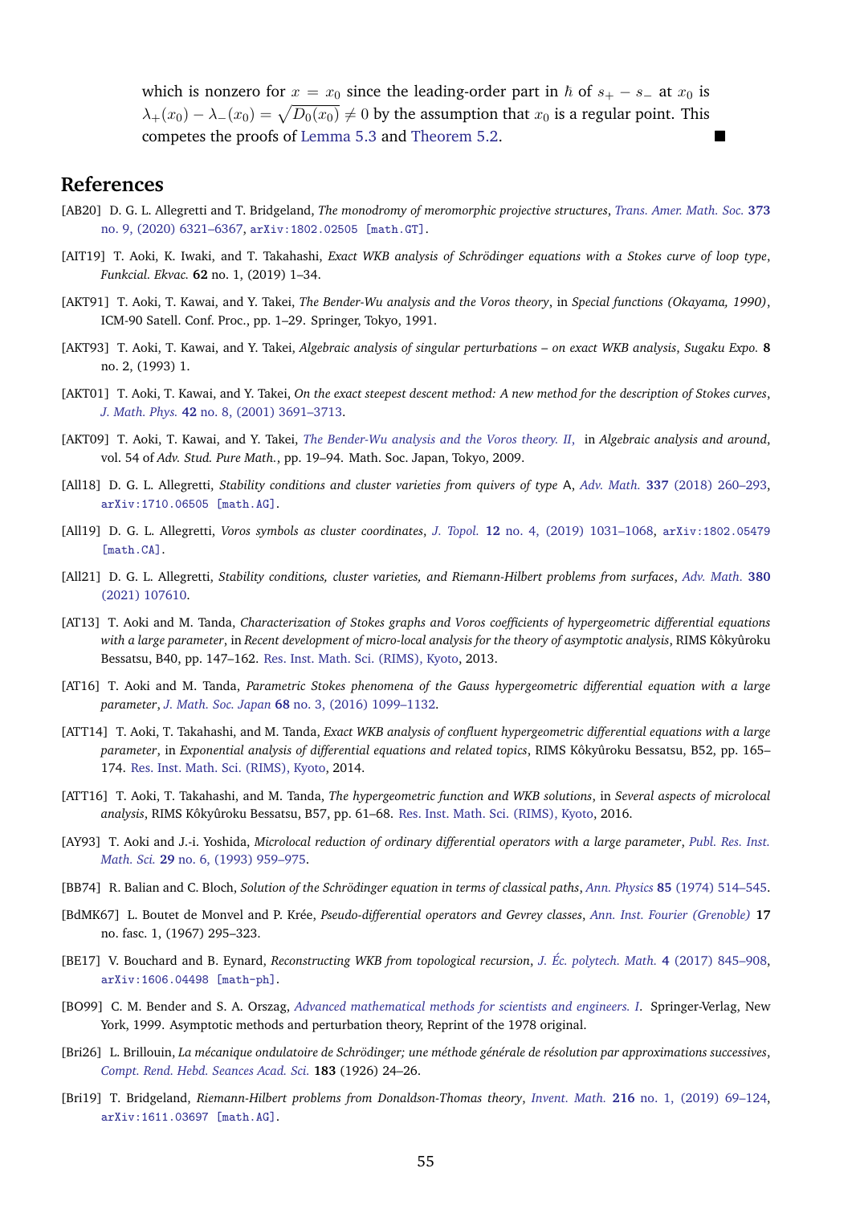which is nonzero for $x = x_0$ since the leading-order part in $\hbar$ of $s_+ - s_-$ at $x_0$ is $\lambda_+(x_0) - \lambda_-(x_0) = \sqrt{D_0(x_0)} \neq 0$ by the assumption that $x_0$ is a regular point. This competes the proofs of Lemma 5.3 and Theorem 5.2. ■

## References

[AB20] D. G. L. Allegretti and T. Bridgeland, *The monodromy of meromorphic projective structures*, Trans. Amer. Math. Soc. **373** no. 9, (2020) 6321–6367, arXiv:1802.02505 [math.GT].

[AIT19] T. Aoki, K. Iwaki, and T. Takahashi, *Exact WKB analysis of Schrödinger equations with a Stokes curve of loop type*, Funkcial. Ekvac. **62** no. 1, (2019) 1–34.

[AKT91] T. Aoki, T. Kawai, and Y. Takei, *The Bender-Wu analysis and the Voros theory*, in *Special functions (Okayama, 1990)*, ICM-90 Satell. Conf. Proc., pp. 1–29. Springer, Tokyo, 1991.

[AKT93] T. Aoki, T. Kawai, and Y. Takei, *Algebraic analysis of singular perturbations – on exact WKB analysis*, Sugaku Expo. **8** no. 2, (1993) 1.

[AKT01] T. Aoki, T. Kawai, and Y. Takei, *On the exact steepest descent method: A new method for the description of Stokes curves*, J. Math. Phys. **42** no. 8, (2001) 3691–3713.

[AKT09] T. Aoki, T. Kawai, and Y. Takei, *The Bender-Wu analysis and the Voros theory. II*, in *Algebraic analysis and around*, vol. 54 of *Adv. Stud. Pure Math.*, pp. 19–94. Math. Soc. Japan, Tokyo, 2009.

[All18] D. G. L. Allegretti, *Stability conditions and cluster varieties from quivers of type A*, Adv. Math. **337** (2018) 260–293, arXiv:1710.06505 [math.AG].

[All19] D. G. L. Allegretti, *Voros symbols as cluster coordinates*, J. Topol. **12** no. 4, (2019) 1031–1068, arXiv:1802.05479 [math.CA].

[All21] D. G. L. Allegretti, *Stability conditions, cluster varieties, and Riemann-Hilbert problems from surfaces*, Adv. Math. **380** (2021) 107610.

[AT13] T. Aoki and M. Tanda, *Characterization of Stokes graphs and Voros coefficients of hypergeometric differential equations with a large parameter*, in *Recent development of micro-local analysis for the theory of asymptotic analysis*, RIMS Kôkyûroku Bessatsu, B40, pp. 147–162. Res. Inst. Math. Sci. (RIMS), Kyoto, 2013.

[AT16] T. Aoki and M. Tanda, *Parametric Stokes phenomena of the Gauss hypergeometric differential equation with a large parameter*, J. Math. Soc. Japan **68** no. 3, (2016) 1099–1132.

[ATT14] T. Aoki, T. Takahashi, and M. Tanda, *Exact WKB analysis of confluent hypergeometric differential equations with a large parameter*, in *Exponential analysis of differential equations and related topics*, RIMS Kôkyûroku Bessatsu, B52, pp. 165–174. Res. Inst. Math. Sci. (RIMS), Kyoto, 2014.

[ATT16] T. Aoki, T. Takahashi, and M. Tanda, *The hypergeometric function and WKB solutions*, in *Several aspects of microlocal analysis*, RIMS Kôkyûroku Bessatsu, B57, pp. 61–68. Res. Inst. Math. Sci. (RIMS), Kyoto, 2016.

[AY93] T. Aoki and J.-i. Yoshida, *Microlocal reduction of ordinary differential operators with a large parameter*, Publ. Res. Inst. Math. Sci. **29** no. 6, (1993) 959–975.

[BB74] R. Balian and C. Bloch, *Solution of the Schrödinger equation in terms of classical paths*, Ann. Physics **85** (1974) 514–545.

[BdMK67] L. Boutet de Monvel and P. Krée, *Pseudo-differential operators and Gevrey classes*, Ann. Inst. Fourier (Grenoble) **17** no. fasc. 1, (1967) 295–323.

[BE17] V. Bouchard and B. Eynard, *Reconstructing WKB from topological recursion*, J. Éc. polytech. Math. **4** (2017) 845–908, arXiv:1606.04498 [math-ph].

[BO99] C. M. Bender and S. A. Orszag, *Advanced mathematical methods for scientists and engineers. I*. Springer-Verlag, New York, 1999. Asymptotic methods and perturbation theory, Reprint of the 1978 original.

[Bri26] L. Brillouin, *La mécanique ondulatoire de Schrödinger; une méthode générale de résolution par approximations successives*, Compt. Rend. Hebd. Seances Acad. Sci. **183** (1926) 24–26.

[Bri19] T. Bridgeland, *Riemann-Hilbert problems from Donaldson-Thomas theory*, Invent. Math. **216** no. 1, (2019) 69–124, arXiv:1611.03697 [math.AG].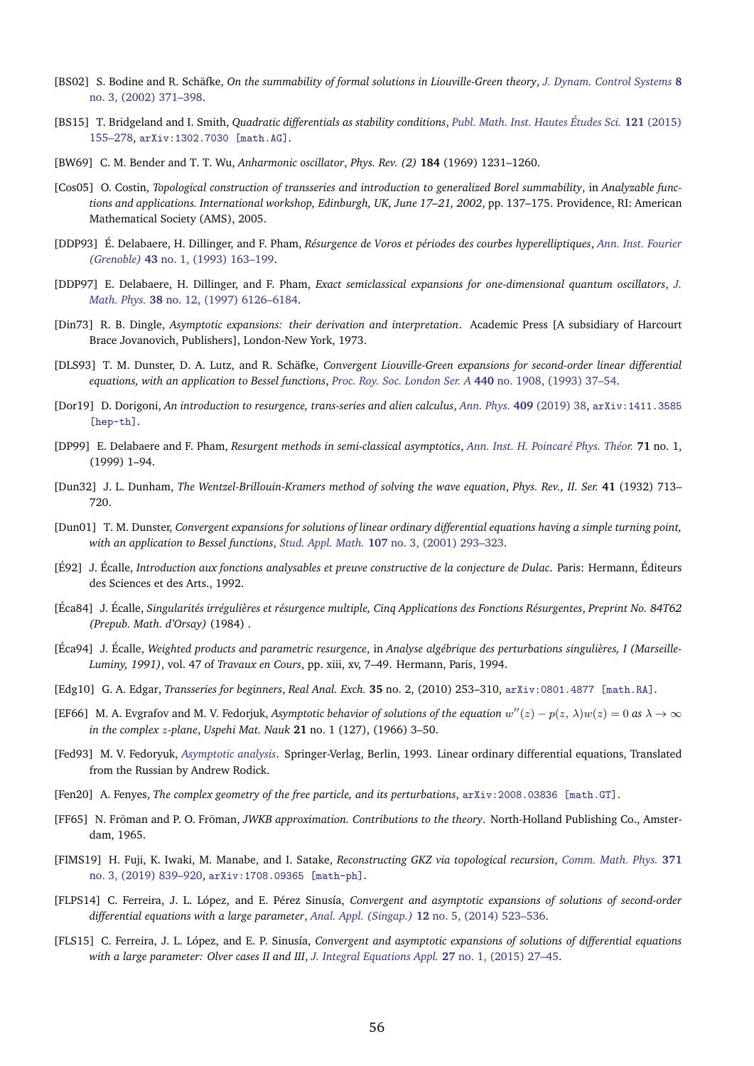- [BS02] S. Bodine and R. Schäfke, *On the summability of formal solutions in Liouville-Green theory*, J. Dynam. Control Systems **8** no. 3, (2002) 371–398.
- [BS15] T. Bridgeland and I. Smith, *Quadratic differentials as stability conditions*, Publ. Math. Inst. Hautes Études Sci. **121** (2015) 155–278, arXiv:1302.7030 [math.AG].
- [BW69] C. M. Bender and T. T. Wu, *Anharmonic oscillator*, *Phys. Rev. (2)* **184** (1969) 1231–1260.
- [Cos05] O. Costin, *Topological construction of transseries and introduction to generalized Borel summability*, in *Analyzable functions and applications. International workshop, Edinburgh, UK, June 17–21, 2002*, pp. 137–175. Providence, RI: American Mathematical Society (AMS), 2005.
- [DDP93] É. Delabaere, H. Dillinger, and F. Pham, *Résurgence de Voros et périodes des courbes hyperelliptiques*, Ann. Inst. Fourier (Grenoble) **43** no. 1, (1993) 163–199.
- [DDP97] E. Delabaere, H. Dillinger, and F. Pham, *Exact semiclassical expansions for one-dimensional quantum oscillators*, J. Math. Phys. **38** no. 12, (1997) 6126–6184.
- [Din73] R. B. Dingle, *Asymptotic expansions: their derivation and interpretation*. Academic Press [A subsidiary of Harcourt Brace Jovanovich, Publishers], London-New York, 1973.
- [DLS93] T. M. Dunster, D. A. Lutz, and R. Schäfke, *Convergent Liouville-Green expansions for second-order linear differential equations, with an application to Bessel functions*, Proc. Roy. Soc. London Ser. A **440** no. 1908, (1993) 37–54.
- [Dor19] D. Dorigoni, *An introduction to resurgence, trans-series and alien calculus*, Ann. Phys. **409** (2019) 38, arXiv:1411.3585 [hep-th].
- [DP99] E. Delabaere and F. Pham, *Resurgent methods in semi-classical asymptotics*, Ann. Inst. H. Poincaré Phys. Théor. **71** no. 1, (1999) 1–94.
- [Dun32] J. L. Dunham, *The Wentzel-Brillouin-Kramers method of solving the wave equation*, *Phys. Rev., II. Ser.* **41** (1932) 713–720.
- [Dun01] T. M. Dunster, *Convergent expansions for solutions of linear ordinary differential equations having a simple turning point, with an application to Bessel functions*, Stud. Appl. Math. **107** no. 3, (2001) 293–323.
- [É92] J. Écalle, *Introduction aux fonctions analysables et preuve constructive de la conjecture de Dulac*. Paris: Hermann, Éditeurs des Sciences et des Arts., 1992.
- [Éca84] J. Écalle, *Singularités irrégulières et résurgence multiple, Cinq Applications des Fonctions Résurgentes*, *Preprint No. 84T62 (Prepub. Math. d'Orsay)* (1984) .
- [Éca94] J. Écalle, *Weighted products and parametric resurgence*, in *Analyse algébrique des perturbations singulières, I (Marseille-Luminy, 1991)*, vol. 47 of *Travaux en Cours*, pp. xiii, xv, 7–49. Hermann, Paris, 1994.
- [Edg10] G. A. Edgar, *Transseries for beginners*, *Real Anal. Exch.* **35** no. 2, (2010) 253–310, arXiv:0801.4877 [math.RA].
- [EF66] M. A. Evgrafov and M. V. Fedorjuk, *Asymptotic behavior of solutions of the equation $w''(z) - p(z, \lambda)w(z) = 0$ as $\lambda \to \infty$ in the complex $z$-plane*, *Uspehi Mat. Nauk* **21** no. 1 (127), (1966) 3–50.
- [Fed93] M. V. Fedoryuk, *Asymptotic analysis*. Springer-Verlag, Berlin, 1993. Linear ordinary differential equations, Translated from the Russian by Andrew Rodick.
- [Fen20] A. Fenyes, *The complex geometry of the free particle, and its perturbations*, arXiv:2008.03836 [math.GT].
- [FF65] N. Fröman and P. O. Fröman, *JWKB approximation. Contributions to the theory*. North-Holland Publishing Co., Amsterdam, 1965.
- [FIMS19] H. Fuji, K. Iwaki, M. Manabe, and I. Satake, *Reconstructing GKZ via topological recursion*, Comm. Math. Phys. **371** no. 3, (2019) 839–920, arXiv:1708.09365 [math-ph].
- [FLPS14] C. Ferreira, J. L. López, and E. Pérez Sinusía, *Convergent and asymptotic expansions of solutions of second-order differential equations with a large parameter*, Anal. Appl. (Singap.) **12** no. 5, (2014) 523–536.
- [FLS15] C. Ferreira, J. L. López, and E. P. Sinusía, *Convergent and asymptotic expansions of solutions of differential equations with a large parameter: Olver cases II and III*, J. Integral Equations Appl. **27** no. 1, (2015) 27–45.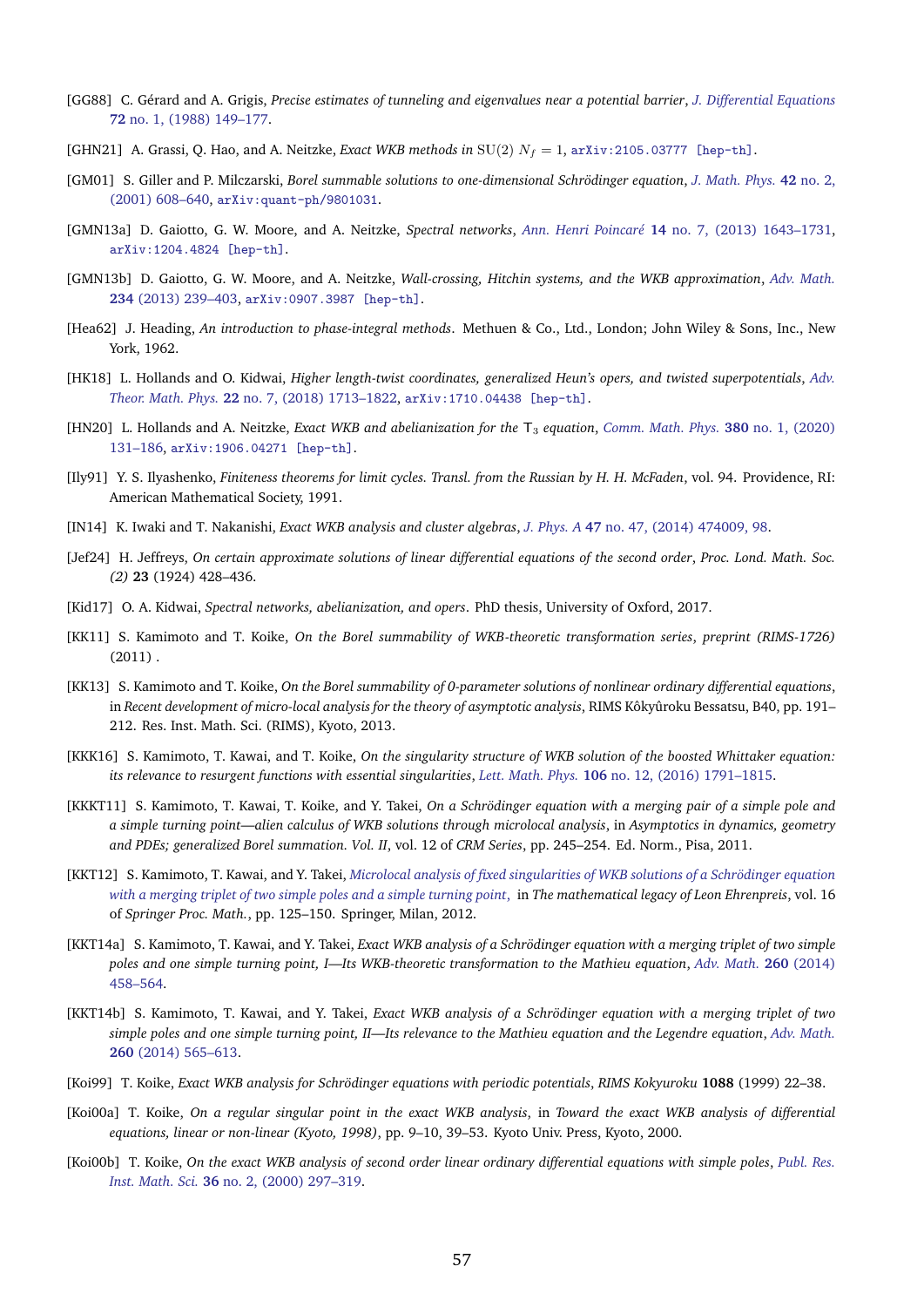[GG88] C. Gérard and A. Grigis, *Precise estimates of tunneling and eigenvalues near a potential barrier*, J. Differential Equations **72** no. 1, (1988) 149–177.

[GHN21] A. Grassi, Q. Hao, and A. Neitzke, *Exact WKB methods in* $\mathrm{SU}(2)$ $N_f = 1$, arXiv:2105.03777 [hep-th].

[GM01] S. Giller and P. Milczarski, *Borel summable solutions to one-dimensional Schrödinger equation*, J. Math. Phys. **42** no. 2, (2001) 608–640, arXiv:quant-ph/9801031.

[GMN13a] D. Gaiotto, G. W. Moore, and A. Neitzke, *Spectral networks*, Ann. Henri Poincaré **14** no. 7, (2013) 1643–1731, arXiv:1204.4824 [hep-th].

[GMN13b] D. Gaiotto, G. W. Moore, and A. Neitzke, *Wall-crossing, Hitchin systems, and the WKB approximation*, Adv. Math. **234** (2013) 239–403, arXiv:0907.3987 [hep-th].

[Hea62] J. Heading, *An introduction to phase-integral methods*. Methuen & Co., Ltd., London; John Wiley & Sons, Inc., New York, 1962.

[HK18] L. Hollands and O. Kidwai, *Higher length-twist coordinates, generalized Heun's opers, and twisted superpotentials*, Adv. Theor. Math. Phys. **22** no. 7, (2018) 1713–1822, arXiv:1710.04438 [hep-th].

[HN20] L. Hollands and A. Neitzke, *Exact WKB and abelianization for the* $\mathsf{T}_3$ *equation*, Comm. Math. Phys. **380** no. 1, (2020) 131–186, arXiv:1906.04271 [hep-th].

[Ily91] Y. S. Ilyashenko, *Finiteness theorems for limit cycles. Transl. from the Russian by H. H. McFaden*, vol. 94. Providence, RI: American Mathematical Society, 1991.

[IN14] K. Iwaki and T. Nakanishi, *Exact WKB analysis and cluster algebras*, J. Phys. A **47** no. 47, (2014) 474009, 98.

[Jef24] H. Jeffreys, *On certain approximate solutions of linear differential equations of the second order*, *Proc. Lond. Math. Soc. (2)* **23** (1924) 428–436.

[Kid17] O. A. Kidwai, *Spectral networks, abelianization, and opers*. PhD thesis, University of Oxford, 2017.

[KK11] S. Kamimoto and T. Koike, *On the Borel summability of WKB-theoretic transformation series*, *preprint (RIMS-1726)* (2011) .

[KK13] S. Kamimoto and T. Koike, *On the Borel summability of 0-parameter solutions of nonlinear ordinary differential equations*, in *Recent development of micro-local analysis for the theory of asymptotic analysis*, RIMS Kôkyûroku Bessatsu, B40, pp. 191–212. Res. Inst. Math. Sci. (RIMS), Kyoto, 2013.

[KKK16] S. Kamimoto, T. Kawai, and T. Koike, *On the singularity structure of WKB solution of the boosted Whittaker equation: its relevance to resurgent functions with essential singularities*, Lett. Math. Phys. **106** no. 12, (2016) 1791–1815.

[KKKT11] S. Kamimoto, T. Kawai, T. Koike, and Y. Takei, *On a Schrödinger equation with a merging pair of a simple pole and a simple turning point—alien calculus of WKB solutions through microlocal analysis*, in *Asymptotics in dynamics, geometry and PDEs; generalized Borel summation. Vol. II*, vol. 12 of *CRM Series*, pp. 245–254. Ed. Norm., Pisa, 2011.

[KKT12] S. Kamimoto, T. Kawai, and Y. Takei, *Microlocal analysis of fixed singularities of WKB solutions of a Schrödinger equation with a merging triplet of two simple poles and a simple turning point*, in *The mathematical legacy of Leon Ehrenpreis*, vol. 16 of *Springer Proc. Math.*, pp. 125–150. Springer, Milan, 2012.

[KKT14a] S. Kamimoto, T. Kawai, and Y. Takei, *Exact WKB analysis of a Schrödinger equation with a merging triplet of two simple poles and one simple turning point, I—Its WKB-theoretic transformation to the Mathieu equation*, Adv. Math. **260** (2014) 458–564.

[KKT14b] S. Kamimoto, T. Kawai, and Y. Takei, *Exact WKB analysis of a Schrödinger equation with a merging triplet of two simple poles and one simple turning point, II—Its relevance to the Mathieu equation and the Legendre equation*, Adv. Math. **260** (2014) 565–613.

[Koi99] T. Koike, *Exact WKB analysis for Schrödinger equations with periodic potentials*, *RIMS Kokyuroku* **1088** (1999) 22–38.

[Koi00a] T. Koike, *On a regular singular point in the exact WKB analysis*, in *Toward the exact WKB analysis of differential equations, linear or non-linear (Kyoto, 1998)*, pp. 9–10, 39–53. Kyoto Univ. Press, Kyoto, 2000.

[Koi00b] T. Koike, *On the exact WKB analysis of second order linear ordinary differential equations with simple poles*, Publ. Res. Inst. Math. Sci. **36** no. 2, (2000) 297–319.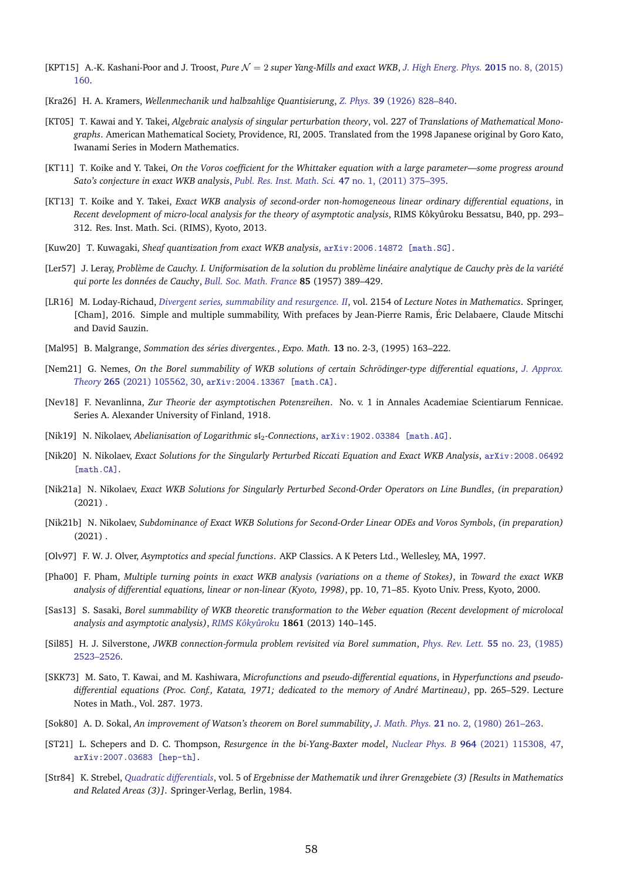[KPT15] A.-K. Kashani-Poor and J. Troost, *Pure $\mathcal{N} = 2$ super Yang-Mills and exact WKB*, J. High Energ. Phys. **2015** no. 8, (2015) 160.

[Kra26] H. A. Kramers, *Wellenmechanik und halbzahlige Quantisierung*, Z. Phys. **39** (1926) 828–840.

[KT05] T. Kawai and Y. Takei, *Algebraic analysis of singular perturbation theory*, vol. 227 of *Translations of Mathematical Monographs*. American Mathematical Society, Providence, RI, 2005. Translated from the 1998 Japanese original by Goro Kato, Iwanami Series in Modern Mathematics.

[KT11] T. Koike and Y. Takei, *On the Voros coefficient for the Whittaker equation with a large parameter—some progress around Sato's conjecture in exact WKB analysis*, Publ. Res. Inst. Math. Sci. **47** no. 1, (2011) 375–395.

[KT13] T. Koike and Y. Takei, *Exact WKB analysis of second-order non-homogeneous linear ordinary differential equations*, in *Recent development of micro-local analysis for the theory of asymptotic analysis*, RIMS Kôkyûroku Bessatsu, B40, pp. 293–312. Res. Inst. Math. Sci. (RIMS), Kyoto, 2013.

[Kuw20] T. Kuwagaki, *Sheaf quantization from exact WKB analysis*, arXiv:2006.14872 [math.SG].

[Ler57] J. Leray, *Problème de Cauchy. I. Uniformisation de la solution du problème linéaire analytique de Cauchy près de la variété qui porte les données de Cauchy*, Bull. Soc. Math. France **85** (1957) 389–429.

[LR16] M. Loday-Richaud, *Divergent series, summability and resurgence. II*, vol. 2154 of *Lecture Notes in Mathematics*. Springer, [Cham], 2016. Simple and multiple summability, With prefaces by Jean-Pierre Ramis, Éric Delabaere, Claude Mitschi and David Sauzin.

[Mal95] B. Malgrange, *Sommation des séries divergentes.*, Expo. Math. **13** no. 2-3, (1995) 163–222.

[Nem21] G. Nemes, *On the Borel summability of WKB solutions of certain Schrödinger-type differential equations*, J. Approx. Theory **265** (2021) 105562, 30, arXiv:2004.13367 [math.CA].

[Nev18] F. Nevanlinna, *Zur Theorie der asymptotischen Potenzreihen*. No. v. 1 in Annales Academiae Scientiarum Fennicae. Series A. Alexander University of Finland, 1918.

[Nik19] N. Nikolaev, *Abelianisation of Logarithmic $\mathfrak{sl}_2$-Connections*, arXiv:1902.03384 [math.AG].

[Nik20] N. Nikolaev, *Exact Solutions for the Singularly Perturbed Riccati Equation and Exact WKB Analysis*, arXiv:2008.06492 [math.CA].

[Nik21a] N. Nikolaev, *Exact WKB Solutions for Singularly Perturbed Second-Order Operators on Line Bundles*, *(in preparation)* (2021) .

[Nik21b] N. Nikolaev, *Subdominance of Exact WKB Solutions for Second-Order Linear ODEs and Voros Symbols*, *(in preparation)* (2021) .

[Olv97] F. W. J. Olver, *Asymptotics and special functions*. AKP Classics. A K Peters Ltd., Wellesley, MA, 1997.

[Pha00] F. Pham, *Multiple turning points in exact WKB analysis (variations on a theme of Stokes)*, in *Toward the exact WKB analysis of differential equations, linear or non-linear (Kyoto, 1998)*, pp. 10, 71–85. Kyoto Univ. Press, Kyoto, 2000.

[Sas13] S. Sasaki, *Borel summability of WKB theoretic transformation to the Weber equation (Recent development of microlocal analysis and asymptotic analysis)*, RIMS Kôkyûroku **1861** (2013) 140–145.

[Sil85] H. J. Silverstone, *JWKB connection-formula problem revisited via Borel summation*, Phys. Rev. Lett. **55** no. 23, (1985) 2523–2526.

[SKK73] M. Sato, T. Kawai, and M. Kashiwara, *Microfunctions and pseudo-differential equations*, in *Hyperfunctions and pseudo-differential equations (Proc. Conf., Katata, 1971; dedicated to the memory of André Martineau)*, pp. 265–529. Lecture Notes in Math., Vol. 287. 1973.

[Sok80] A. D. Sokal, *An improvement of Watson's theorem on Borel summability*, J. Math. Phys. **21** no. 2, (1980) 261–263.

[ST21] L. Schepers and D. C. Thompson, *Resurgence in the bi-Yang-Baxter model*, Nuclear Phys. B **964** (2021) 115308, 47, arXiv:2007.03683 [hep-th].

[Str84] K. Strebel, *Quadratic differentials*, vol. 5 of *Ergebnisse der Mathematik und ihrer Grenzgebiete (3) [Results in Mathematics and Related Areas (3)]*. Springer-Verlag, Berlin, 1984.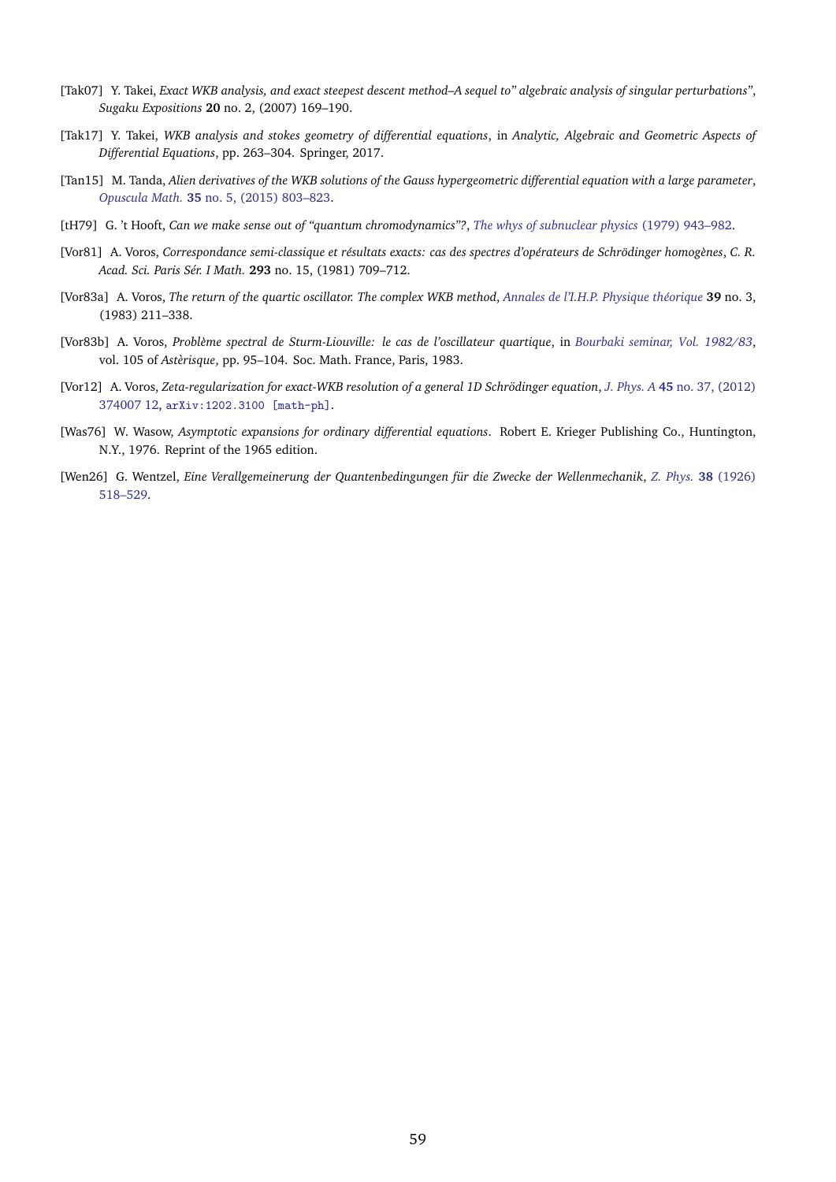[Tak07] Y. Takei, *Exact WKB analysis, and exact steepest descent method–A sequel to" algebraic analysis of singular perturbations"*, *Sugaku Expositions* **20** no. 2, (2007) 169–190.

[Tak17] Y. Takei, *WKB analysis and stokes geometry of differential equations*, in *Analytic, Algebraic and Geometric Aspects of Differential Equations*, pp. 263–304. Springer, 2017.

[Tan15] M. Tanda, *Alien derivatives of the WKB solutions of the Gauss hypergeometric differential equation with a large parameter*, *Opuscula Math.* **35** no. 5, (2015) 803–823.

[tH79] G. 't Hooft, *Can we make sense out of "quantum chromodynamics"?*, *The whys of subnuclear physics* (1979) 943–982.

[Vor81] A. Voros, *Correspondance semi-classique et résultats exacts: cas des spectres d'opérateurs de Schrödinger homogènes*, *C. R. Acad. Sci. Paris Sér. I Math.* **293** no. 15, (1981) 709–712.

[Vor83a] A. Voros, *The return of the quartic oscillator. The complex WKB method*, *Annales de l'I.H.P. Physique théorique* **39** no. 3, (1983) 211–338.

[Vor83b] A. Voros, *Problème spectral de Sturm-Liouville: le cas de l'oscillateur quartique*, in *Bourbaki seminar, Vol. 1982/83*, vol. 105 of *Astèrisque*, pp. 95–104. Soc. Math. France, Paris, 1983.

[Vor12] A. Voros, *Zeta-regularization for exact-WKB resolution of a general 1D Schrödinger equation*, *J. Phys. A* **45** no. 37, (2012) 374007 12, arXiv:1202.3100 [math-ph].

[Was76] W. Wasow, *Asymptotic expansions for ordinary differential equations*. Robert E. Krieger Publishing Co., Huntington, N.Y., 1976. Reprint of the 1965 edition.

[Wen26] G. Wentzel, *Eine Verallgemeinerung der Quantenbedingungen für die Zwecke der Wellenmechanik*, *Z. Phys.* **38** (1926) 518–529.